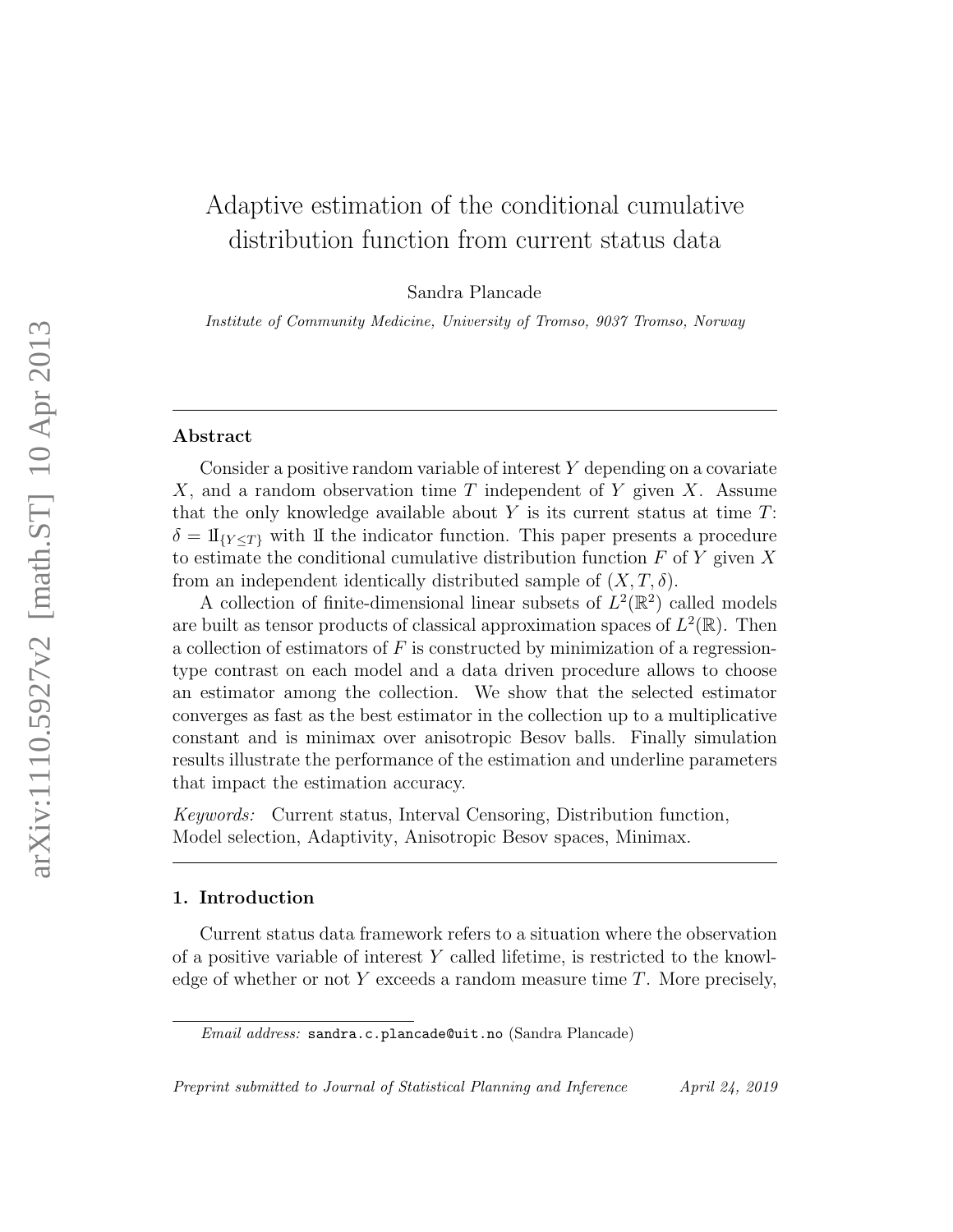# Adaptive estimation of the conditional cumulative distribution function from current status data

Sandra Plancade

*Institute of Community Medicine, University of Tromso, 9037 Tromso, Norway*

## Abstract

Consider a positive random variable of interest $Y$ depending on a covariate $X$, and a random observation time $T$ independent of $Y$ given $X$. Assume that the only knowledge available about $Y$ is its current status at time $T$: $\delta = 1\!\!1_{\{Y \leq T\}}$ with $1\!\!1$ the indicator function. This paper presents a procedure to estimate the conditional cumulative distribution function $F$ of $Y$ given $X$ from an independent identically distributed sample of $(X, T, \delta)$.

A collection of finite-dimensional linear subsets of $L^2(\mathbb{R}^2)$ called models are built as tensor products of classical approximation spaces of $L^2(\mathbb{R})$. Then a collection of estimators of $F$ is constructed by minimization of a regression-type contrast on each model and a data driven procedure allows to choose an estimator among the collection. We show that the selected estimator converges as fast as the best estimator in the collection up to a multiplicative constant and is minimax over anisotropic Besov balls. Finally simulation results illustrate the performance of the estimation and underline parameters that impact the estimation accuracy.

*Keywords:* Current status, Interval Censoring, Distribution function, Model selection, Adaptivity, Anisotropic Besov spaces, Minimax.

## 1. Introduction

Current status data framework refers to a situation where the observation of a positive variable of interest $Y$ called lifetime, is restricted to the knowledge of whether or not $Y$ exceeds a random measure time $T$. More precisely,

*Email address:* sandra.c.plancade@uit.no (Sandra Plancade)

*Preprint submitted to Journal of Statistical Planning and Inference* April 24, 2019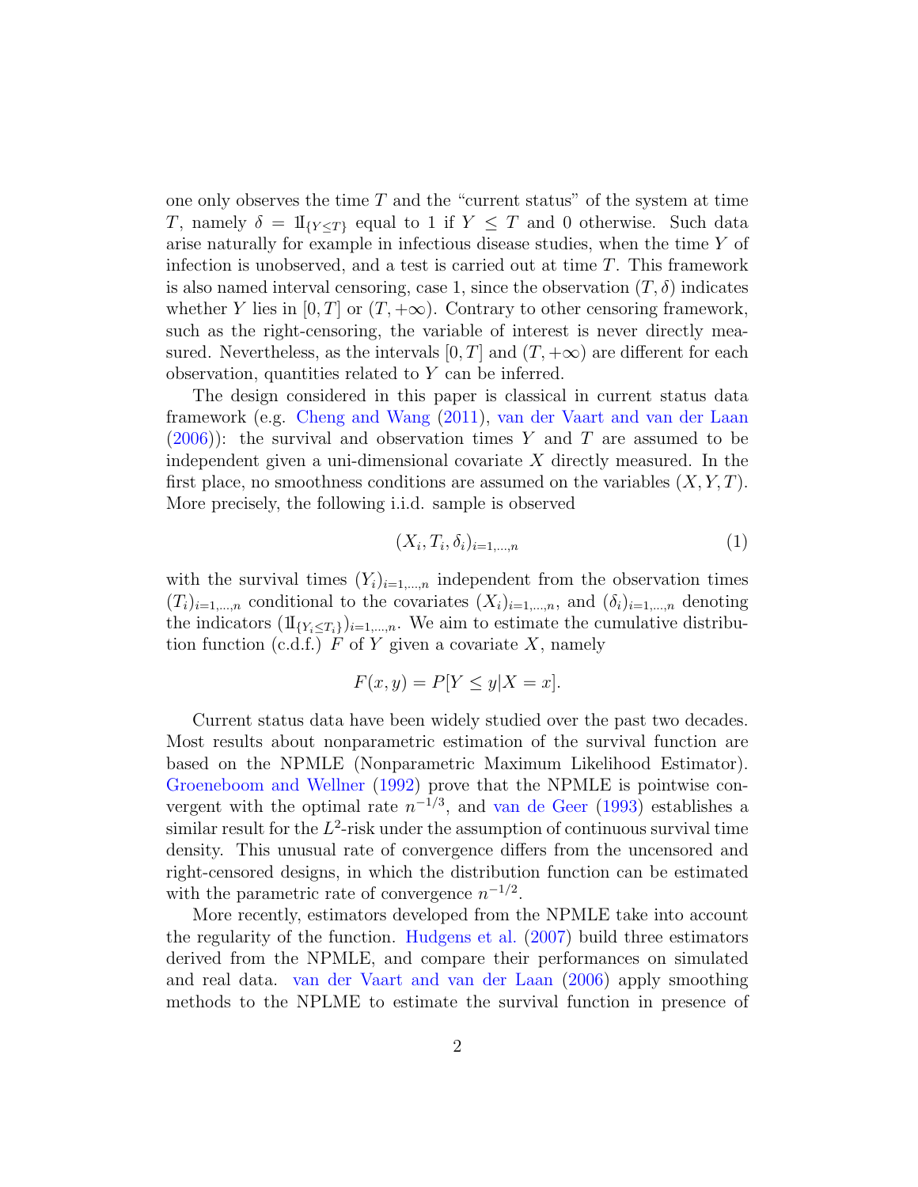one only observes the time $T$ and the "current status" of the system at time $T$, namely $\delta = \mathbb{1}_{\{Y \leq T\}}$ equal to 1 if $Y \leq T$ and 0 otherwise. Such data arise naturally for example in infectious disease studies, when the time $Y$ of infection is unobserved, and a test is carried out at time $T$. This framework is also named interval censoring, case 1, since the observation $(T, \delta)$ indicates whether $Y$ lies in $[0, T]$ or $(T, +\infty)$. Contrary to other censoring framework, such as the right-censoring, the variable of interest is never directly measured. Nevertheless, as the intervals $[0, T]$ and $(T, +\infty)$ are different for each observation, quantities related to $Y$ can be inferred.

The design considered in this paper is classical in current status data framework (e.g. Cheng and Wang (2011), van der Vaart and van der Laan (2006)): the survival and observation times $Y$ and $T$ are assumed to be independent given a uni-dimensional covariate $X$ directly measured. In the first place, no smoothness conditions are assumed on the variables $(X, Y, T)$. More precisely, the following i.i.d. sample is observed

$$(X_i, T_i, \delta_i)_{i=1,\ldots,n} \tag{1}$$

with the survival times $(Y_i)_{i=1,\ldots,n}$ independent from the observation times $(T_i)_{i=1,\ldots,n}$ conditional to the covariates $(X_i)_{i=1,\ldots,n}$, and $(\delta_i)_{i=1,\ldots,n}$ denoting the indicators $(\mathbb{1}_{\{Y_i \leq T_i\}})_{i=1,\ldots,n}$. We aim to estimate the cumulative distribution function (c.d.f.) $F$ of $Y$ given a covariate $X$, namely

$$F(x, y) = P[Y \leq y | X = x].$$

Current status data have been widely studied over the past two decades. Most results about nonparametric estimation of the survival function are based on the NPMLE (Nonparametric Maximum Likelihood Estimator). Groeneboom and Wellner (1992) prove that the NPMLE is pointwise convergent with the optimal rate $n^{-1/3}$, and van de Geer (1993) establishes a similar result for the $L^2$-risk under the assumption of continuous survival time density. This unusual rate of convergence differs from the uncensored and right-censored designs, in which the distribution function can be estimated with the parametric rate of convergence $n^{-1/2}$.

More recently, estimators developed from the NPMLE take into account the regularity of the function. Hudgens et al. (2007) build three estimators derived from the NPMLE, and compare their performances on simulated and real data. van der Vaart and van der Laan (2006) apply smoothing methods to the NPLME to estimate the survival function in presence of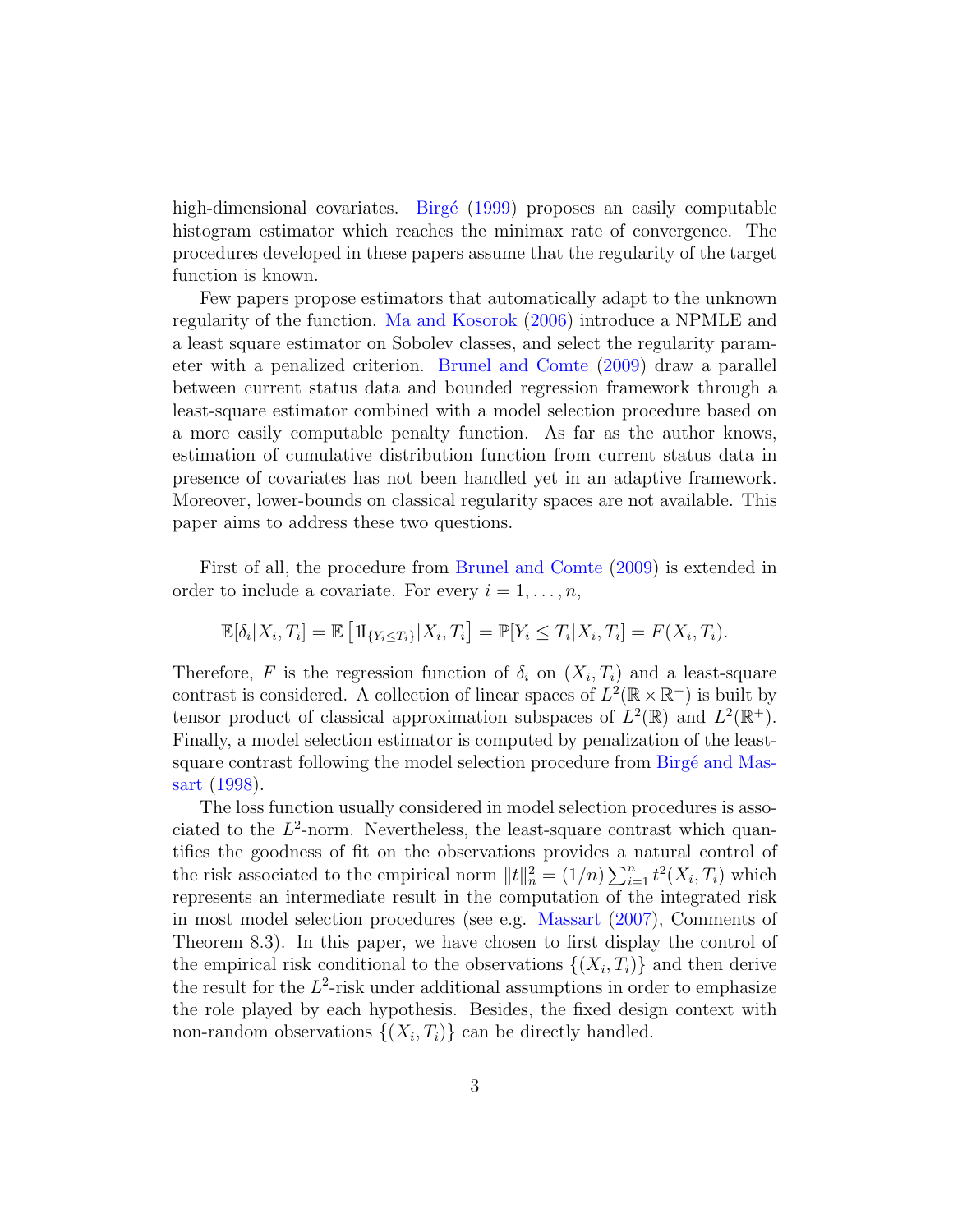high-dimensional covariates. Birgé (1999) proposes an easily computable histogram estimator which reaches the minimax rate of convergence. The procedures developed in these papers assume that the regularity of the target function is known.

Few papers propose estimators that automatically adapt to the unknown regularity of the function. Ma and Kosorok (2006) introduce a NPMLE and a least square estimator on Sobolev classes, and select the regularity parameter with a penalized criterion. Brunel and Comte (2009) draw a parallel between current status data and bounded regression framework through a least-square estimator combined with a model selection procedure based on a more easily computable penalty function. As far as the author knows, estimation of cumulative distribution function from current status data in presence of covariates has not been handled yet in an adaptive framework. Moreover, lower-bounds on classical regularity spaces are not available. This paper aims to address these two questions.

First of all, the procedure from Brunel and Comte (2009) is extended in order to include a covariate. For every $i = 1, \ldots, n$,

$$\mathbb{E}[\delta_i | X_i, T_i] = \mathbb{E}\left[\mathbb{1}_{\{Y_i \leq T_i\}} | X_i, T_i\right] = \mathbb{P}[Y_i \leq T_i | X_i, T_i] = F(X_i, T_i).$$

Therefore, $F$ is the regression function of $\delta_i$ on $(X_i, T_i)$ and a least-square contrast is considered. A collection of linear spaces of $L^2(\mathbb{R} \times \mathbb{R}^+)$ is built by tensor product of classical approximation subspaces of $L^2(\mathbb{R})$ and $L^2(\mathbb{R}^+)$. Finally, a model selection estimator is computed by penalization of the least-square contrast following the model selection procedure from Birgé and Massart (1998).

The loss function usually considered in model selection procedures is associated to the $L^2$-norm. Nevertheless, the least-square contrast which quantifies the goodness of fit on the observations provides a natural control of the risk associated to the empirical norm $\|t\|_n^2 = (1/n) \sum_{i=1}^n t^2(X_i, T_i)$ which represents an intermediate result in the computation of the integrated risk in most model selection procedures (see e.g. Massart (2007), Comments of Theorem 8.3). In this paper, we have chosen to first display the control of the empirical risk conditional to the observations $\{(X_i, T_i)\}$ and then derive the result for the $L^2$-risk under additional assumptions in order to emphasize the role played by each hypothesis. Besides, the fixed design context with non-random observations $\{(X_i, T_i)\}$ can be directly handled.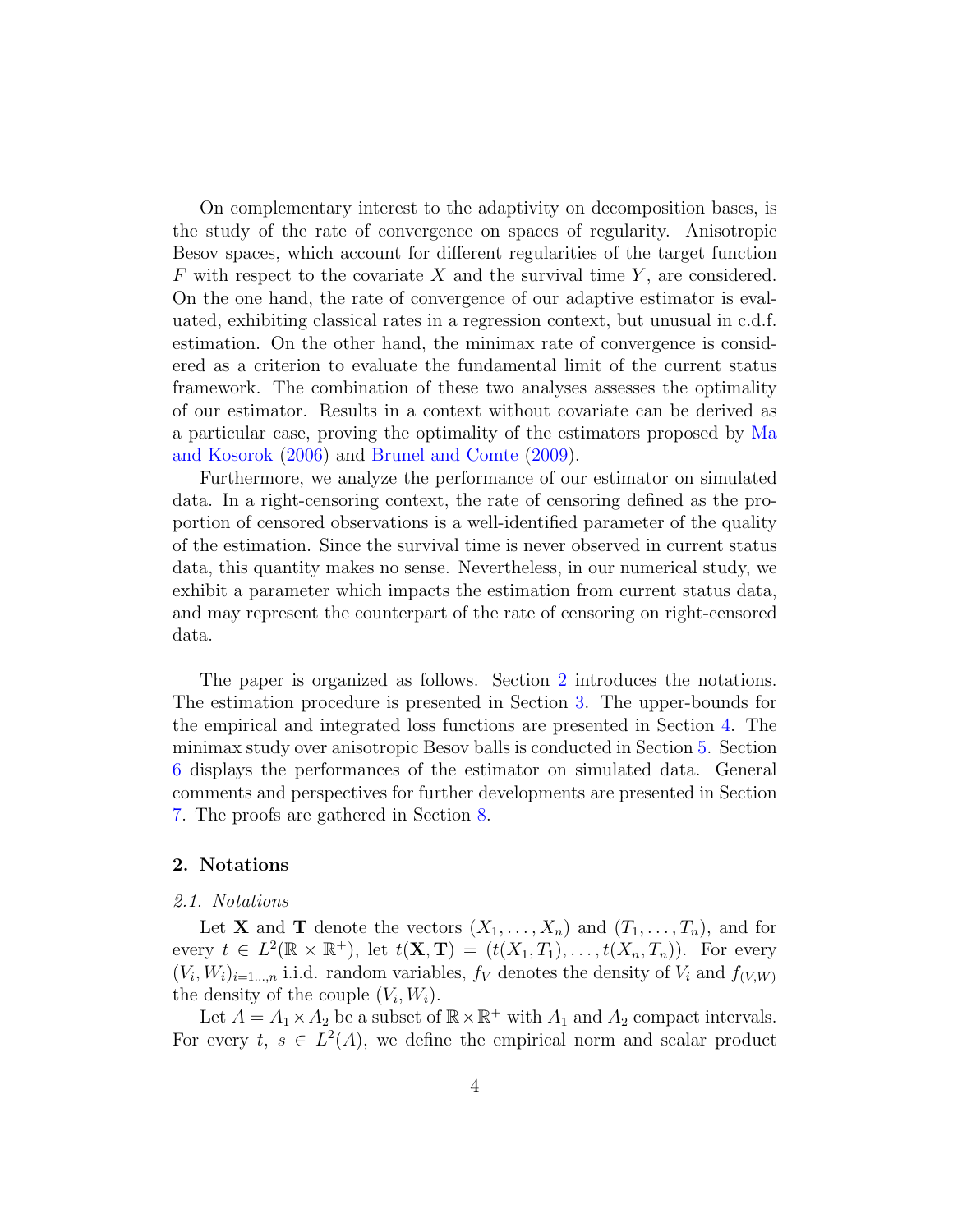On complementary interest to the adaptivity on decomposition bases, is the study of the rate of convergence on spaces of regularity. Anisotropic Besov spaces, which account for different regularities of the target function $F$ with respect to the covariate $X$ and the survival time $Y$, are considered. On the one hand, the rate of convergence of our adaptive estimator is evaluated, exhibiting classical rates in a regression context, but unusual in c.d.f. estimation. On the other hand, the minimax rate of convergence is considered as a criterion to evaluate the fundamental limit of the current status framework. The combination of these two analyses assesses the optimality of our estimator. Results in a context without covariate can be derived as a particular case, proving the optimality of the estimators proposed by Ma and Kosorok (2006) and Brunel and Comte (2009).

Furthermore, we analyze the performance of our estimator on simulated data. In a right-censoring context, the rate of censoring defined as the proportion of censored observations is a well-identified parameter of the quality of the estimation. Since the survival time is never observed in current status data, this quantity makes no sense. Nevertheless, in our numerical study, we exhibit a parameter which impacts the estimation from current status data, and may represent the counterpart of the rate of censoring on right-censored data.

The paper is organized as follows. Section 2 introduces the notations. The estimation procedure is presented in Section 3. The upper-bounds for the empirical and integrated loss functions are presented in Section 4. The minimax study over anisotropic Besov balls is conducted in Section 5. Section 6 displays the performances of the estimator on simulated data. General comments and perspectives for further developments are presented in Section 7. The proofs are gathered in Section 8.

## 2. Notations

### *2.1. Notations*

Let $\mathbf{X}$ and $\mathbf{T}$ denote the vectors $(X_1, \ldots, X_n)$ and $(T_1, \ldots, T_n)$, and for every $t \in L^2(\mathbb{R} \times \mathbb{R}^+)$, let $t(\mathbf{X}, \mathbf{T}) = (t(X_1, T_1), \ldots, t(X_n, T_n))$. For every $(V_i, W_i)_{i=1\ldots,n}$ i.i.d. random variables, $f_V$ denotes the density of $V_i$ and $f_{(V,W)}$ the density of the couple $(V_i, W_i)$.

Let $A = A_1 \times A_2$ be a subset of $\mathbb{R} \times \mathbb{R}^+$ with $A_1$ and $A_2$ compact intervals. For every $t,\ s \in L^2(A)$, we define the empirical norm and scalar product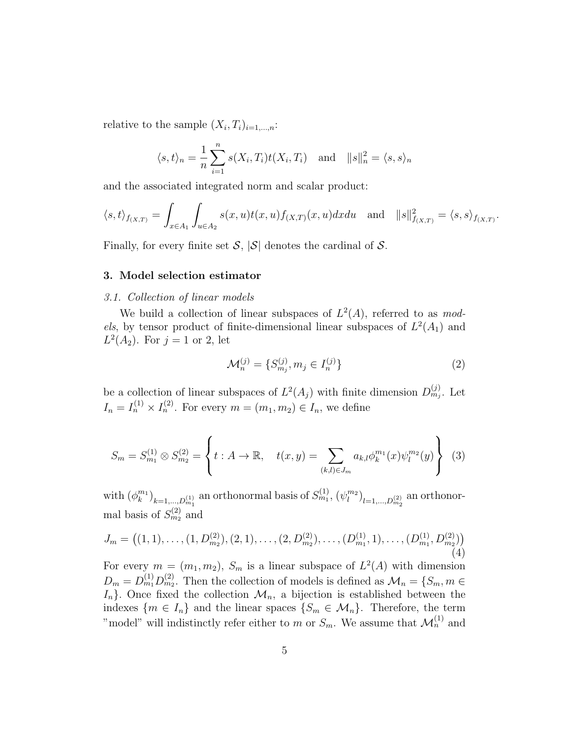relative to the sample $(X_i, T_i)_{i=1,\dots,n}$:

$$\langle s, t\rangle_n = \frac{1}{n}\sum_{i=1}^{n} s(X_i, T_i)t(X_i, T_i) \quad \text{and} \quad \|s\|_n^2 = \langle s, s\rangle_n$$

and the associated integrated norm and scalar product:

$$\langle s, t\rangle_{f_{(X,T)}} = \int_{x\in A_1}\int_{u\in A_2} s(x,u)t(x,u)f_{(X,T)}(x,u)dxdu \quad \text{and} \quad \|s\|_{f_{(X,T)}}^2 = \langle s, s\rangle_{f_{(X,T)}}.$$

Finally, for every finite set $\mathcal{S}$, $|\mathcal{S}|$ denotes the cardinal of $\mathcal{S}$.

## 3. Model selection estimator

### 3.1. Collection of linear models

We build a collection of linear subspaces of $L^2(A)$, referred to as *models*, by tensor product of finite-dimensional linear subspaces of $L^2(A_1)$ and $L^2(A_2)$. For $j = 1$ or 2, let

$$\mathcal{M}_n^{(j)} = \{S_{m_j}^{(j)}, m_j \in I_n^{(j)}\} \tag{2}$$

be a collection of linear subspaces of $L^2(A_j)$ with finite dimension $D_{m_j}^{(j)}$. Let $I_n = I_n^{(1)} \times I_n^{(2)}$. For every $m = (m_1, m_2) \in I_n$, we define

$$S_m = S_{m_1}^{(1)} \otimes S_{m_2}^{(2)} = \left\{ t : A \to \mathbb{R}, \quad t(x,y) = \sum_{(k,l)\in J_m} a_{k,l}\phi_k^{m_1}(x)\psi_l^{m_2}(y) \right\} \tag{3}$$

with $(\phi_k^{m_1})_{k=1,\dots,D_{m_1}^{(1)}}$ an orthonormal basis of $S_{m_1}^{(1)}$, $(\psi_l^{m_2})_{l=1,\dots,D_{m_2}^{(2)}}$ an orthonormal basis of $S_{m_2}^{(2)}$ and

$$J_m = \big((1,1),\dots,(1,D_{m_2}^{(2)}),(2,1),\dots,(2,D_{m_2}^{(2)}),\dots,(D_{m_1}^{(1)},1),\dots,(D_{m_1}^{(1)},D_{m_2}^{(2)})\big) \tag{4}$$

For every $m = (m_1, m_2)$, $S_m$ is a linear subspace of $L^2(A)$ with dimension $D_m = D_{m_1}^{(1)} D_{m_2}^{(2)}$. Then the collection of models is defined as $\mathcal{M}_n = \{S_m, m \in I_n\}$. Once fixed the collection $\mathcal{M}_n$, a bijection is established between the indexes $\{m \in I_n\}$ and the linear spaces $\{S_m \in \mathcal{M}_n\}$. Therefore, the term "model" will indistinctly refer either to $m$ or $S_m$. We assume that $\mathcal{M}_n^{(1)}$ and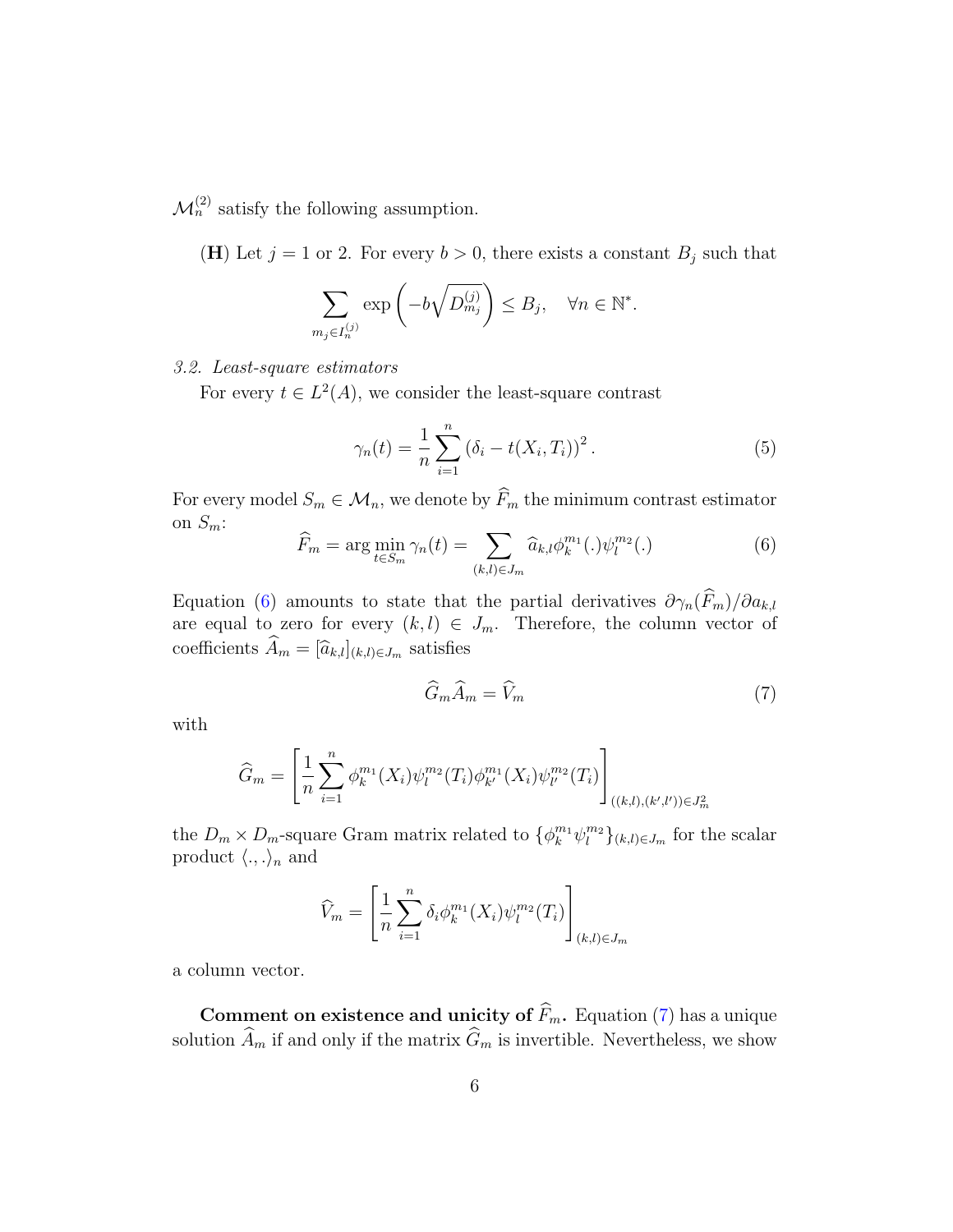$\mathcal{M}_n^{(2)}$ satisfy the following assumption.

(**H**) Let $j = 1$ or 2. For every $b > 0$, there exists a constant $B_j$ such that

$$\sum_{m_j \in I_n^{(j)}} \exp\left(-b\sqrt{D_{m_j}^{(j)}}\right) \leq B_j, \quad \forall n \in \mathbb{N}^*.$$

*3.2. Least-square estimators*

For every $t \in L^2(A)$, we consider the least-square contrast

$$\gamma_n(t) = \frac{1}{n}\sum_{i=1}^{n}\left(\delta_i - t(X_i, T_i)\right)^2. \tag{5}$$

For every model $S_m \in \mathcal{M}_n$, we denote by $\widehat{F}_m$ the minimum contrast estimator on $S_m$:

$$\widehat{F}_m = \arg\min_{t \in S_m} \gamma_n(t) = \sum_{(k,l) \in J_m} \widehat{a}_{k,l}\phi_k^{m_1}(.)\psi_l^{m_2}(.) \tag{6}$$

Equation (6) amounts to state that the partial derivatives $\partial\gamma_n(\widehat{F}_m)/\partial a_{k,l}$ are equal to zero for every $(k,l) \in J_m$. Therefore, the column vector of coefficients $\widehat{A}_m = [\widehat{a}_{k,l}]_{(k,l)\in J_m}$ satisfies

$$\widehat{G}_m \widehat{A}_m = \widehat{V}_m \tag{7}$$

with

$$\widehat{G}_m = \left[\frac{1}{n}\sum_{i=1}^{n}\phi_k^{m_1}(X_i)\psi_l^{m_2}(T_i)\phi_{k'}^{m_1}(X_i)\psi_{l'}^{m_2}(T_i)\right]_{((k,l),(k',l'))\in J_m^2}$$

the $D_m \times D_m$-square Gram matrix related to $\{\phi_k^{m_1}\psi_l^{m_2}\}_{(k,l)\in J_m}$ for the scalar product $\langle .,. \rangle_n$ and

$$\widehat{V}_m = \left[\frac{1}{n}\sum_{i=1}^{n}\delta_i\phi_k^{m_1}(X_i)\psi_l^{m_2}(T_i)\right]_{(k,l)\in J_m}$$

a column vector.

**Comment on existence and unicity of $\widehat{F}_m$.** Equation (7) has a unique solution $\widehat{A}_m$ if and only if the matrix $\widehat{G}_m$ is invertible. Nevertheless, we show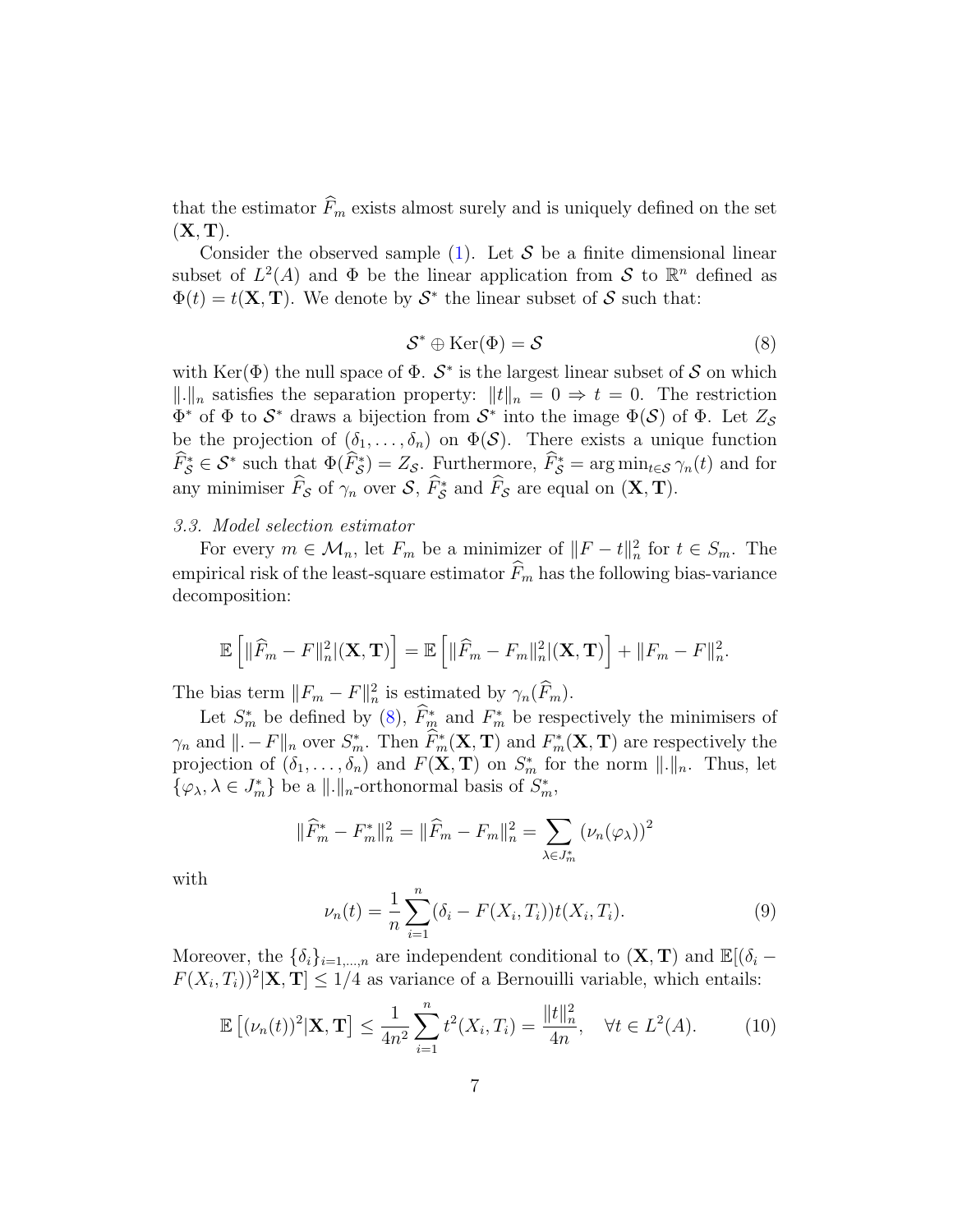that the estimator $\widehat{F}_m$ exists almost surely and is uniquely defined on the set $(\mathbf{X}, \mathbf{T})$.

Consider the observed sample (1). Let $\mathcal{S}$ be a finite dimensional linear subset of $L^2(A)$ and $\Phi$ be the linear application from $\mathcal{S}$ to $\mathbb{R}^n$ defined as $\Phi(t) = t(\mathbf{X}, \mathbf{T})$. We denote by $\mathcal{S}^*$ the linear subset of $\mathcal{S}$ such that:

$$\mathcal{S}^* \oplus \mathrm{Ker}(\Phi) = \mathcal{S} \tag{8}$$

with $\mathrm{Ker}(\Phi)$ the null space of $\Phi$. $\mathcal{S}^*$ is the largest linear subset of $\mathcal{S}$ on which $\|.\|_n$ satisfies the separation property: $\|t\|_n = 0 \Rightarrow t = 0$. The restriction $\Phi^*$ of $\Phi$ to $\mathcal{S}^*$ draws a bijection from $\mathcal{S}^*$ into the image $\Phi(\mathcal{S})$ of $\Phi$. Let $Z_{\mathcal{S}}$ be the projection of $(\delta_1, \ldots, \delta_n)$ on $\Phi(\mathcal{S})$. There exists a unique function $\widehat{F}^*_{\mathcal{S}} \in \mathcal{S}^*$ such that $\Phi(\widehat{F}^*_{\mathcal{S}}) = Z_{\mathcal{S}}$. Furthermore, $\widehat{F}^*_{\mathcal{S}} = \arg\min_{t \in \mathcal{S}} \gamma_n(t)$ and for any minimiser $\widehat{F}_{\mathcal{S}}$ of $\gamma_n$ over $\mathcal{S}$, $\widehat{F}^*_{\mathcal{S}}$ and $\widehat{F}_{\mathcal{S}}$ are equal on $(\mathbf{X}, \mathbf{T})$.

### *3.3. Model selection estimator*

For every $m \in \mathcal{M}_n$, let $F_m$ be a minimizer of $\|F - t\|_n^2$ for $t \in S_m$. The empirical risk of the least-square estimator $\widehat{F}_m$ has the following bias-variance decomposition:

$$\mathbb{E}\left[\|\widehat{F}_m - F\|_n^2 | (\mathbf{X}, \mathbf{T})\right] = \mathbb{E}\left[\|\widehat{F}_m - F_m\|_n^2 | (\mathbf{X}, \mathbf{T})\right] + \|F_m - F\|_n^2.$$

The bias term $\|F_m - F\|_n^2$ is estimated by $\gamma_n(\widehat{F}_m)$.

Let $S^*_m$ be defined by (8), $\widehat{F}^*_m$ and $F^*_m$ be respectively the minimisers of $\gamma_n$ and $\|. - F\|_n$ over $S^*_m$. Then $\widehat{F}^*_m(\mathbf{X}, \mathbf{T})$ and $F^*_m(\mathbf{X}, \mathbf{T})$ are respectively the projection of $(\delta_1, \ldots, \delta_n)$ and $F(\mathbf{X}, \mathbf{T})$ on $S^*_m$ for the norm $\|.\|_n$. Thus, let $\{\varphi_\lambda, \lambda \in J^*_m\}$ be a $\|.\|_n$-orthonormal basis of $S^*_m$,

$$\|\widehat{F}^*_m - F^*_m\|_n^2 = \|\widehat{F}_m - F_m\|_n^2 = \sum_{\lambda \in J^*_m} (\nu_n(\varphi_\lambda))^2$$

with

$$\nu_n(t) = \frac{1}{n} \sum_{i=1}^{n} (\delta_i - F(X_i, T_i)) t(X_i, T_i). \tag{9}$$

Moreover, the $\{\delta_i\}_{i=1,\ldots,n}$ are independent conditional to $(\mathbf{X}, \mathbf{T})$ and $\mathbb{E}[(\delta_i - F(X_i, T_i))^2 | \mathbf{X}, \mathbf{T}] \leq 1/4$ as variance of a Bernouilli variable, which entails:

$$\mathbb{E}\left[(\nu_n(t))^2 | \mathbf{X}, \mathbf{T}\right] \leq \frac{1}{4n^2} \sum_{i=1}^{n} t^2(X_i, T_i) = \frac{\|t\|_n^2}{4n}, \quad \forall t \in L^2(A). \tag{10}$$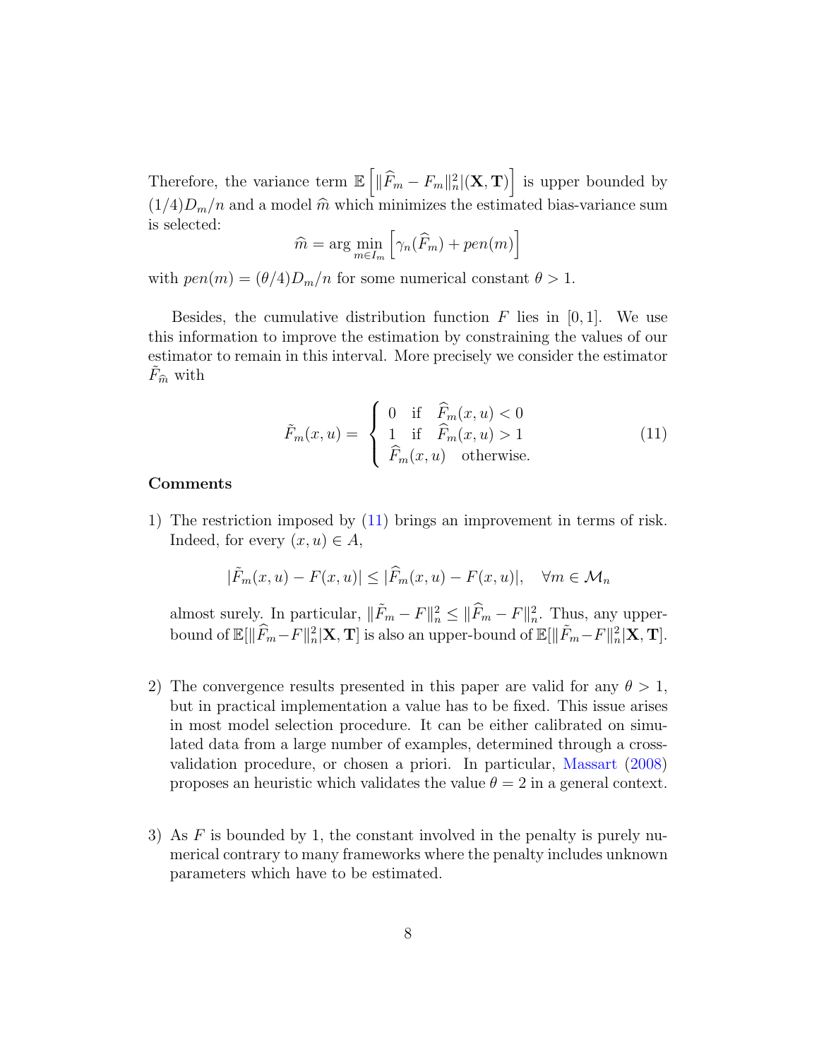Therefore, the variance term $\mathbb{E}\left[\|\widehat{F}_m - F_m\|_n^2|(\mathbf{X}, \mathbf{T})\right]$ is upper bounded by $(1/4)D_m/n$ and a model $\widehat{m}$ which minimizes the estimated bias-variance sum is selected:

$$\widehat{m} = \arg\min_{m \in I_m} \left[\gamma_n(\widehat{F}_m) + pen(m)\right]$$

with $pen(m) = (\theta/4)D_m/n$ for some numerical constant $\theta > 1$.

Besides, the cumulative distribution function $F$ lies in $[0, 1]$. We use this information to improve the estimation by constraining the values of our estimator to remain in this interval. More precisely we consider the estimator $\tilde{F}_{\widehat{m}}$ with

$$\tilde{F}_m(x, u) = \begin{cases} 0 & \text{if} \quad \widehat{F}_m(x, u) < 0 \\ 1 & \text{if} \quad \widehat{F}_m(x, u) > 1 \\ \widehat{F}_m(x, u) & \text{otherwise.} \end{cases} \tag{11}$$

**Comments**

1) The restriction imposed by (11) brings an improvement in terms of risk. Indeed, for every $(x, u) \in A$,

$$|\tilde{F}_m(x, u) - F(x, u)| \leq |\widehat{F}_m(x, u) - F(x, u)|, \quad \forall m \in \mathcal{M}_n$$

almost surely. In particular, $\|\tilde{F}_m - F\|_n^2 \leq \|\widehat{F}_m - F\|_n^2$. Thus, any upper-bound of $\mathbb{E}[\|\widehat{F}_m - F\|_n^2|\mathbf{X}, \mathbf{T}]$ is also an upper-bound of $\mathbb{E}[\|\tilde{F}_m - F\|_n^2|\mathbf{X}, \mathbf{T}]$.

2) The convergence results presented in this paper are valid for any $\theta > 1$, but in practical implementation a value has to be fixed. This issue arises in most model selection procedure. It can be either calibrated on simulated data from a large number of examples, determined through a cross-validation procedure, or chosen a priori. In particular, Massart (2008) proposes an heuristic which validates the value $\theta = 2$ in a general context.

3) As $F$ is bounded by 1, the constant involved in the penalty is purely numerical contrary to many frameworks where the penalty includes unknown parameters which have to be estimated.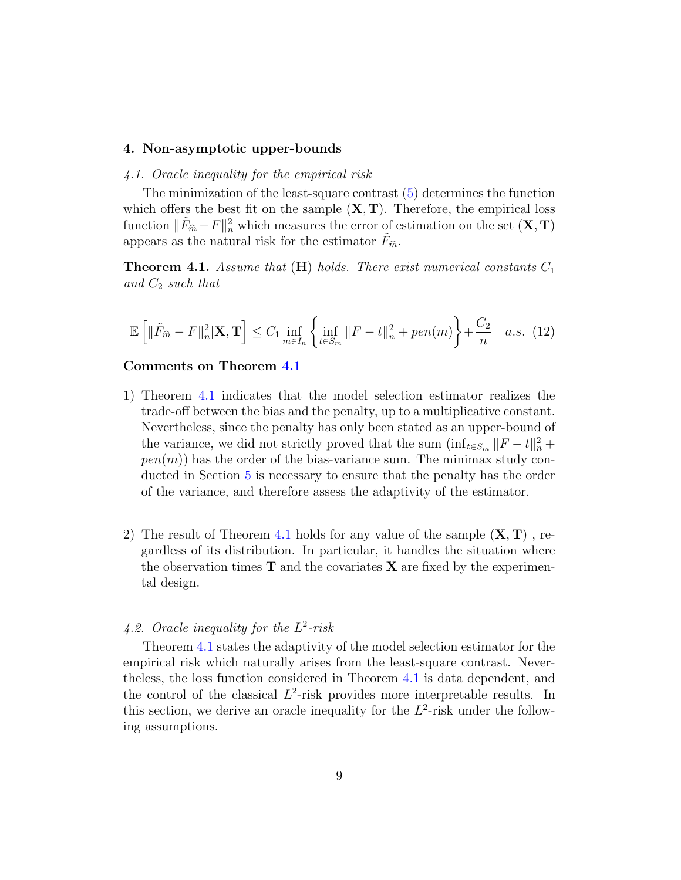## 4. Non-asymptotic upper-bounds

### *4.1. Oracle inequality for the empirical risk*

The minimization of the least-square contrast (5) determines the function which offers the best fit on the sample $(\mathbf{X}, \mathbf{T})$. Therefore, the empirical loss function $\|\tilde{F}_{\widehat{m}} - F\|_n^2$ which measures the error of estimation on the set $(\mathbf{X}, \mathbf{T})$ appears as the natural risk for the estimator $\tilde{F}_{\widehat{m}}$.

**Theorem 4.1.** *Assume that* $(\mathbf{H})$ *holds. There exist numerical constants* $C_1$ *and* $C_2$ *such that*

$$\mathbb{E}\left[\|\tilde{F}_{\widehat{m}} - F\|_n^2 | \mathbf{X}, \mathbf{T}\right] \leq C_1 \inf_{m \in I_n} \left\{ \inf_{t \in S_m} \|F - t\|_n^2 + pen(m) \right\} + \frac{C_2}{n} \quad a.s. \tag{12}$$

**Comments on Theorem 4.1**

1) Theorem 4.1 indicates that the model selection estimator realizes the trade-off between the bias and the penalty, up to a multiplicative constant. Nevertheless, since the penalty has only been stated as an upper-bound of the variance, we did not strictly proved that the sum $(\inf_{t \in S_m} \|F - t\|_n^2 + pen(m))$ has the order of the bias-variance sum. The minimax study conducted in Section 5 is necessary to ensure that the penalty has the order of the variance, and therefore assess the adaptivity of the estimator.

2) The result of Theorem 4.1 holds for any value of the sample $(\mathbf{X}, \mathbf{T})$ , regardless of its distribution. In particular, it handles the situation where the observation times $\mathbf{T}$ and the covariates $\mathbf{X}$ are fixed by the experimental design.

### *4.2. Oracle inequality for the $L^2$-risk*

Theorem 4.1 states the adaptivity of the model selection estimator for the empirical risk which naturally arises from the least-square contrast. Nevertheless, the loss function considered in Theorem 4.1 is data dependent, and the control of the classical $L^2$-risk provides more interpretable results. In this section, we derive an oracle inequality for the $L^2$-risk under the following assumptions.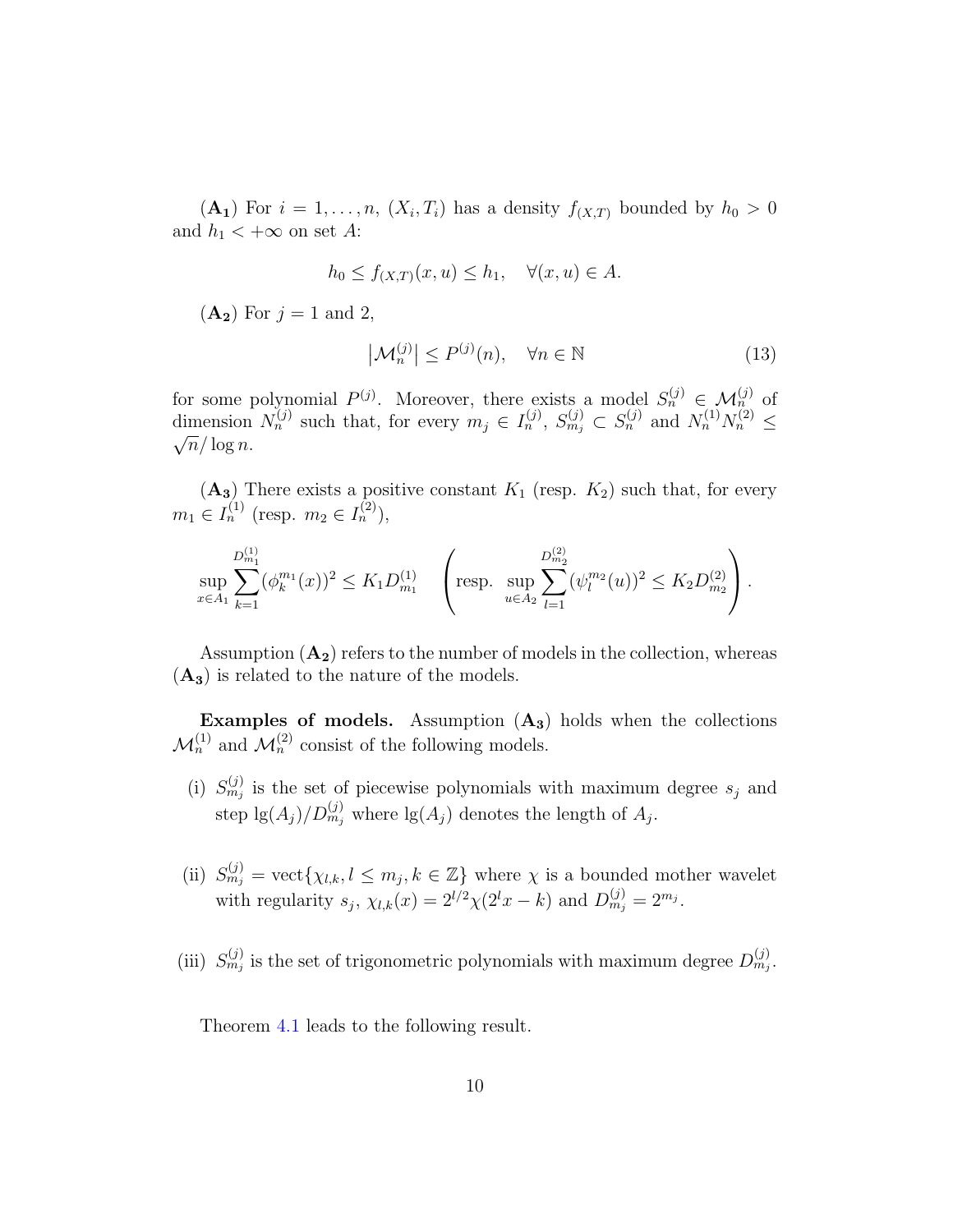$(\mathbf{A_1})$ For $i = 1, \ldots, n$, $(X_i, T_i)$ has a density $f_{(X,T)}$ bounded by $h_0 > 0$ and $h_1 < +\infty$ on set $A$:

$$h_0 \leq f_{(X,T)}(x, u) \leq h_1, \quad \forall (x, u) \in A.$$

$(\mathbf{A_2})$ For $j = 1$ and $2$,

$$\left|\mathcal{M}_n^{(j)}\right| \leq P^{(j)}(n), \quad \forall n \in \mathbb{N} \tag{13}$$

for some polynomial $P^{(j)}$. Moreover, there exists a model $S_n^{(j)} \in \mathcal{M}_n^{(j)}$ of dimension $N_n^{(j)}$ such that, for every $m_j \in I_n^{(j)}$, $S_{m_j}^{(j)} \subset S_n^{(j)}$ and $N_n^{(1)} N_n^{(2)} \leq \sqrt{n}/\log n$.

$(\mathbf{A_3})$ There exists a positive constant $K_1$ (resp. $K_2$) such that, for every $m_1 \in I_n^{(1)}$ (resp. $m_2 \in I_n^{(2)}$),

$$\sup_{x \in A_1} \sum_{k=1}^{D_{m_1}^{(1)}} (\phi_k^{m_1}(x))^2 \leq K_1 D_{m_1}^{(1)} \quad \left(\text{resp. } \sup_{u \in A_2} \sum_{l=1}^{D_{m_2}^{(2)}} (\psi_l^{m_2}(u))^2 \leq K_2 D_{m_2}^{(2)}\right).$$

Assumption $(\mathbf{A_2})$ refers to the number of models in the collection, whereas $(\mathbf{A_3})$ is related to the nature of the models.

**Examples of models.** Assumption $(\mathbf{A_3})$ holds when the collections $\mathcal{M}_n^{(1)}$ and $\mathcal{M}_n^{(2)}$ consist of the following models.

(i) $S_{m_j}^{(j)}$ is the set of piecewise polynomials with maximum degree $s_j$ and step $\lg(A_j)/D_{m_j}^{(j)}$ where $\lg(A_j)$ denotes the length of $A_j$.

(ii) $S_{m_j}^{(j)} = \text{vect}\{\chi_{l,k}, l \leq m_j, k \in \mathbb{Z}\}$ where $\chi$ is a bounded mother wavelet with regularity $s_j$, $\chi_{l,k}(x) = 2^{l/2}\chi(2^l x - k)$ and $D_{m_j}^{(j)} = 2^{m_j}$.

(iii) $S_{m_j}^{(j)}$ is the set of trigonometric polynomials with maximum degree $D_{m_j}^{(j)}$.

Theorem 4.1 leads to the following result.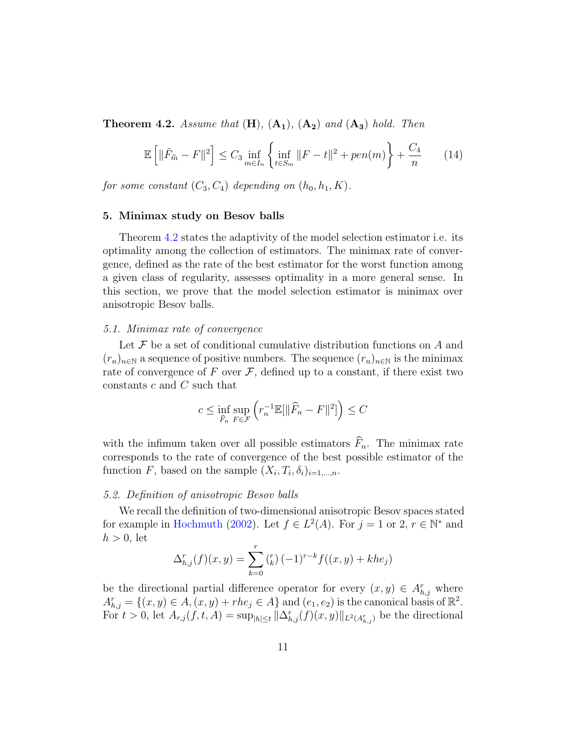**Theorem 4.2.** *Assume that* $(\mathbf{H})$, $(\mathbf{A_1})$, $(\mathbf{A_2})$ *and* $(\mathbf{A_3})$ *hold. Then*

$$\mathbb{E}\left[\|\tilde{F}_{\widehat{m}} - F\|^2\right] \leq C_3 \inf_{m \in I_n} \left\{ \inf_{t \in S_m} \|F - t\|^2 + pen(m) \right\} + \frac{C_4}{n} \tag{14}$$

*for some constant* $(C_3, C_4)$ *depending on* $(h_0, h_1, K)$.

## 5. Minimax study on Besov balls

Theorem 4.2 states the adaptivity of the model selection estimator i.e. its optimality among the collection of estimators. The minimax rate of convergence, defined as the rate of the best estimator for the worst function among a given class of regularity, assesses optimality in a more general sense. In this section, we prove that the model selection estimator is minimax over anisotropic Besov balls.

### *5.1. Minimax rate of convergence*

Let $\mathcal{F}$ be a set of conditional cumulative distribution functions on $A$ and $(r_n)_{n \in \mathbb{N}}$ a sequence of positive numbers. The sequence $(r_n)_{n \in \mathbb{N}}$ is the minimax rate of convergence of $F$ over $\mathcal{F}$, defined up to a constant, if there exist two constants $c$ and $C$ such that

$$c \leq \inf_{\widehat{F}_n} \sup_{F \in \mathcal{F}} \left( r_n^{-1} \mathbb{E}[\|\widehat{F}_n - F\|^2] \right) \leq C$$

with the infimum taken over all possible estimators $\widehat{F}_n$. The minimax rate corresponds to the rate of convergence of the best possible estimator of the function $F$, based on the sample $(X_i, T_i, \delta_i)_{i=1,\dots,n}$.

### *5.2. Definition of anisotropic Besov balls*

We recall the definition of two-dimensional anisotropic Besov spaces stated for example in Hochmuth (2002). Let $f \in L^2(A)$. For $j = 1$ or $2$, $r \in \mathbb{N}^*$ and $h > 0$, let

$$\Delta^r_{h,j}(f)(x, y) = \sum_{k=0}^{r} \binom{r}{k} (-1)^{r-k} f((x, y) + khe_j)$$

be the directional partial difference operator for every $(x, y) \in A^r_{h,j}$ where $A^r_{h,j} = \{(x, y) \in A, (x, y) + rhe_j \in A\}$ and $(e_1, e_2)$ is the canonical basis of $\mathbb{R}^2$. For $t > 0$, let $A_{r,j}(f, t, A) = \sup_{|h| \leq t} \|\Delta^r_{h,j}(f)(x, y)\|_{L^2(A^r_{h,j})}$ be the directional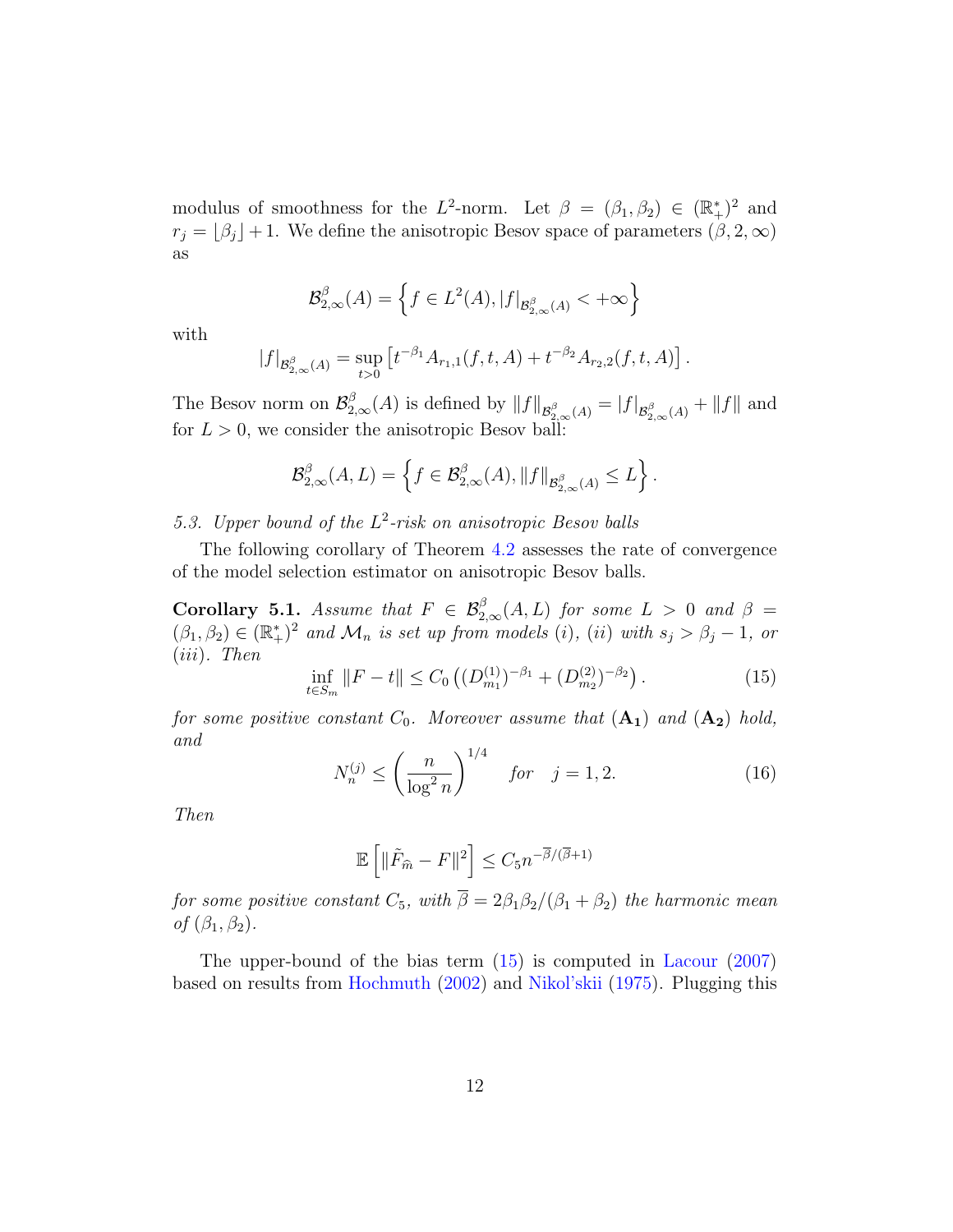modulus of smoothness for the $L^2$-norm. Let $\beta = (\beta_1, \beta_2) \in (\mathbb{R}_+^*)^2$ and $r_j = \lfloor \beta_j \rfloor + 1$. We define the anisotropic Besov space of parameters $(\beta, 2, \infty)$ as

$$\mathcal{B}^{\beta}_{2,\infty}(A) = \left\{ f \in L^2(A), |f|_{\mathcal{B}^{\beta}_{2,\infty}(A)} < +\infty \right\}$$

with

$$|f|_{\mathcal{B}^{\beta}_{2,\infty}(A)} = \sup_{t>0} \left[ t^{-\beta_1} A_{r_1,1}(f,t,A) + t^{-\beta_2} A_{r_2,2}(f,t,A) \right].$$

The Besov norm on $\mathcal{B}^{\beta}_{2,\infty}(A)$ is defined by $\|f\|_{\mathcal{B}^{\beta}_{2,\infty}(A)} = |f|_{\mathcal{B}^{\beta}_{2,\infty}(A)} + \|f\|$ and for $L > 0$, we consider the anisotropic Besov ball:

$$\mathcal{B}^{\beta}_{2,\infty}(A, L) = \left\{ f \in \mathcal{B}^{\beta}_{2,\infty}(A), \|f\|_{\mathcal{B}^{\beta}_{2,\infty}(A)} \leq L \right\}.$$

### 5.3. *Upper bound of the $L^2$-risk on anisotropic Besov balls*

The following corollary of Theorem 4.2 assesses the rate of convergence of the model selection estimator on anisotropic Besov balls.

**Corollary 5.1.** *Assume that $F \in \mathcal{B}^{\beta}_{2,\infty}(A, L)$ for some $L > 0$ and $\beta = (\beta_1, \beta_2) \in (\mathbb{R}_+^*)^2$ and $\mathcal{M}_n$ is set up from models (i), (ii) with $s_j > \beta_j - 1$, or (iii). Then*

$$\inf_{t \in S_m} \|F - t\| \leq C_0 \left( (D^{(1)}_{m_1})^{-\beta_1} + (D^{(2)}_{m_2})^{-\beta_2} \right). \tag{15}$$

*for some positive constant $C_0$. Moreover assume that $(\mathbf{A_1})$ and $(\mathbf{A_2})$ hold, and*

$$N^{(j)}_n \leq \left( \frac{n}{\log^2 n} \right)^{1/4} \quad \textit{for} \quad j = 1, 2. \tag{16}$$

*Then*

$$\mathbb{E}\left[ \|\tilde{F}_{\widehat{m}} - F\|^2 \right] \leq C_5 n^{-\overline{\beta}/(\overline{\beta}+1)}$$

*for some positive constant $C_5$, with $\overline{\beta} = 2\beta_1\beta_2/(\beta_1 + \beta_2)$ the harmonic mean of $(\beta_1, \beta_2)$.*

The upper-bound of the bias term (15) is computed in Lacour (2007) based on results from Hochmuth (2002) and Nikol'skii (1975). Plugging this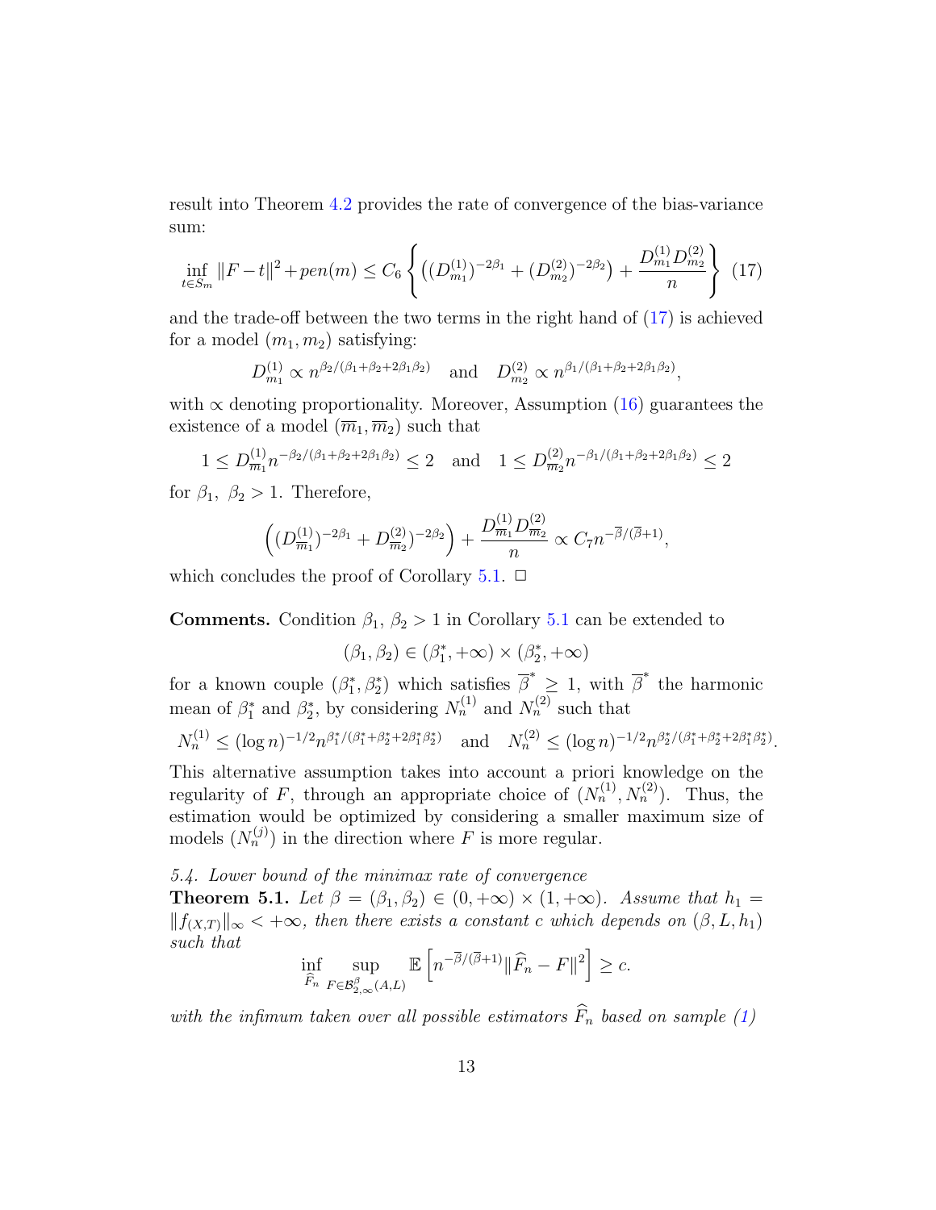result into Theorem 4.2 provides the rate of convergence of the bias-variance sum:

$$\inf_{t \in S_m} \|F - t\|^2 + pen(m) \leq C_6 \left\{ \left( (D^{(1)}_{m_1})^{-2\beta_1} + (D^{(2)}_{m_2})^{-2\beta_2} \right) + \frac{D^{(1)}_{m_1} D^{(2)}_{m_2}}{n} \right\} \quad (17)$$

and the trade-off between the two terms in the right hand of (17) is achieved for a model $(m_1, m_2)$ satisfying:

$$D^{(1)}_{m_1} \propto n^{\beta_2/(\beta_1+\beta_2+2\beta_1\beta_2)} \quad \text{and} \quad D^{(2)}_{m_2} \propto n^{\beta_1/(\beta_1+\beta_2+2\beta_1\beta_2)},$$

with $\propto$ denoting proportionality. Moreover, Assumption (16) guarantees the existence of a model $(\overline{m}_1, \overline{m}_2)$ such that

$$1 \leq D^{(1)}_{\overline{m}_1} n^{-\beta_2/(\beta_1+\beta_2+2\beta_1\beta_2)} \leq 2 \quad \text{and} \quad 1 \leq D^{(2)}_{\overline{m}_2} n^{-\beta_1/(\beta_1+\beta_2+2\beta_1\beta_2)} \leq 2$$

for $\beta_1,\ \beta_2 > 1$. Therefore,

$$\left( (D^{(1)}_{\overline{m}_1})^{-2\beta_1} + D^{(2)}_{\overline{m}_2})^{-2\beta_2} \right) + \frac{D^{(1)}_{\overline{m}_1} D^{(2)}_{\overline{m}_2}}{n} \propto C_7 n^{-\overline{\beta}/(\overline{\beta}+1)},$$

which concludes the proof of Corollary 5.1. $\square$

**Comments.** Condition $\beta_1,\ \beta_2 > 1$ in Corollary 5.1 can be extended to

$$(\beta_1, \beta_2) \in (\beta_1^*, +\infty) \times (\beta_2^*, +\infty)$$

for a known couple $(\beta_1^*, \beta_2^*)$ which satisfies $\overline{\beta}^* \geq 1$, with $\overline{\beta}^*$ the harmonic mean of $\beta_1^*$ and $\beta_2^*$, by considering $N_n^{(1)}$ and $N_n^{(2)}$ such that

$$N_n^{(1)} \leq (\log n)^{-1/2} n^{\beta_1^*/(\beta_1^*+\beta_2^*+2\beta_1^*\beta_2^*)} \quad \text{and} \quad N_n^{(2)} \leq (\log n)^{-1/2} n^{\beta_2^*/(\beta_1^*+\beta_2^*+2\beta_1^*\beta_2^*)}.$$

This alternative assumption takes into account a priori knowledge on the regularity of $F$, through an appropriate choice of $(N_n^{(1)}, N_n^{(2)})$. Thus, the estimation would be optimized by considering a smaller maximum size of models $(N_n^{(j)})$ in the direction where $F$ is more regular.

*5.4. Lower bound of the minimax rate of convergence*

**Theorem 5.1.** *Let $\beta = (\beta_1, \beta_2) \in (0, +\infty) \times (1, +\infty)$. Assume that $h_1 = \|f_{(X,T)}\|_\infty < +\infty$, then there exists a constant $c$ which depends on $(\beta, L, h_1)$ such that*

$$\inf_{\widehat{F}_n} \sup_{F \in \mathcal{B}^{\beta}_{2,\infty}(A,L)} \mathbb{E}\left[ n^{-\overline{\beta}/(\overline{\beta}+1)} \|\widehat{F}_n - F\|^2 \right] \geq c.$$

*with the infimum taken over all possible estimators $\widehat{F}_n$ based on sample (1)*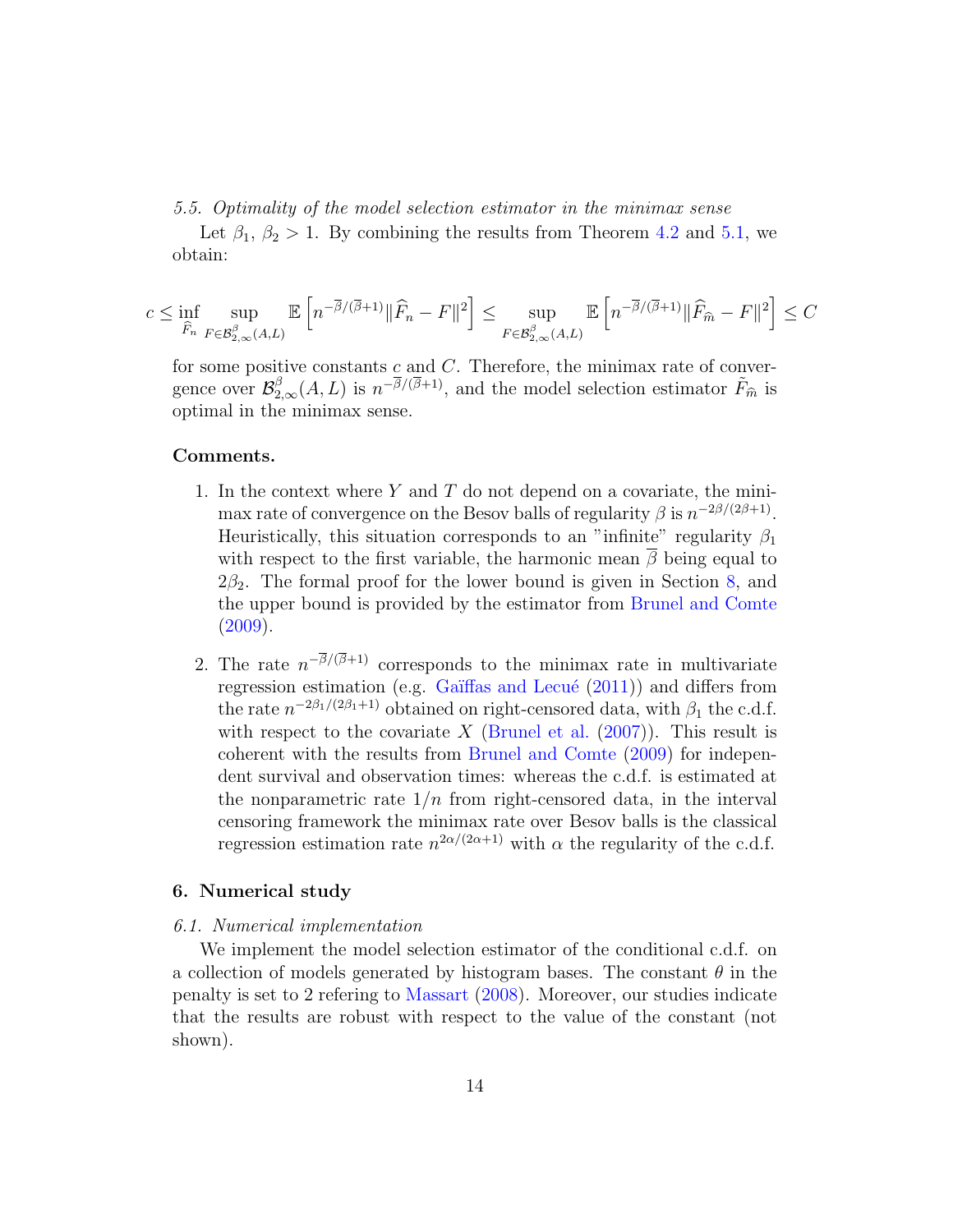### *5.5. Optimality of the model selection estimator in the minimax sense*

Let $\beta_1$, $\beta_2 > 1$. By combining the results from Theorem 4.2 and 5.1, we obtain:

$$c \leq \inf_{\widehat{F}_n} \sup_{F \in \mathcal{B}^{\beta}_{2,\infty}(A,L)} \mathbb{E}\left[n^{-\overline{\beta}/(\overline{\beta}+1)}\|\widehat{F}_n - F\|^2\right] \leq \sup_{F \in \mathcal{B}^{\beta}_{2,\infty}(A,L)} \mathbb{E}\left[n^{-\overline{\beta}/(\overline{\beta}+1)}\|\widehat{F}_{\widehat{m}} - F\|^2\right] \leq C$$

for some positive constants $c$ and $C$. Therefore, the minimax rate of convergence over $\mathcal{B}^{\beta}_{2,\infty}(A,L)$ is $n^{-\overline{\beta}/(\overline{\beta}+1)}$, and the model selection estimator $\tilde{F}_{\widehat{m}}$ is optimal in the minimax sense.

**Comments.**

1. In the context where $Y$ and $T$ do not depend on a covariate, the minimax rate of convergence on the Besov balls of regularity $\beta$ is $n^{-2\beta/(2\beta+1)}$. Heuristically, this situation corresponds to an "infinite" regularity $\beta_1$ with respect to the first variable, the harmonic mean $\overline{\beta}$ being equal to $2\beta_2$. The formal proof for the lower bound is given in Section 8, and the upper bound is provided by the estimator from Brunel and Comte (2009).

2. The rate $n^{-\overline{\beta}/(\overline{\beta}+1)}$ corresponds to the minimax rate in multivariate regression estimation (e.g. Gaïffas and Lecué (2011)) and differs from the rate $n^{-2\beta_1/(2\beta_1+1)}$ obtained on right-censored data, with $\beta_1$ the c.d.f. with respect to the covariate $X$ (Brunel et al. (2007)). This result is coherent with the results from Brunel and Comte (2009) for independent survival and observation times: whereas the c.d.f. is estimated at the nonparametric rate $1/n$ from right-censored data, in the interval censoring framework the minimax rate over Besov balls is the classical regression estimation rate $n^{2\alpha/(2\alpha+1)}$ with $\alpha$ the regularity of the c.d.f.

## 6. Numerical study

### *6.1. Numerical implementation*

We implement the model selection estimator of the conditional c.d.f. on a collection of models generated by histogram bases. The constant $\theta$ in the penalty is set to 2 refering to Massart (2008). Moreover, our studies indicate that the results are robust with respect to the value of the constant (not shown).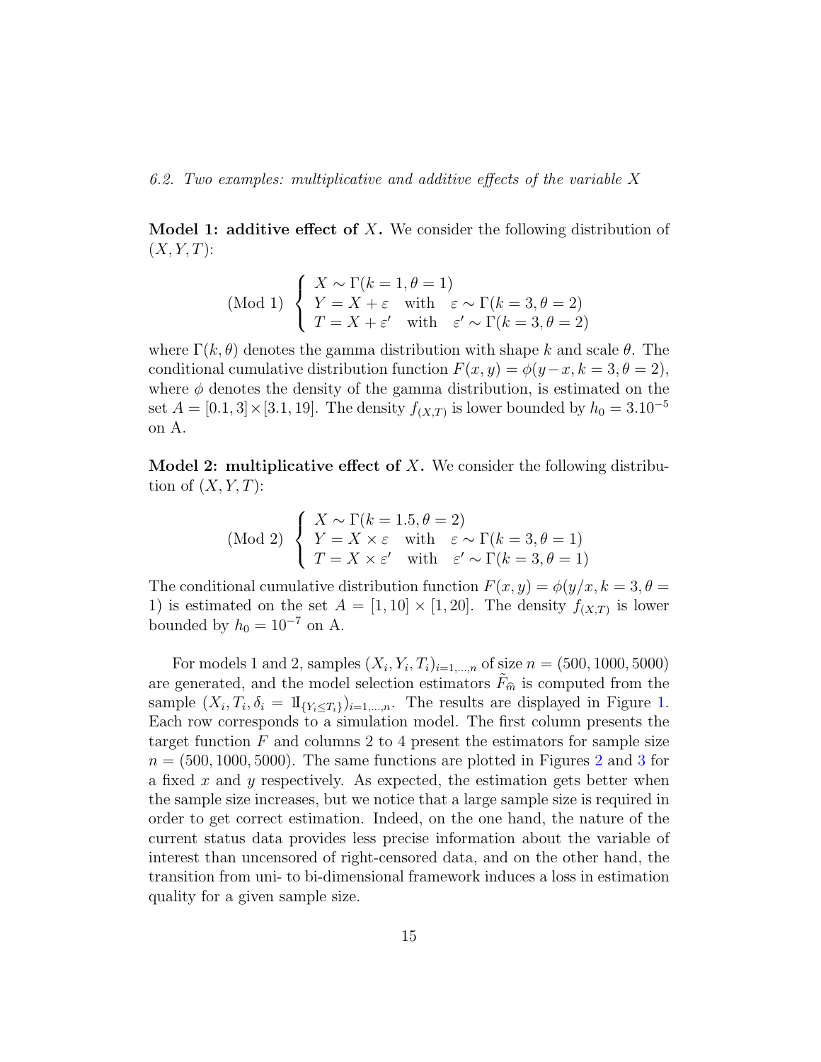*6.2. Two examples: multiplicative and additive effects of the variable X*

**Model 1: additive effect of $X$.** We consider the following distribution of $(X, Y, T)$:

$$
\text{(Mod 1)} \begin{cases} X \sim \Gamma(k=1, \theta=1) \\ Y = X + \varepsilon \quad \text{with} \quad \varepsilon \sim \Gamma(k=3, \theta=2) \\ T = X + \varepsilon' \quad \text{with} \quad \varepsilon' \sim \Gamma(k=3, \theta=2) \end{cases}
$$

where $\Gamma(k, \theta)$ denotes the gamma distribution with shape $k$ and scale $\theta$. The conditional cumulative distribution function $F(x, y) = \phi(y - x, k = 3, \theta = 2)$, where $\phi$ denotes the density of the gamma distribution, is estimated on the set $A = [0.1, 3] \times [3.1, 19]$. The density $f_{(X,T)}$ is lower bounded by $h_0 = 3.10^{-5}$ on A.

**Model 2: multiplicative effect of $X$.** We consider the following distribution of $(X, Y, T)$:

$$
\text{(Mod 2)} \begin{cases} X \sim \Gamma(k=1.5, \theta=2) \\ Y = X \times \varepsilon \quad \text{with} \quad \varepsilon \sim \Gamma(k=3, \theta=1) \\ T = X \times \varepsilon' \quad \text{with} \quad \varepsilon' \sim \Gamma(k=3, \theta=1) \end{cases}
$$

The conditional cumulative distribution function $F(x, y) = \phi(y/x, k = 3, \theta = 1)$ is estimated on the set $A = [1, 10] \times [1, 20]$. The density $f_{(X,T)}$ is lower bounded by $h_0 = 10^{-7}$ on A.

For models 1 and 2, samples $(X_i, Y_i, T_i)_{i=1,\ldots,n}$ of size $n = (500, 1000, 5000)$ are generated, and the model selection estimators $\tilde{F}_{\widehat{m}}$ is computed from the sample $(X_i, T_i, \delta_i = 1\!\!1_{\{Y_i \leq T_i\}})_{i=1,\ldots,n}$. The results are displayed in Figure 1. Each row corresponds to a simulation model. The first column presents the target function $F$ and columns 2 to 4 present the estimators for sample size $n = (500, 1000, 5000)$. The same functions are plotted in Figures 2 and 3 for a fixed $x$ and $y$ respectively. As expected, the estimation gets better when the sample size increases, but we notice that a large sample size is required in order to get correct estimation. Indeed, on the one hand, the nature of the current status data provides less precise information about the variable of interest than uncensored of right-censored data, and on the other hand, the transition from uni- to bi-dimensional framework induces a loss in estimation quality for a given sample size.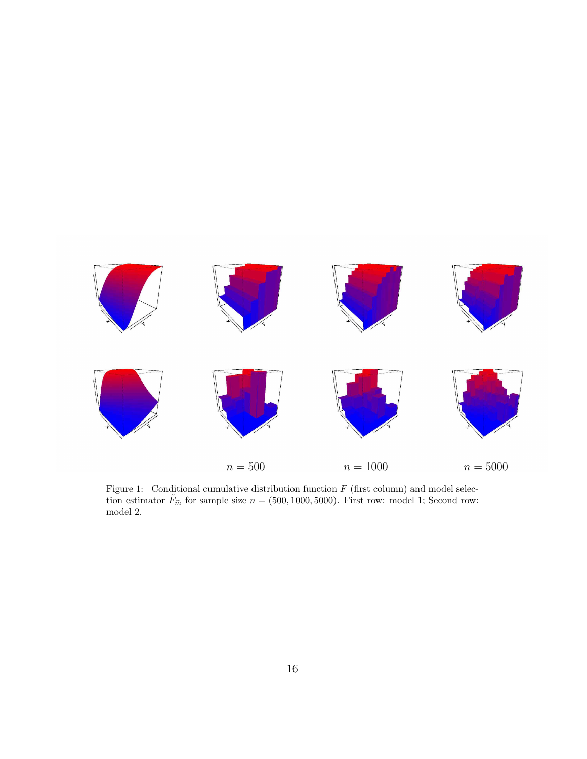$n = 500$ $n = 1000$ $n = 5000$

Figure 1: Conditional cumulative distribution function $F$ (first column) and model selection estimator $\tilde{F}_{\widehat{m}}$ for sample size $n = (500, 1000, 5000)$. First row: model 1; Second row: model 2.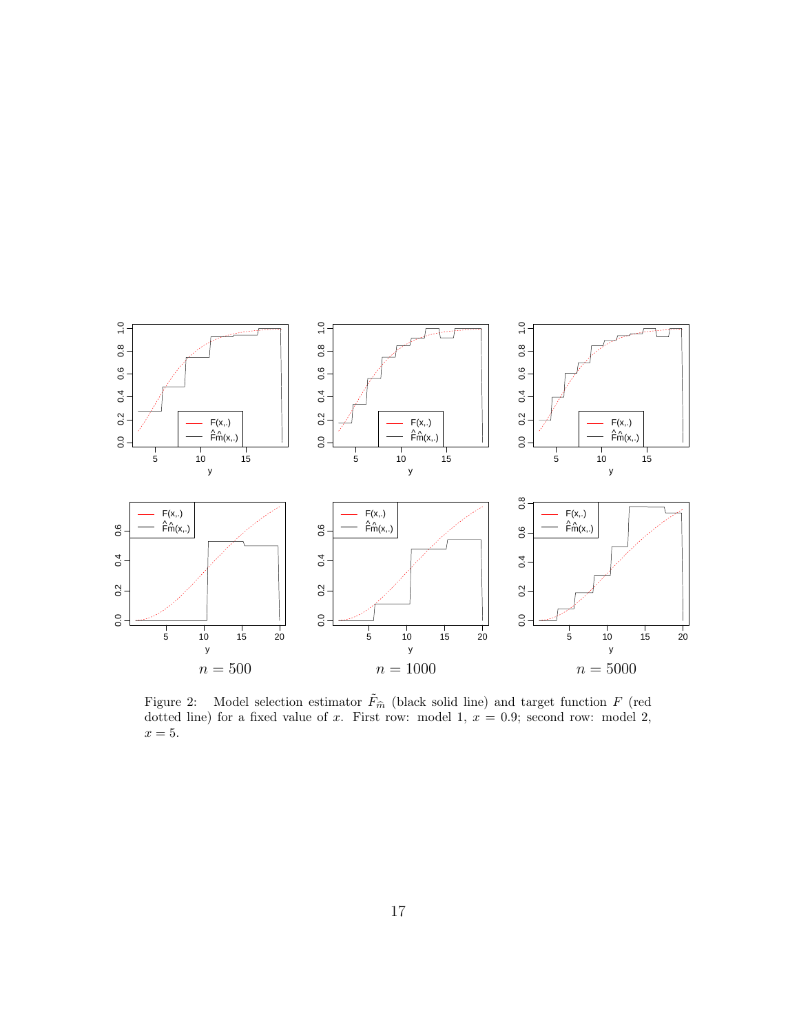$n = 500$ $n = 1000$ $n = 5000$

Figure 2: Model selection estimator $\tilde{F}_{\widehat{m}}$ (black solid line) and target function $F$ (red dotted line) for a fixed value of $x$. First row: model 1, $x = 0.9$; second row: model 2, $x = 5$.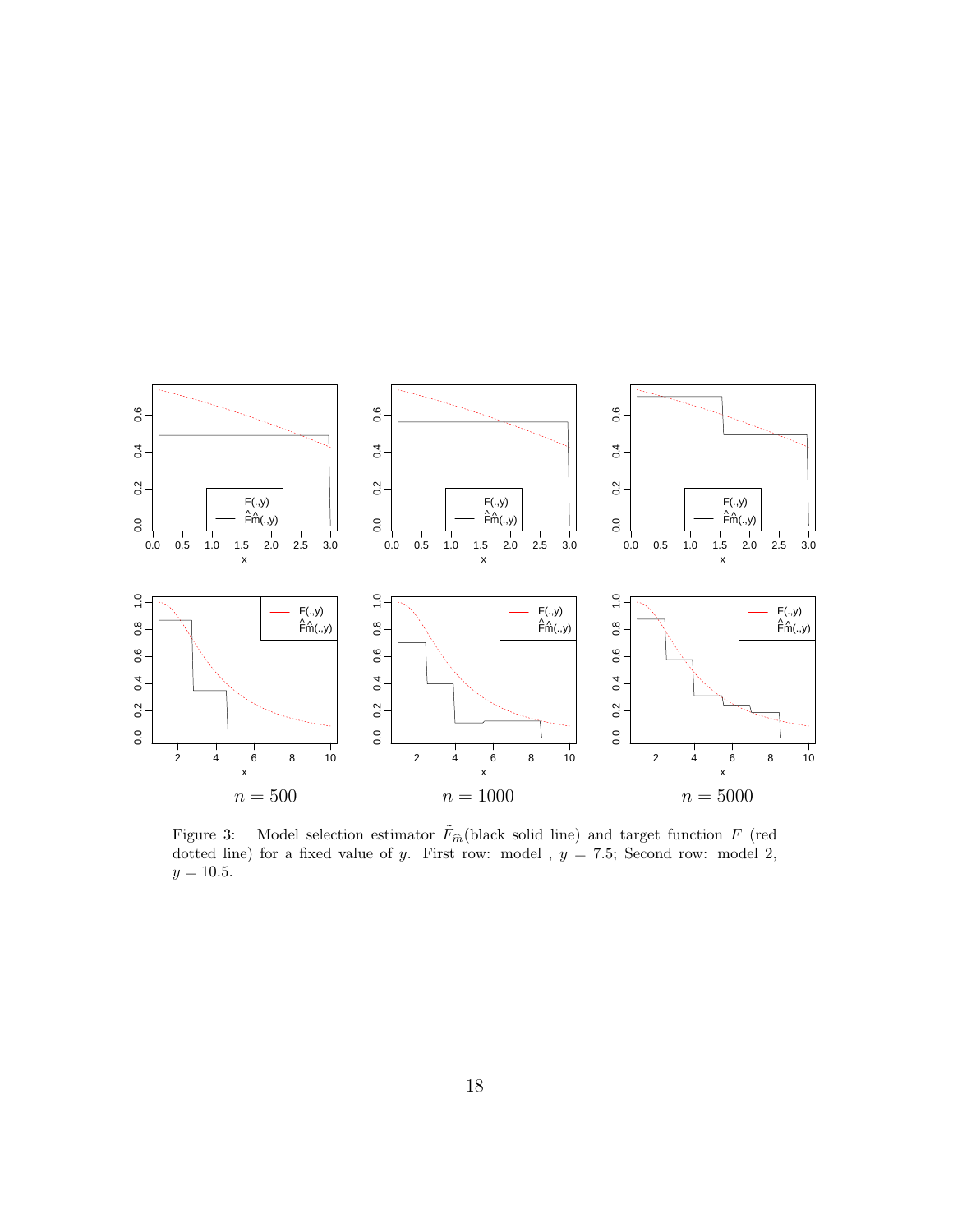$n = 500$ $n = 1000$ $n = 5000$

Figure 3: Model selection estimator $\tilde{F}_{\widehat{m}}$(black solid line) and target function $F$ (red dotted line) for a fixed value of $y$. First row: model , $y = 7.5$; Second row: model 2, $y = 10.5$.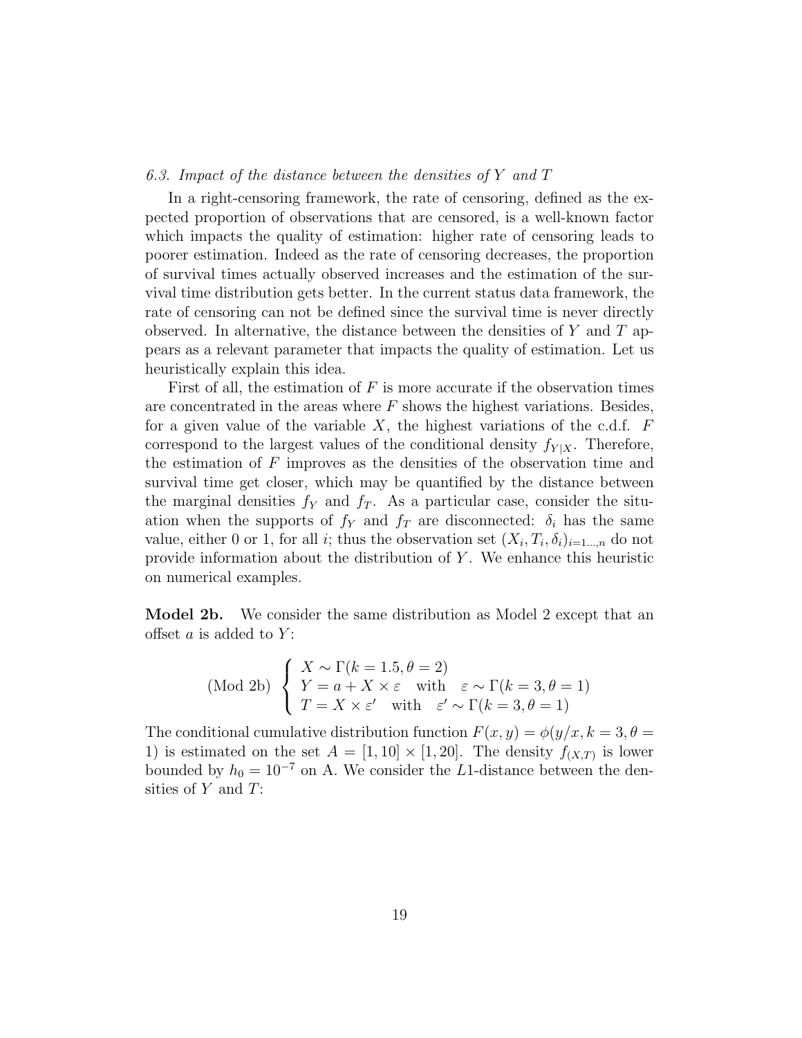### *6.3. Impact of the distance between the densities of $Y$ and $T$*

In a right-censoring framework, the rate of censoring, defined as the expected proportion of observations that are censored, is a well-known factor which impacts the quality of estimation: higher rate of censoring leads to poorer estimation. Indeed as the rate of censoring decreases, the proportion of survival times actually observed increases and the estimation of the survival time distribution gets better. In the current status data framework, the rate of censoring can not be defined since the survival time is never directly observed. In alternative, the distance between the densities of $Y$ and $T$ appears as a relevant parameter that impacts the quality of estimation. Let us heuristically explain this idea.

First of all, the estimation of $F$ is more accurate if the observation times are concentrated in the areas where $F$ shows the highest variations. Besides, for a given value of the variable $X$, the highest variations of the c.d.f. $F$ correspond to the largest values of the conditional density $f_{Y|X}$. Therefore, the estimation of $F$ improves as the densities of the observation time and survival time get closer, which may be quantified by the distance between the marginal densities $f_Y$ and $f_T$. As a particular case, consider the situation when the supports of $f_Y$ and $f_T$ are disconnected: $\delta_i$ has the same value, either 0 or 1, for all $i$; thus the observation set $(X_i, T_i, \delta_i)_{i=1\ldots,n}$ do not provide information about the distribution of $Y$. We enhance this heuristic on numerical examples.

**Model 2b.** We consider the same distribution as Model 2 except that an offset $a$ is added to $Y$:

$$
\text{(Mod 2b)} \begin{cases} X \sim \Gamma(k = 1.5, \theta = 2) \\ Y = a + X \times \varepsilon \quad \text{with} \quad \varepsilon \sim \Gamma(k = 3, \theta = 1) \\ T = X \times \varepsilon' \quad \text{with} \quad \varepsilon' \sim \Gamma(k = 3, \theta = 1) \end{cases}
$$

The conditional cumulative distribution function $F(x, y) = \phi(y/x, k = 3, \theta = 1)$ is estimated on the set $A = [1, 10] \times [1, 20]$. The density $f_{(X,T)}$ is lower bounded by $h_0 = 10^{-7}$ on A. We consider the $L1$-distance between the densities of $Y$ and $T$: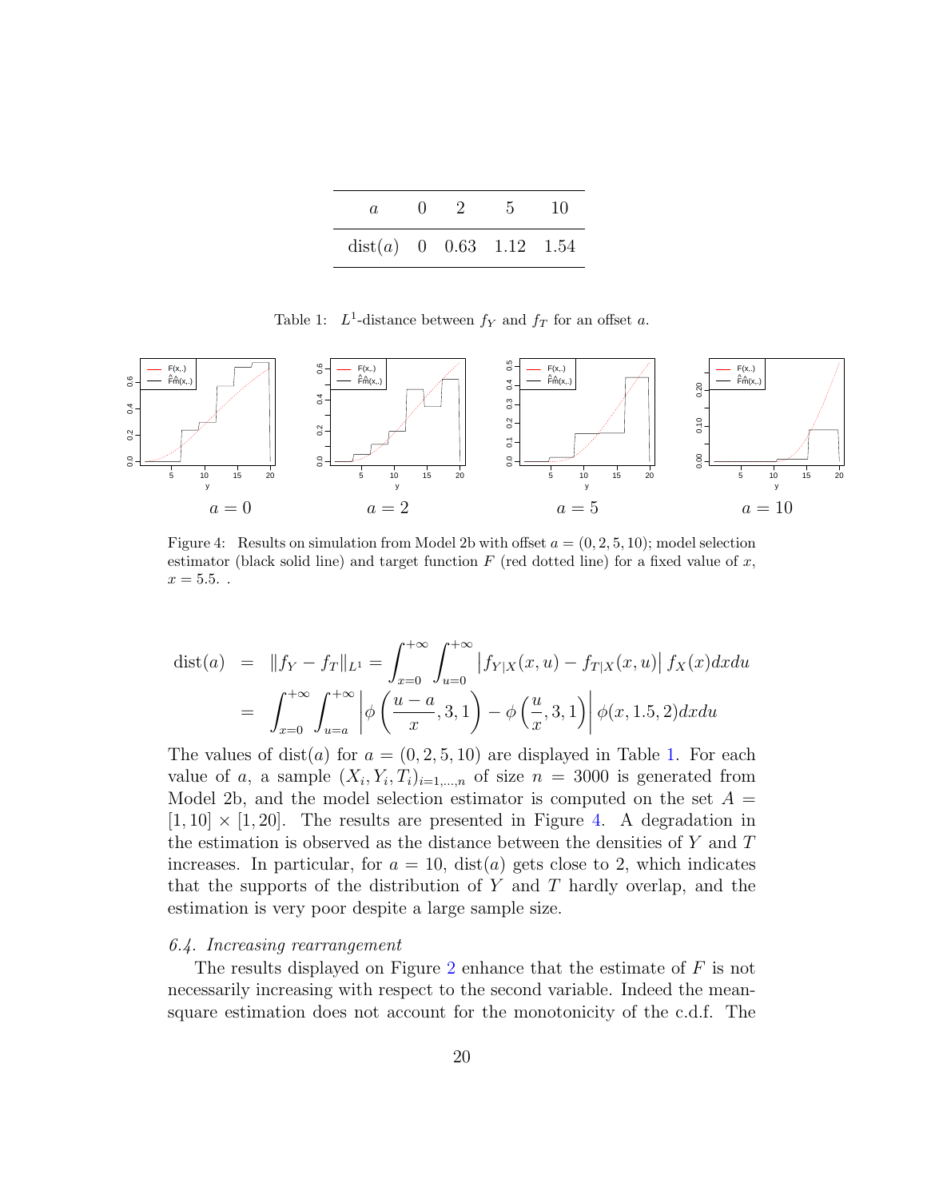| $a$ | 0 | 2 | 5 | 10 |
|---|---|---|---|---|
| $\text{dist}(a)$ | 0 | 0.63 | 1.12 | 1.54 |

Table 1: $L^1$-distance between $f_Y$ and $f_T$ for an offset $a$.

Figure 4: Results on simulation from Model 2b with offset $a = (0, 2, 5, 10)$; model selection estimator (black solid line) and target function $F$ (red dotted line) for a fixed value of $x$, $x = 5.5$. .

$$
\begin{aligned}
\text{dist}(a) &= \|f_Y - f_T\|_{L^1} = \int_{x=0}^{+\infty} \int_{u=0}^{+\infty} \left| f_{Y|X}(x,u) - f_{T|X}(x,u) \right| f_X(x) dx du \\
&= \int_{x=0}^{+\infty} \int_{u=a}^{+\infty} \left| \phi\left(\frac{u-a}{x}, 3, 1\right) - \phi\left(\frac{u}{x}, 3, 1\right) \right| \phi(x, 1.5, 2) dx du
\end{aligned}
$$

The values of $\text{dist}(a)$ for $a = (0, 2, 5, 10)$ are displayed in Table 1. For each value of $a$, a sample $(X_i, Y_i, T_i)_{i=1,\dots,n}$ of size $n = 3000$ is generated from Model 2b, and the model selection estimator is computed on the set $A = [1, 10] \times [1, 20]$. The results are presented in Figure 4. A degradation in the estimation is observed as the distance between the densities of $Y$ and $T$ increases. In particular, for $a = 10$, $\text{dist}(a)$ gets close to 2, which indicates that the supports of the distribution of $Y$ and $T$ hardly overlap, and the estimation is very poor despite a large sample size.

*6.4. Increasing rearrangement*

The results displayed on Figure 2 enhance that the estimate of $F$ is not necessarily increasing with respect to the second variable. Indeed the mean-square estimation does not account for the monotonicity of the c.d.f. The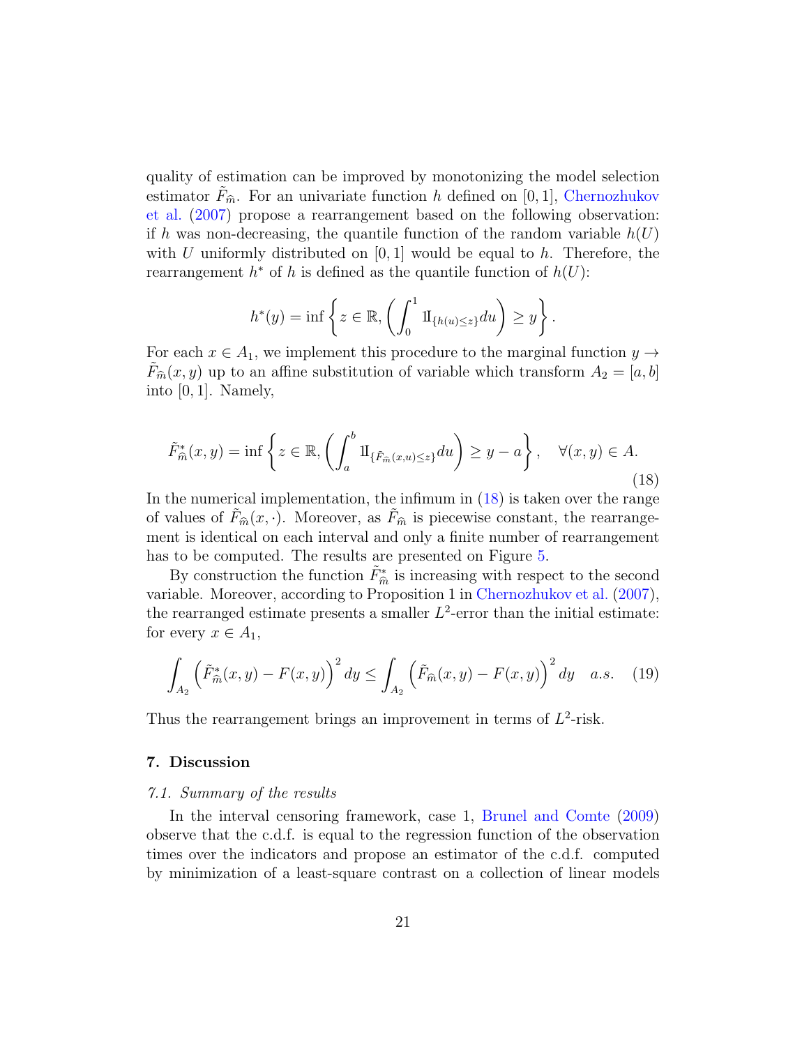quality of estimation can be improved by monotonizing the model selection estimator $\tilde{F}_{\widehat{m}}$. For an univariate function $h$ defined on $[0,1]$, Chernozhukov et al. (2007) propose a rearrangement based on the following observation: if $h$ was non-decreasing, the quantile function of the random variable $h(U)$ with $U$ uniformly distributed on $[0,1]$ would be equal to $h$. Therefore, the rearrangement $h^*$ of $h$ is defined as the quantile function of $h(U)$:

$$h^*(y) = \inf\left\{ z \in \mathbb{R}, \left( \int_0^1 1\!\!\mathrm{I}_{\{h(u) \le z\}} du \right) \ge y \right\}.$$

For each $x \in A_1$, we implement this procedure to the marginal function $y \to \tilde{F}_{\widehat{m}}(x,y)$ up to an affine substitution of variable which transform $A_2 = [a,b]$ into $[0,1]$. Namely,

$$\tilde{F}^*_{\widehat{m}}(x,y) = \inf\left\{ z \in \mathbb{R}, \left( \int_a^b 1\!\!\mathrm{I}_{\{\tilde{F}_{\widehat{m}}(x,u) \le z\}} du \right) \ge y - a \right\}, \quad \forall (x,y) \in A. \tag{18}$$

In the numerical implementation, the infimum in (18) is taken over the range of values of $\tilde{F}_{\widehat{m}}(x,\cdot)$. Moreover, as $\tilde{F}_{\widehat{m}}$ is piecewise constant, the rearrangement is identical on each interval and only a finite number of rearrangement has to be computed. The results are presented on Figure 5.

By construction the function $\tilde{F}^*_{\widehat{m}}$ is increasing with respect to the second variable. Moreover, according to Proposition 1 in Chernozhukov et al. (2007), the rearranged estimate presents a smaller $L^2$-error than the initial estimate: for every $x \in A_1$,

$$\int_{A_2} \left( \tilde{F}^*_{\widehat{m}}(x,y) - F(x,y) \right)^2 dy \le \int_{A_2} \left( \tilde{F}_{\widehat{m}}(x,y) - F(x,y) \right)^2 dy \quad a.s. \tag{19}$$

Thus the rearrangement brings an improvement in terms of $L^2$-risk.

## 7. Discussion

### *7.1. Summary of the results*

In the interval censoring framework, case 1, Brunel and Comte (2009) observe that the c.d.f. is equal to the regression function of the observation times over the indicators and propose an estimator of the c.d.f. computed by minimization of a least-square contrast on a collection of linear models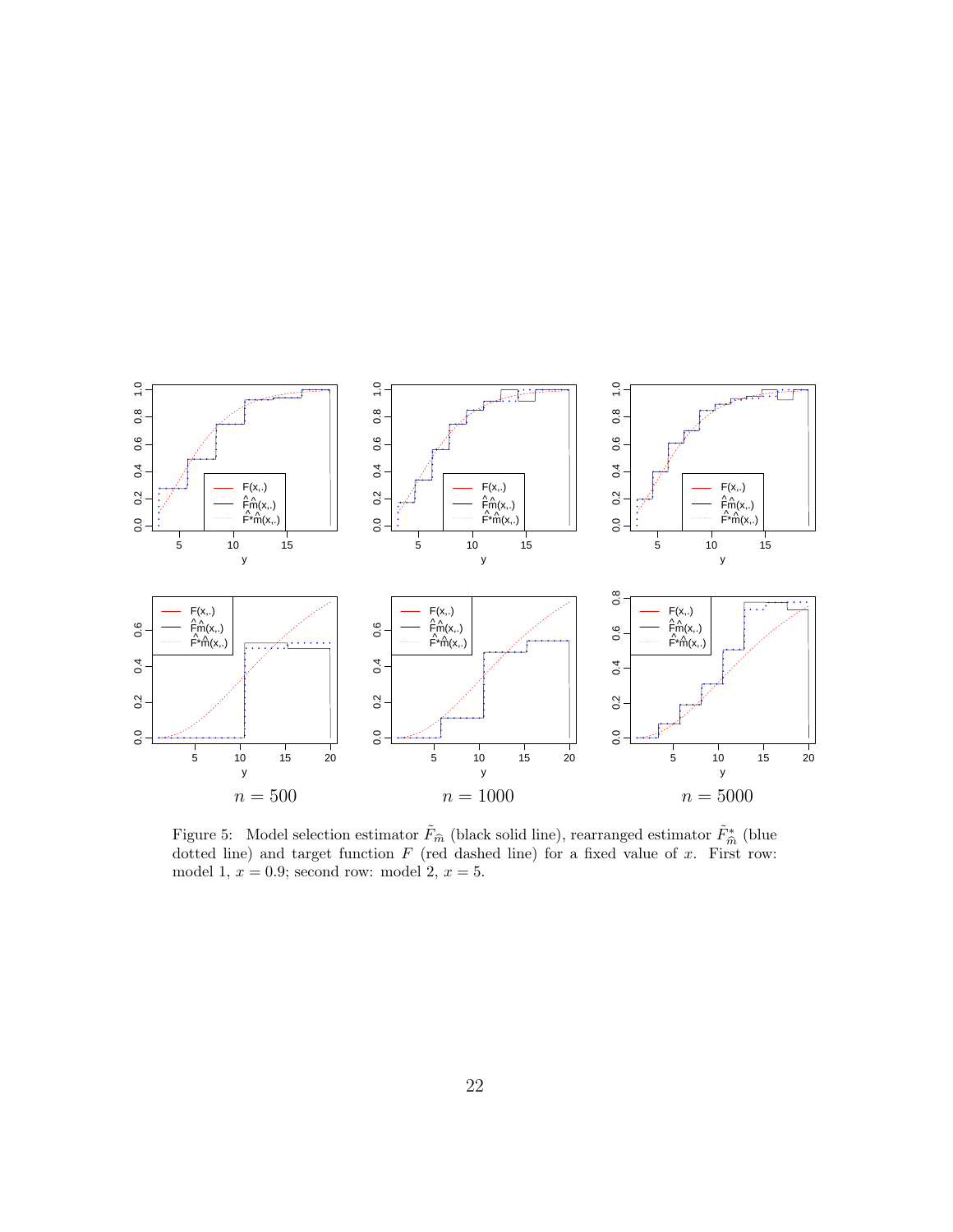$n = 500$ $\quad$ $n = 1000$ $\quad$ $n = 5000$

Figure 5: Model selection estimator $\tilde{F}_{\widehat{m}}$ (black solid line), rearranged estimator $\tilde{F}^*_{\widehat{m}}$ (blue dotted line) and target function $F$ (red dashed line) for a fixed value of $x$. First row: model 1, $x = 0.9$; second row: model 2, $x = 5$.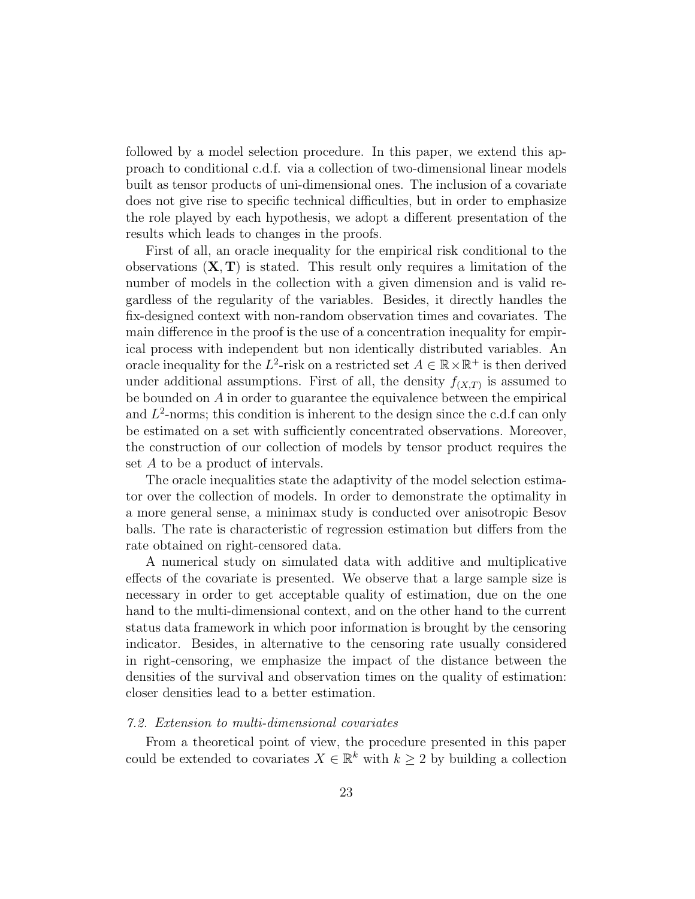followed by a model selection procedure. In this paper, we extend this approach to conditional c.d.f. via a collection of two-dimensional linear models built as tensor products of uni-dimensional ones. The inclusion of a covariate does not give rise to specific technical difficulties, but in order to emphasize the role played by each hypothesis, we adopt a different presentation of the results which leads to changes in the proofs.

First of all, an oracle inequality for the empirical risk conditional to the observations $(\mathbf{X}, \mathbf{T})$ is stated. This result only requires a limitation of the number of models in the collection with a given dimension and is valid regardless of the regularity of the variables. Besides, it directly handles the fix-designed context with non-random observation times and covariates. The main difference in the proof is the use of a concentration inequality for empirical process with independent but non identically distributed variables. An oracle inequality for the $L^2$-risk on a restricted set $A \in \mathbb{R} \times \mathbb{R}^+$ is then derived under additional assumptions. First of all, the density $f_{(X,T)}$ is assumed to be bounded on $A$ in order to guarantee the equivalence between the empirical and $L^2$-norms; this condition is inherent to the design since the c.d.f can only be estimated on a set with sufficiently concentrated observations. Moreover, the construction of our collection of models by tensor product requires the set $A$ to be a product of intervals.

The oracle inequalities state the adaptivity of the model selection estimator over the collection of models. In order to demonstrate the optimality in a more general sense, a minimax study is conducted over anisotropic Besov balls. The rate is characteristic of regression estimation but differs from the rate obtained on right-censored data.

A numerical study on simulated data with additive and multiplicative effects of the covariate is presented. We observe that a large sample size is necessary in order to get acceptable quality of estimation, due on the one hand to the multi-dimensional context, and on the other hand to the current status data framework in which poor information is brought by the censoring indicator. Besides, in alternative to the censoring rate usually considered in right-censoring, we emphasize the impact of the distance between the densities of the survival and observation times on the quality of estimation: closer densities lead to a better estimation.

### *7.2. Extension to multi-dimensional covariates*

From a theoretical point of view, the procedure presented in this paper could be extended to covariates $X \in \mathbb{R}^k$ with $k \geq 2$ by building a collection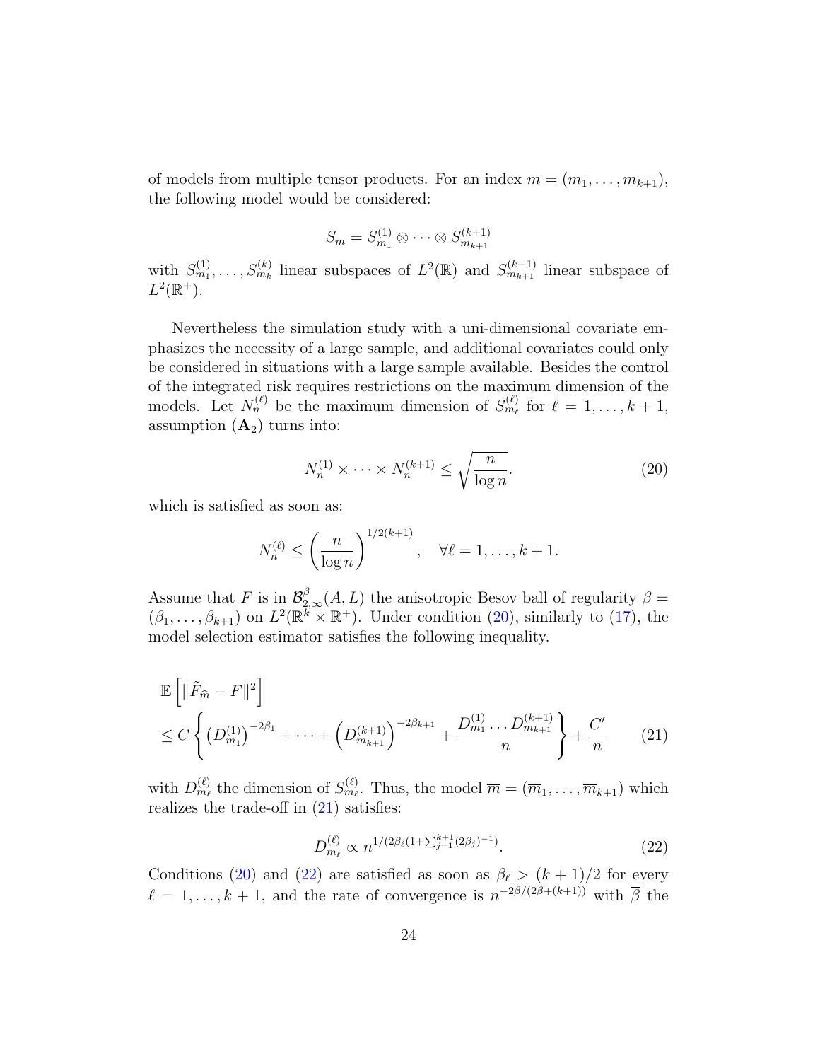of models from multiple tensor products. For an index $m = (m_1, \ldots, m_{k+1})$, the following model would be considered:

$$S_m = S^{(1)}_{m_1} \otimes \cdots \otimes S^{(k+1)}_{m_{k+1}}$$

with $S^{(1)}_{m_1}, \ldots, S^{(k)}_{m_k}$ linear subspaces of $L^2(\mathbb{R})$ and $S^{(k+1)}_{m_{k+1}}$ linear subspace of $L^2(\mathbb{R}^+)$.

Nevertheless the simulation study with a uni-dimensional covariate emphasizes the necessity of a large sample, and additional covariates could only be considered in situations with a large sample available. Besides the control of the integrated risk requires restrictions on the maximum dimension of the models. Let $N^{(\ell)}_n$ be the maximum dimension of $S^{(\ell)}_{m_\ell}$ for $\ell = 1, \ldots, k+1$, assumption $(\mathbf{A}_2)$ turns into:

$$N^{(1)}_n \times \cdots \times N^{(k+1)}_n \leq \sqrt{\frac{n}{\log n}}. \tag{20}$$

which is satisfied as soon as:

$$N^{(\ell)}_n \leq \left(\frac{n}{\log n}\right)^{1/2(k+1)}, \quad \forall \ell = 1, \ldots, k+1.$$

Assume that $F$ is in $\mathcal{B}^{\beta}_{2,\infty}(A, L)$ the anisotropic Besov ball of regularity $\beta = (\beta_1, \ldots, \beta_{k+1})$ on $L^2(\mathbb{R}^k \times \mathbb{R}^+)$. Under condition (20), similarly to (17), the model selection estimator satisfies the following inequality.

$$\begin{aligned} &\mathbb{E}\left[\|\tilde{F}_{\hat{m}} - F\|^2\right] \\ &\leq C\left\{\left(D^{(1)}_{m_1}\right)^{-2\beta_1} + \cdots + \left(D^{(k+1)}_{m_{k+1}}\right)^{-2\beta_{k+1}} + \frac{D^{(1)}_{m_1} \ldots D^{(k+1)}_{m_{k+1}}}{n}\right\} + \frac{C'}{n} \end{aligned} \tag{21}$$

with $D^{(\ell)}_{m_\ell}$ the dimension of $S^{(\ell)}_{m_\ell}$. Thus, the model $\overline{m} = (\overline{m}_1, \ldots, \overline{m}_{k+1})$ which realizes the trade-off in (21) satisfies:

$$D^{(\ell)}_{\overline{m}_\ell} \propto n^{1/(2\beta_\ell(1+\sum_{j=1}^{k+1}(2\beta_j)^{-1})}. \tag{22}$$

Conditions (20) and (22) are satisfied as soon as $\beta_\ell > (k+1)/2$ for every $\ell = 1, \ldots, k+1$, and the rate of convergence is $n^{-2\overline{\beta}/(2\overline{\beta}+(k+1))}$ with $\overline{\beta}$ the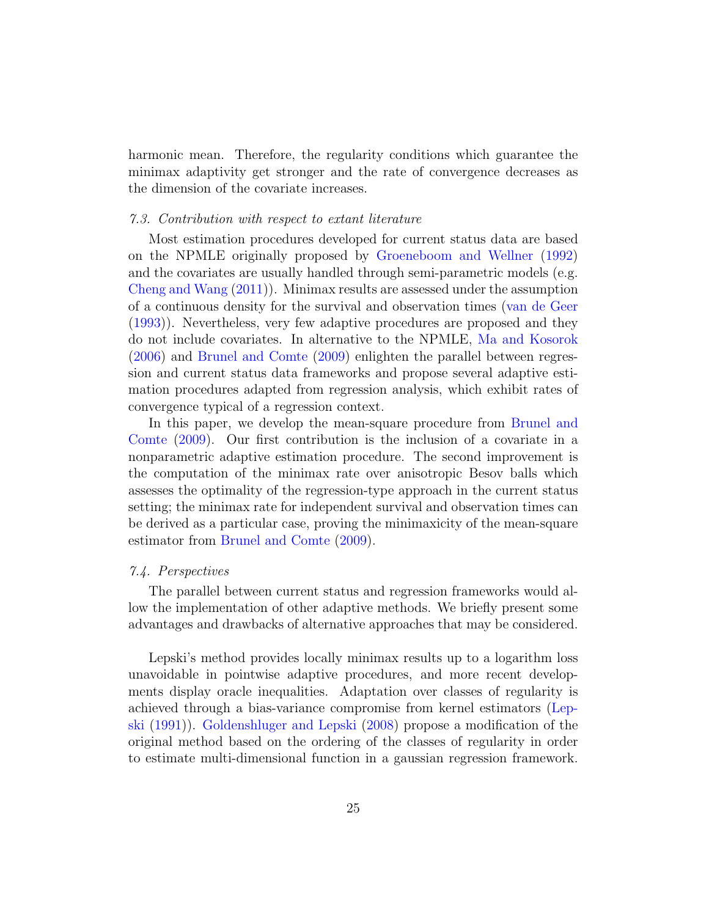harmonic mean. Therefore, the regularity conditions which guarantee the minimax adaptivity get stronger and the rate of convergence decreases as the dimension of the covariate increases.

### *7.3. Contribution with respect to extant literature*

Most estimation procedures developed for current status data are based on the NPMLE originally proposed by Groeneboom and Wellner (1992) and the covariates are usually handled through semi-parametric models (e.g. Cheng and Wang (2011)). Minimax results are assessed under the assumption of a continuous density for the survival and observation times (van de Geer (1993)). Nevertheless, very few adaptive procedures are proposed and they do not include covariates. In alternative to the NPMLE, Ma and Kosorok (2006) and Brunel and Comte (2009) enlighten the parallel between regression and current status data frameworks and propose several adaptive estimation procedures adapted from regression analysis, which exhibit rates of convergence typical of a regression context.

In this paper, we develop the mean-square procedure from Brunel and Comte (2009). Our first contribution is the inclusion of a covariate in a nonparametric adaptive estimation procedure. The second improvement is the computation of the minimax rate over anisotropic Besov balls which assesses the optimality of the regression-type approach in the current status setting; the minimax rate for independent survival and observation times can be derived as a particular case, proving the minimaxicity of the mean-square estimator from Brunel and Comte (2009).

### *7.4. Perspectives*

The parallel between current status and regression frameworks would allow the implementation of other adaptive methods. We briefly present some advantages and drawbacks of alternative approaches that may be considered.

Lepski's method provides locally minimax results up to a logarithm loss unavoidable in pointwise adaptive procedures, and more recent developments display oracle inequalities. Adaptation over classes of regularity is achieved through a bias-variance compromise from kernel estimators (Lepski (1991)). Goldenshluger and Lepski (2008) propose a modification of the original method based on the ordering of the classes of regularity in order to estimate multi-dimensional function in a gaussian regression framework.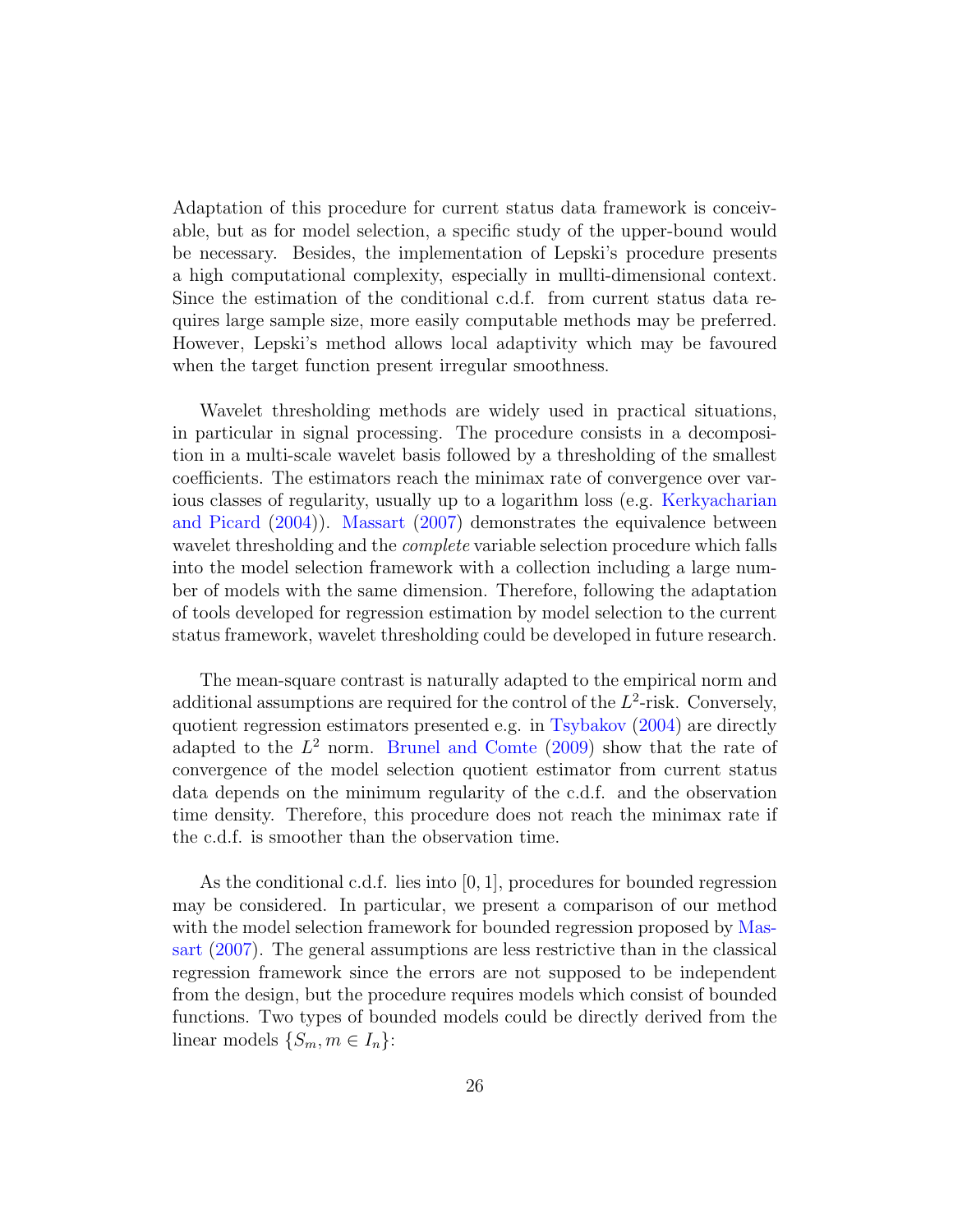Adaptation of this procedure for current status data framework is conceivable, but as for model selection, a specific study of the upper-bound would be necessary. Besides, the implementation of Lepski's procedure presents a high computational complexity, especially in mullti-dimensional context. Since the estimation of the conditional c.d.f. from current status data requires large sample size, more easily computable methods may be preferred. However, Lepski's method allows local adaptivity which may be favoured when the target function present irregular smoothness.

Wavelet thresholding methods are widely used in practical situations, in particular in signal processing. The procedure consists in a decomposition in a multi-scale wavelet basis followed by a thresholding of the smallest coefficients. The estimators reach the minimax rate of convergence over various classes of regularity, usually up to a logarithm loss (e.g. Kerkyacharian and Picard (2004)). Massart (2007) demonstrates the equivalence between wavelet thresholding and the *complete* variable selection procedure which falls into the model selection framework with a collection including a large number of models with the same dimension. Therefore, following the adaptation of tools developed for regression estimation by model selection to the current status framework, wavelet thresholding could be developed in future research.

The mean-square contrast is naturally adapted to the empirical norm and additional assumptions are required for the control of the $L^2$-risk. Conversely, quotient regression estimators presented e.g. in Tsybakov (2004) are directly adapted to the $L^2$ norm. Brunel and Comte (2009) show that the rate of convergence of the model selection quotient estimator from current status data depends on the minimum regularity of the c.d.f. and the observation time density. Therefore, this procedure does not reach the minimax rate if the c.d.f. is smoother than the observation time.

As the conditional c.d.f. lies into $[0, 1]$, procedures for bounded regression may be considered. In particular, we present a comparison of our method with the model selection framework for bounded regression proposed by Massart (2007). The general assumptions are less restrictive than in the classical regression framework since the errors are not supposed to be independent from the design, but the procedure requires models which consist of bounded functions. Two types of bounded models could be directly derived from the linear models $\{S_m, m \in I_n\}$: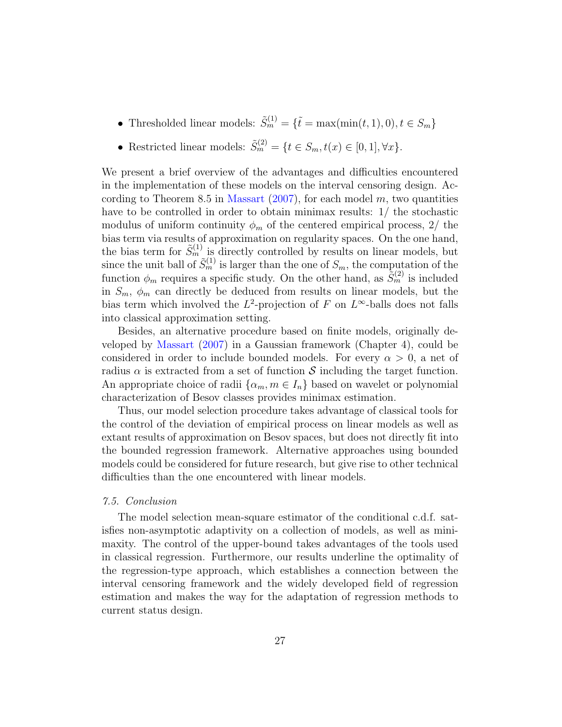- Thresholded linear models: $\tilde{S}_m^{(1)} = \{\tilde{t} = \max(\min(t, 1), 0), t \in S_m\}$
- Restricted linear models: $\tilde{S}_m^{(2)} = \{t \in S_m, t(x) \in [0, 1], \forall x\}$.

We present a brief overview of the advantages and difficulties encountered in the implementation of these models on the interval censoring design. According to Theorem 8.5 in Massart (2007), for each model $m$, two quantities have to be controlled in order to obtain minimax results: 1/ the stochastic modulus of uniform continuity $\phi_m$ of the centered empirical process, 2/ the bias term via results of approximation on regularity spaces. On the one hand, the bias term for $\tilde{S}_m^{(1)}$ is directly controlled by results on linear models, but since the unit ball of $\tilde{S}_m^{(1)}$ is larger than the one of $S_m$, the computation of the function $\phi_m$ requires a specific study. On the other hand, as $\tilde{S}_m^{(2)}$ is included in $S_m$, $\phi_m$ can directly be deduced from results on linear models, but the bias term which involved the $L^2$-projection of $F$ on $L^\infty$-balls does not falls into classical approximation setting.

Besides, an alternative procedure based on finite models, originally developed by Massart (2007) in a Gaussian framework (Chapter 4), could be considered in order to include bounded models. For every $\alpha > 0$, a net of radius $\alpha$ is extracted from a set of function $\mathcal{S}$ including the target function. An appropriate choice of radii $\{\alpha_m, m \in I_n\}$ based on wavelet or polynomial characterization of Besov classes provides minimax estimation.

Thus, our model selection procedure takes advantage of classical tools for the control of the deviation of empirical process on linear models as well as extant results of approximation on Besov spaces, but does not directly fit into the bounded regression framework. Alternative approaches using bounded models could be considered for future research, but give rise to other technical difficulties than the one encountered with linear models.

### *7.5. Conclusion*

The model selection mean-square estimator of the conditional c.d.f. satisfies non-asymptotic adaptivity on a collection of models, as well as minimaxity. The control of the upper-bound takes advantages of the tools used in classical regression. Furthermore, our results underline the optimality of the regression-type approach, which establishes a connection between the interval censoring framework and the widely developed field of regression estimation and makes the way for the adaptation of regression methods to current status design.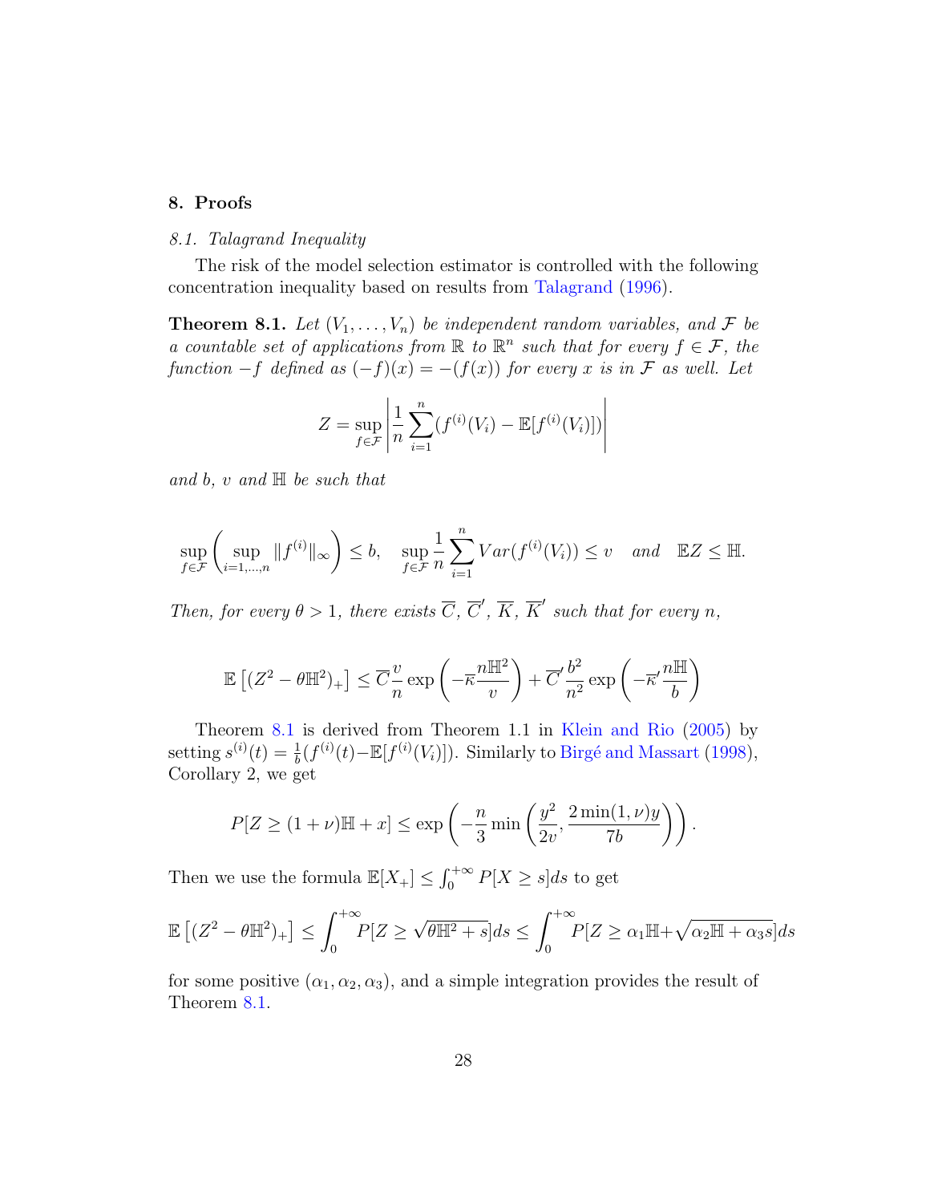## 8. Proofs

### 8.1. Talagrand Inequality

The risk of the model selection estimator is controlled with the following concentration inequality based on results from Talagrand (1996).

**Theorem 8.1.** *Let $(V_1, \ldots, V_n)$ be independent random variables, and $\mathcal{F}$ be a countable set of applications from $\mathbb{R}$ to $\mathbb{R}^n$ such that for every $f \in \mathcal{F}$, the function $-f$ defined as $(-f)(x) = -(f(x))$ for every $x$ is in $\mathcal{F}$ as well. Let*

$$Z = \sup_{f \in \mathcal{F}} \left| \frac{1}{n} \sum_{i=1}^{n} (f^{(i)}(V_i) - \mathbb{E}[f^{(i)}(V_i)]) \right|$$

*and $b$, $v$ and $\mathbb{H}$ be such that*

$$\sup_{f \in \mathcal{F}} \left( \sup_{i=1,\ldots,n} \|f^{(i)}\|_\infty \right) \leq b, \quad \sup_{f \in \mathcal{F}} \frac{1}{n} \sum_{i=1}^{n} Var(f^{(i)}(V_i)) \leq v \quad \text{and} \quad \mathbb{E}Z \leq \mathbb{H}.$$

*Then, for every $\theta > 1$, there exists $\overline{C}$, $\overline{C}'$, $\overline{K}$, $\overline{K}'$ such that for every $n$,*

$$\mathbb{E}\left[(Z^2 - \theta \mathbb{H}^2)_+\right] \leq \overline{C} \frac{v}{n} \exp\left(-\overline{\kappa} \frac{n\mathbb{H}^2}{v}\right) + \overline{C}' \frac{b^2}{n^2} \exp\left(-\overline{\kappa}' \frac{n\mathbb{H}}{b}\right)$$

Theorem 8.1 is derived from Theorem 1.1 in Klein and Rio (2005) by setting $s^{(i)}(t) = \frac{1}{b}(f^{(i)}(t) - \mathbb{E}[f^{(i)}(V_i)])$. Similarly to Birgé and Massart (1998), Corollary 2, we get

$$P[Z \geq (1+\nu)\mathbb{H} + x] \leq \exp\left(-\frac{n}{3} \min\left(\frac{y^2}{2v}, \frac{2\min(1,\nu)y}{7b}\right)\right).$$

Then we use the formula $\mathbb{E}[X_+] \leq \int_0^{+\infty} P[X \geq s]ds$ to get

$$\mathbb{E}\left[(Z^2 - \theta\mathbb{H}^2)_+\right] \leq \int_0^{+\infty} P[Z \geq \sqrt{\theta\mathbb{H}^2 + s}]ds \leq \int_0^{+\infty} P[Z \geq \alpha_1 \mathbb{H} + \sqrt{\alpha_2 \mathbb{H} + \alpha_3 s}]ds$$

for some positive $(\alpha_1, \alpha_2, \alpha_3)$, and a simple integration provides the result of Theorem 8.1.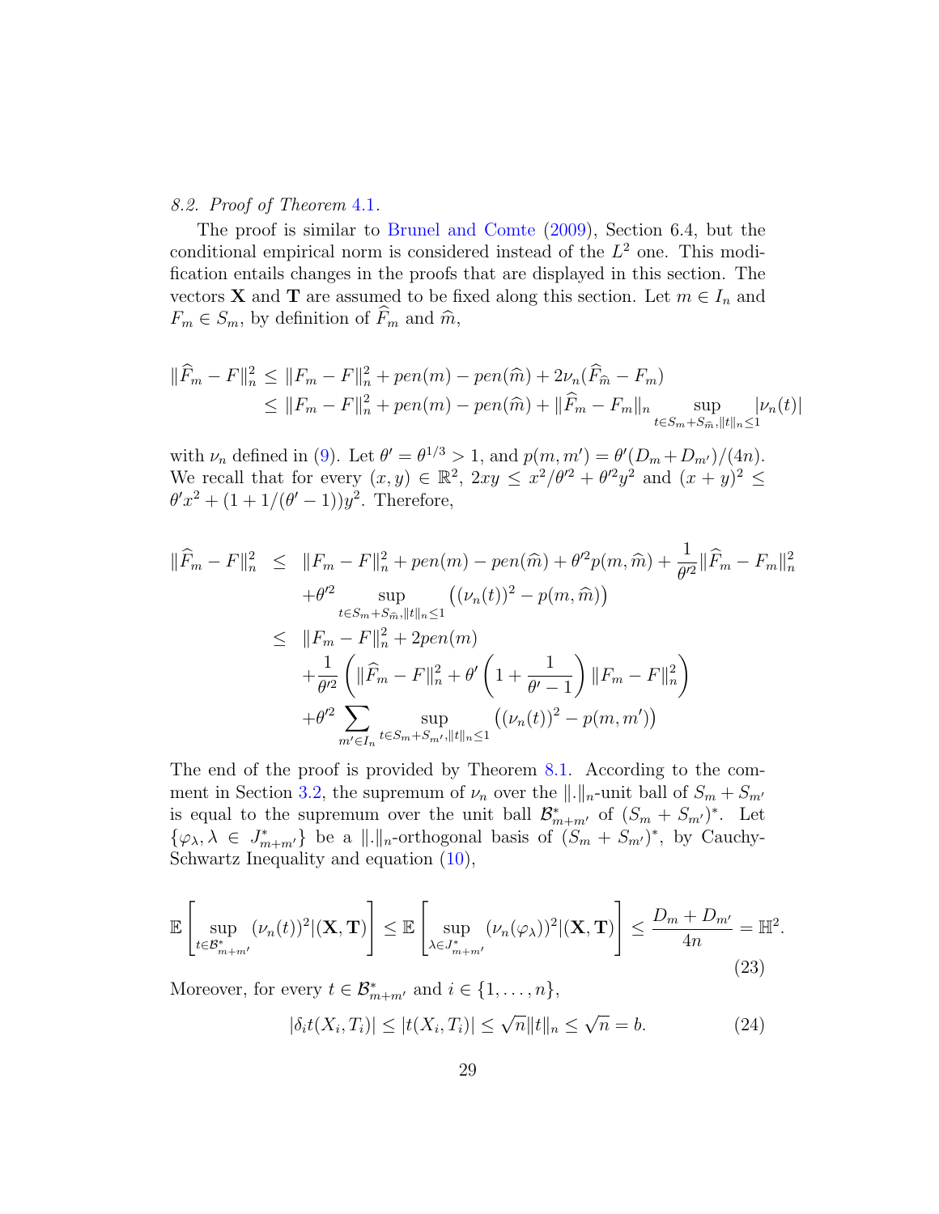### 8.2. *Proof of Theorem* 4.1.

The proof is similar to Brunel and Comte (2009), Section 6.4, but the conditional empirical norm is considered instead of the $L^2$ one. This modification entails changes in the proofs that are displayed in this section. The vectors $\mathbf{X}$ and $\mathbf{T}$ are assumed to be fixed along this section. Let $m \in I_n$ and $F_m \in S_m$, by definition of $\widehat{F}_m$ and $\widehat{m}$,

$$
\begin{aligned}
\|\widehat{F}_m - F\|_n^2 &\leq \|F_m - F\|_n^2 + pen(m) - pen(\widehat{m}) + 2\nu_n(\widehat{F}_{\widehat{m}} - F_m) \\
&\leq \|F_m - F\|_n^2 + pen(m) - pen(\widehat{m}) + \|\widehat{F}_m - F_m\|_n \sup_{t \in S_m + S_{\widehat{m}}, \|t\|_n \leq 1} |\nu_n(t)|
\end{aligned}
$$

with $\nu_n$ defined in (9). Let $\theta' = \theta^{1/3} > 1$, and $p(m, m') = \theta'(D_m + D_{m'})/(4n)$. We recall that for every $(x, y) \in \mathbb{R}^2$, $2xy \leq x^2/\theta'^2 + \theta'^2 y^2$ and $(x+y)^2 \leq \theta' x^2 + (1 + 1/(\theta' - 1))y^2$. Therefore,

$$
\begin{aligned}
\|\widehat{F}_m - F\|_n^2 &\leq \|F_m - F\|_n^2 + pen(m) - pen(\widehat{m}) + \theta'^2 p(m, \widehat{m}) + \frac{1}{\theta'^2}\|\widehat{F}_m - F_m\|_n^2 \\
&\quad + \theta'^2 \sup_{t \in S_m + S_{\widehat{m}}, \|t\|_n \leq 1} \left( (\nu_n(t))^2 - p(m, \widehat{m}) \right) \\
&\leq \|F_m - F\|_n^2 + 2pen(m) \\
&\quad + \frac{1}{\theta'^2} \left( \|\widehat{F}_m - F\|_n^2 + \theta' \left(1 + \frac{1}{\theta' - 1}\right) \|F_m - F\|_n^2 \right) \\
&\quad + \theta'^2 \sum_{m' \in I_n} \sup_{t \in S_m + S_{m'}, \|t\|_n \leq 1} \left( (\nu_n(t))^2 - p(m, m') \right)
\end{aligned}
$$

The end of the proof is provided by Theorem 8.1. According to the comment in Section 3.2, the supremum of $\nu_n$ over the $\|.\|_n$-unit ball of $S_m + S_{m'}$ is equal to the supremum over the unit ball $\mathcal{B}^*_{m+m'}$ of $(S_m + S_{m'})^*$. Let $\{\varphi_\lambda, \lambda \in J^*_{m+m'}\}$ be a $\|.\|_n$-orthogonal basis of $(S_m + S_{m'})^*$, by Cauchy-Schwartz Inequality and equation (10),

$$
\mathbb{E}\left[ \sup_{t \in \mathcal{B}^*_{m+m'}} (\nu_n(t))^2 | (\mathbf{X}, \mathbf{T}) \right] \leq \mathbb{E}\left[ \sup_{\lambda \in J^*_{m+m'}} (\nu_n(\varphi_\lambda))^2 | (\mathbf{X}, \mathbf{T}) \right] \leq \frac{D_m + D_{m'}}{4n} = \mathbb{H}^2. \tag{23}
$$

Moreover, for every $t \in \mathcal{B}^*_{m+m'}$ and $i \in \{1, \dots, n\}$,

$$
|\delta_i t(X_i, T_i)| \leq |t(X_i, T_i)| \leq \sqrt{n}\|t\|_n \leq \sqrt{n} = b. \tag{24}
$$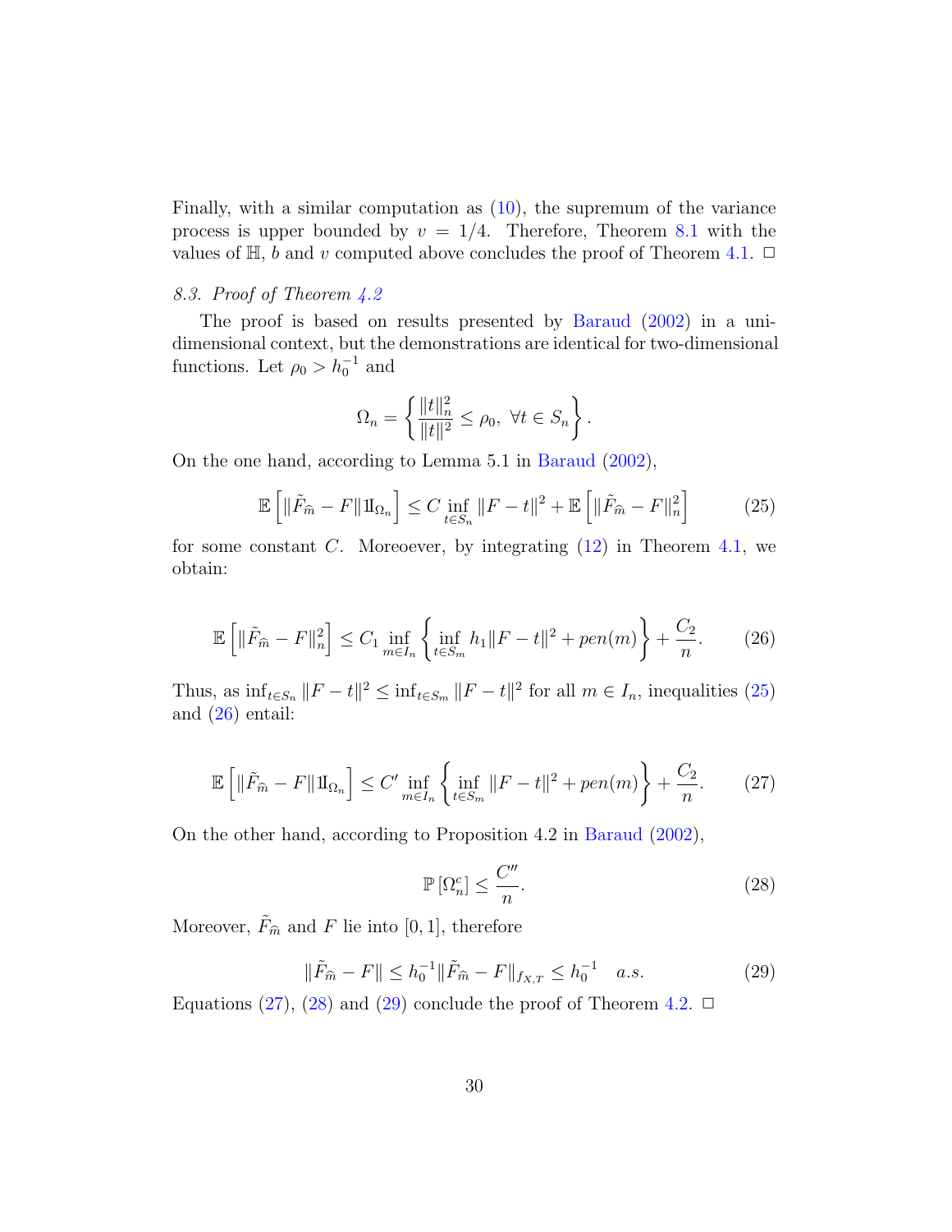Finally, with a similar computation as (10), the supremum of the variance process is upper bounded by $v = 1/4$. Therefore, Theorem 8.1 with the values of $\mathbb{H}$, $b$ and $v$ computed above concludes the proof of Theorem 4.1. $\square$

*8.3. Proof of Theorem 4.2*

The proof is based on results presented by Baraud (2002) in a unidimensional context, but the demonstrations are identical for two-dimensional functions. Let $\rho_0 > h_0^{-1}$ and

$$\Omega_n = \left\{ \frac{\|t\|_n^2}{\|t\|^2} \leq \rho_0, \ \forall t \in S_n \right\}.$$

On the one hand, according to Lemma 5.1 in Baraud (2002),

$$\mathbb{E}\left[\|\tilde{F}_{\widehat{m}} - F\| \mathbb{I}_{\Omega_n}\right] \leq C \inf_{t \in S_n} \|F - t\|^2 + \mathbb{E}\left[\|\tilde{F}_{\widehat{m}} - F\|_n^2\right] \tag{25}$$

for some constant $C$. Moreoever, by integrating (12) in Theorem 4.1, we obtain:

$$\mathbb{E}\left[\|\tilde{F}_{\widehat{m}} - F\|_n^2\right] \leq C_1 \inf_{m \in I_n} \left\{ \inf_{t \in S_m} h_1 \|F - t\|^2 + pen(m) \right\} + \frac{C_2}{n}. \tag{26}$$

Thus, as $\inf_{t \in S_n} \|F - t\|^2 \leq \inf_{t \in S_m} \|F - t\|^2$ for all $m \in I_n$, inequalities (25) and (26) entail:

$$\mathbb{E}\left[\|\tilde{F}_{\widehat{m}} - F\| \mathbb{I}_{\Omega_n}\right] \leq C' \inf_{m \in I_n} \left\{ \inf_{t \in S_m} \|F - t\|^2 + pen(m) \right\} + \frac{C_2}{n}. \tag{27}$$

On the other hand, according to Proposition 4.2 in Baraud (2002),

$$\mathbb{P}\left[\Omega_n^c\right] \leq \frac{C''}{n}. \tag{28}$$

Moreover, $\tilde{F}_{\widehat{m}}$ and $F$ lie into $[0, 1]$, therefore

$$\|\tilde{F}_{\widehat{m}} - F\| \leq h_0^{-1} \|\tilde{F}_{\widehat{m}} - F\|_{f_{X,T}} \leq h_0^{-1} \quad a.s. \tag{29}$$

Equations (27), (28) and (29) conclude the proof of Theorem 4.2. $\square$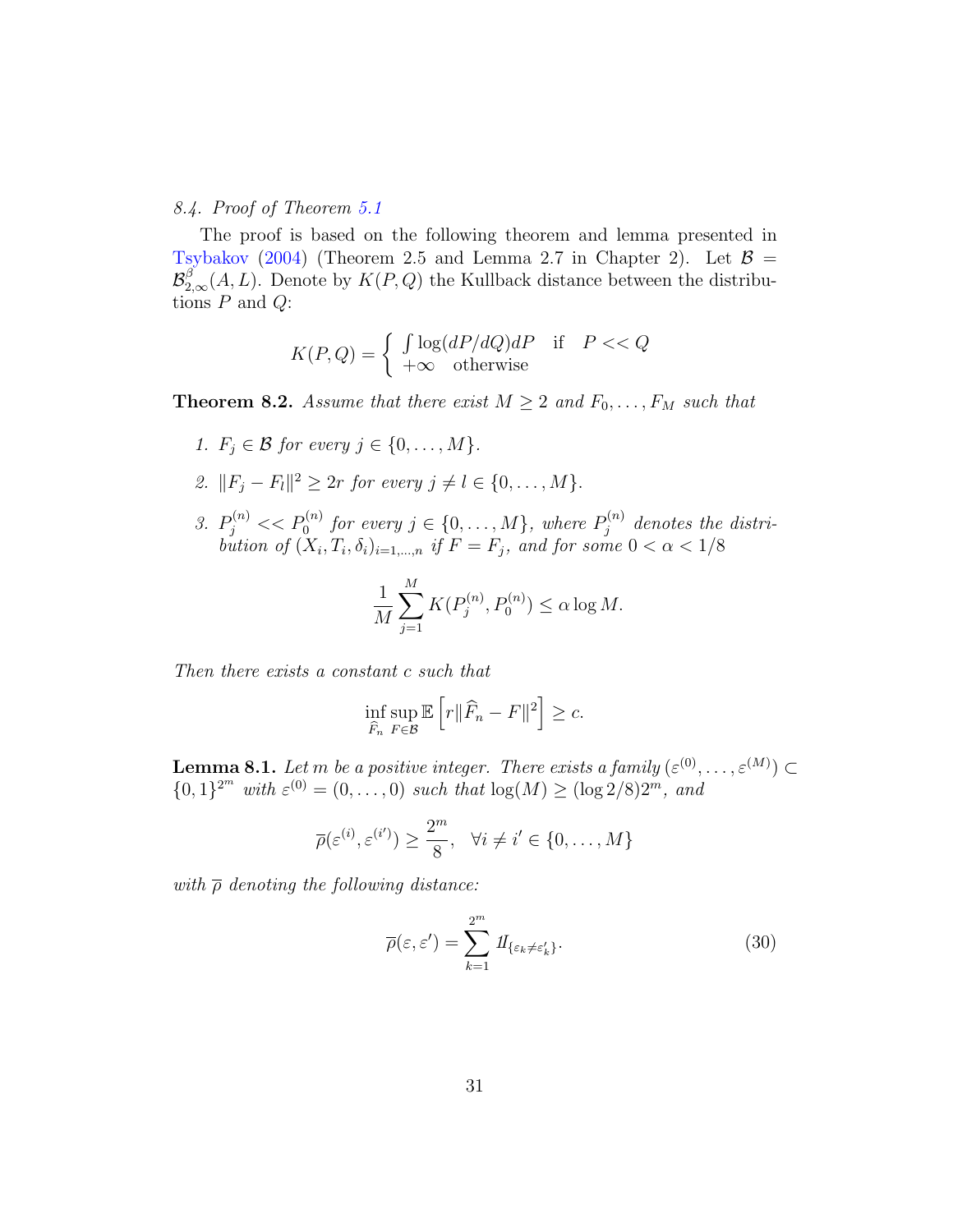*8.4. Proof of Theorem 5.1*

The proof is based on the following theorem and lemma presented in Tsybakov (2004) (Theorem 2.5 and Lemma 2.7 in Chapter 2). Let $\mathcal{B} = \mathcal{B}^{\beta}_{2,\infty}(A, L)$. Denote by $K(P, Q)$ the Kullback distance between the distributions $P$ and $Q$:

$$K(P,Q) = \begin{cases} \int \log(dP/dQ)dP & \text{if} \quad P << Q \\ +\infty \quad \text{otherwise} \end{cases}$$

**Theorem 8.2.** *Assume that there exist $M \geq 2$ and $F_0, \ldots, F_M$ such that*

1. *$F_j \in \mathcal{B}$ for every $j \in \{0, \ldots, M\}$.*
2. *$\|F_j - F_l\|^2 \geq 2r$ for every $j \neq l \in \{0, \ldots, M\}$.*
3. *$P_j^{(n)} << P_0^{(n)}$ for every $j \in \{0, \ldots, M\}$, where $P_j^{(n)}$ denotes the distribution of $(X_i, T_i, \delta_i)_{i=1,\ldots,n}$ if $F = F_j$, and for some $0 < \alpha < 1/8$*

$$\frac{1}{M}\sum_{j=1}^{M} K(P_j^{(n)}, P_0^{(n)}) \leq \alpha \log M.$$

*Then there exists a constant $c$ such that*

$$\inf_{\widehat{F}_n} \sup_{F \in \mathcal{B}} \mathbb{E}\left[r\|\widehat{F}_n - F\|^2\right] \geq c.$$

**Lemma 8.1.** *Let $m$ be a positive integer. There exists a family $(\varepsilon^{(0)}, \ldots, \varepsilon^{(M)}) \subset \{0,1\}^{2^m}$ with $\varepsilon^{(0)} = (0, \ldots, 0)$ such that $\log(M) \geq (\log 2/8)2^m$, and*

$$\overline{\rho}(\varepsilon^{(i)}, \varepsilon^{(i')}) \geq \frac{2^m}{8}, \quad \forall i \neq i' \in \{0, \ldots, M\}$$

*with $\overline{\rho}$ denoting the following distance:*

$$\overline{\rho}(\varepsilon, \varepsilon') = \sum_{k=1}^{2^m} 1\!\!1_{\{\varepsilon_k \neq \varepsilon'_k\}}. \tag{30}$$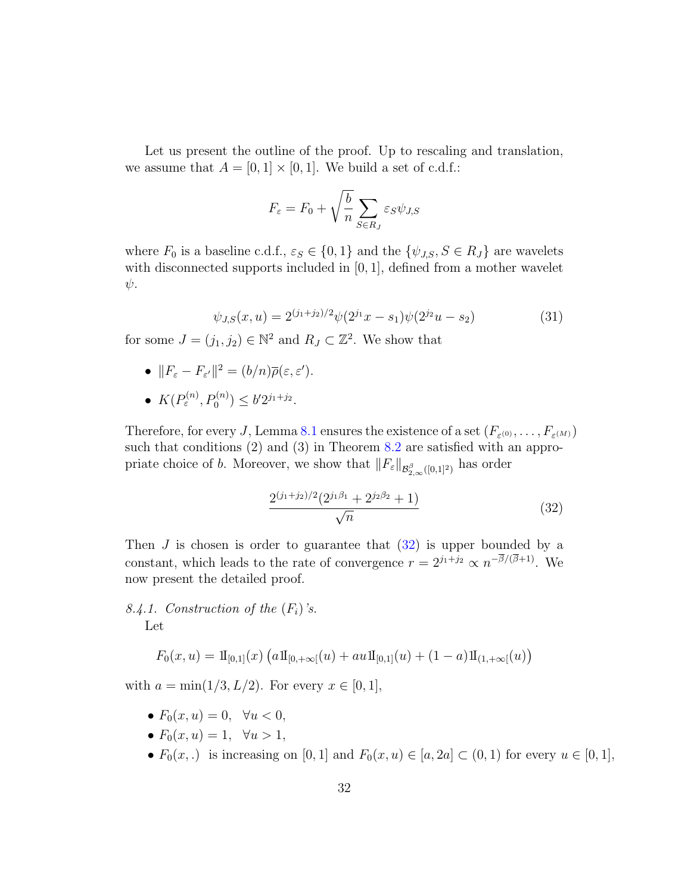Let us present the outline of the proof. Up to rescaling and translation, we assume that $A = [0,1] \times [0,1]$. We build a set of c.d.f.:

$$F_\varepsilon = F_0 + \sqrt{\frac{b}{n}} \sum_{S \in R_J} \varepsilon_S \psi_{J,S}$$

where $F_0$ is a baseline c.d.f., $\varepsilon_S \in \{0,1\}$ and the $\{\psi_{J,S}, S \in R_J\}$ are wavelets with disconnected supports included in $[0,1]$, defined from a mother wavelet $\psi$.

$$\psi_{J,S}(x,u) = 2^{(j_1+j_2)/2} \psi(2^{j_1}x - s_1)\psi(2^{j_2}u - s_2) \tag{31}$$

for some $J = (j_1, j_2) \in \mathbb{N}^2$ and $R_J \subset \mathbb{Z}^2$. We show that

- $\|F_\varepsilon - F_{\varepsilon'}\|^2 = (b/n)\overline{\rho}(\varepsilon, \varepsilon')$.
- $K(P_\varepsilon^{(n)}, P_0^{(n)}) \leq b' 2^{j_1+j_2}$.

Therefore, for every $J$, Lemma 8.1 ensures the existence of a set $(F_{\varepsilon^{(0)}}, \ldots, F_{\varepsilon^{(M)}})$ such that conditions (2) and (3) in Theorem 8.2 are satisfied with an appropriate choice of $b$. Moreover, we show that $\|F_\varepsilon\|_{\mathcal{B}^{\beta}_{2,\infty}([0,1]^2)}$ has order

$$\frac{2^{(j_1+j_2)/2}(2^{j_1\beta_1} + 2^{j_2\beta_2} + 1)}{\sqrt{n}} \tag{32}$$

Then $J$ is chosen is order to guarantee that (32) is upper bounded by a constant, which leads to the rate of convergence $r = 2^{j_1+j_2} \propto n^{-\overline{\beta}/(\overline{\beta}+1)}$. We now present the detailed proof.

*8.4.1. Construction of the $(F_i)$'s.*

Let

$$F_0(x,u) = \mathbb{1}_{[0,1]}(x) \left( a\mathbb{1}_{[0,+\infty[}(u) + au\mathbb{1}_{[0,1]}(u) + (1-a)\mathbb{1}_{(1,+\infty[}(u) \right)$$

with $a = \min(1/3, L/2)$. For every $x \in [0,1]$,

- $F_0(x,u) = 0, \quad \forall u < 0,$
- $F_0(x,u) = 1, \quad \forall u > 1,$
- $F_0(x,.)$ is increasing on $[0,1]$ and $F_0(x,u) \in [a, 2a] \subset (0,1)$ for every $u \in [0,1]$,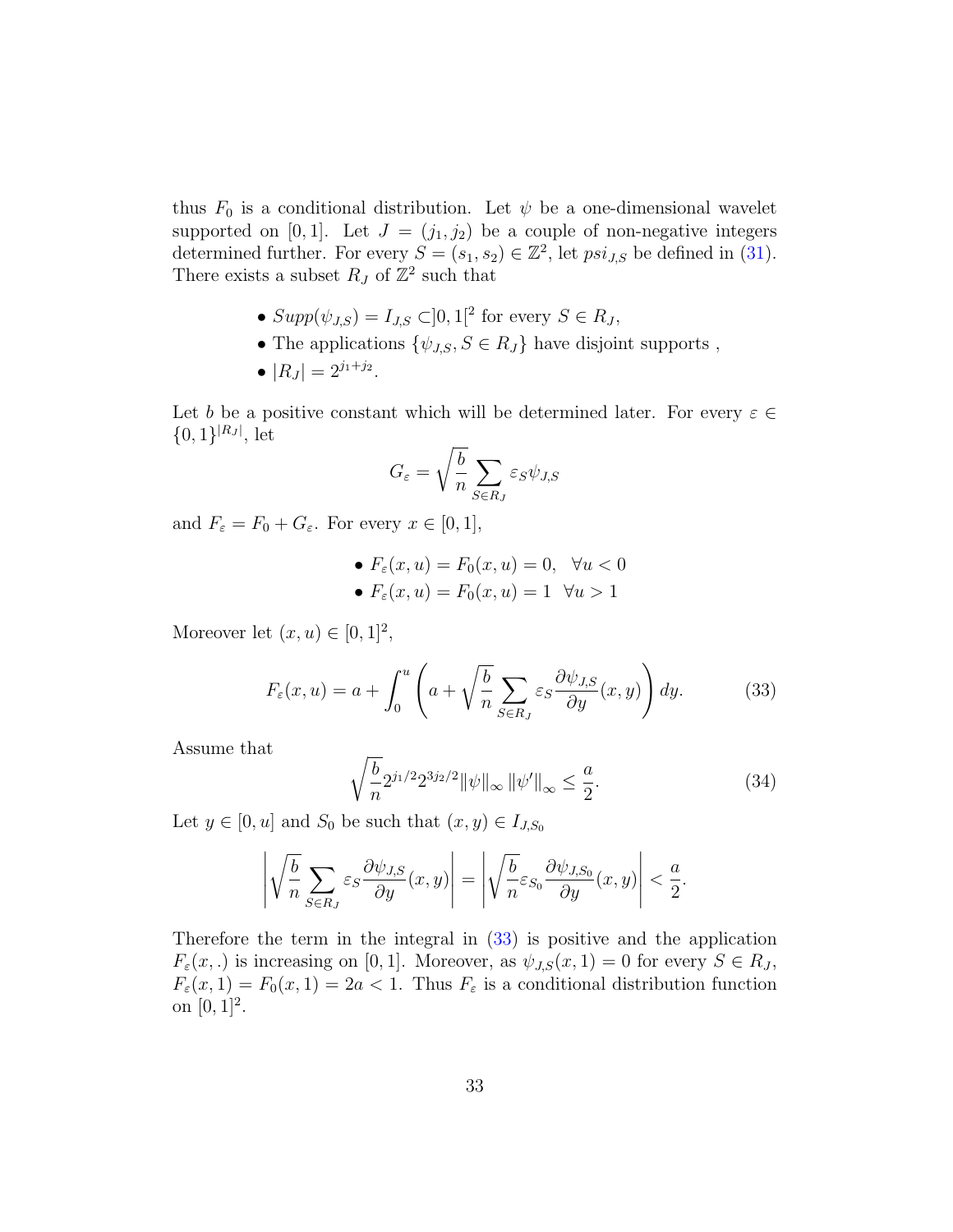thus $F_0$ is a conditional distribution. Let $\psi$ be a one-dimensional wavelet supported on $[0,1]$. Let $J = (j_1, j_2)$ be a couple of non-negative integers determined further. For every $S = (s_1, s_2) \in \mathbb{Z}^2$, let $psi_{J,S}$ be defined in (31). There exists a subset $R_J$ of $\mathbb{Z}^2$ such that

- $Supp(\psi_{J,S}) = I_{J,S} \subset ]0,1[^2$ for every $S \in R_J$,
- The applications $\{\psi_{J,S}, S \in R_J\}$ have disjoint supports ,
- $|R_J| = 2^{j_1+j_2}$.

Let $b$ be a positive constant which will be determined later. For every $\varepsilon \in \{0,1\}^{|R_J|}$, let

$$G_\varepsilon = \sqrt{\frac{b}{n}} \sum_{S \in R_J} \varepsilon_S \psi_{J,S}$$

and $F_\varepsilon = F_0 + G_\varepsilon$. For every $x \in [0,1]$,

- $F_\varepsilon(x,u) = F_0(x,u) = 0, \quad \forall u < 0$
- $F_\varepsilon(x,u) = F_0(x,u) = 1 \quad \forall u > 1$

Moreover let $(x,u) \in [0,1]^2$,

$$F_\varepsilon(x,u) = a + \int_0^u \left( a + \sqrt{\frac{b}{n}} \sum_{S \in R_J} \varepsilon_S \frac{\partial \psi_{J,S}}{\partial y}(x,y) \right) dy. \tag{33}$$

Assume that

$$\sqrt{\frac{b}{n}} 2^{j_1/2} 2^{3j_2/2} \|\psi\|_\infty \|\psi'\|_\infty \leq \frac{a}{2}. \tag{34}$$

Let $y \in [0,u]$ and $S_0$ be such that $(x,y) \in I_{J,S_0}$

$$\left| \sqrt{\frac{b}{n}} \sum_{S \in R_J} \varepsilon_S \frac{\partial \psi_{J,S}}{\partial y}(x,y) \right| = \left| \sqrt{\frac{b}{n}} \varepsilon_{S_0} \frac{\partial \psi_{J,S_0}}{\partial y}(x,y) \right| < \frac{a}{2}.$$

Therefore the term in the integral in (33) is positive and the application $F_\varepsilon(x,.)$ is increasing on $[0,1]$. Moreover, as $\psi_{J,S}(x,1) = 0$ for every $S \in R_J$, $F_\varepsilon(x,1) = F_0(x,1) = 2a < 1$. Thus $F_\varepsilon$ is a conditional distribution function on $[0,1]^2$.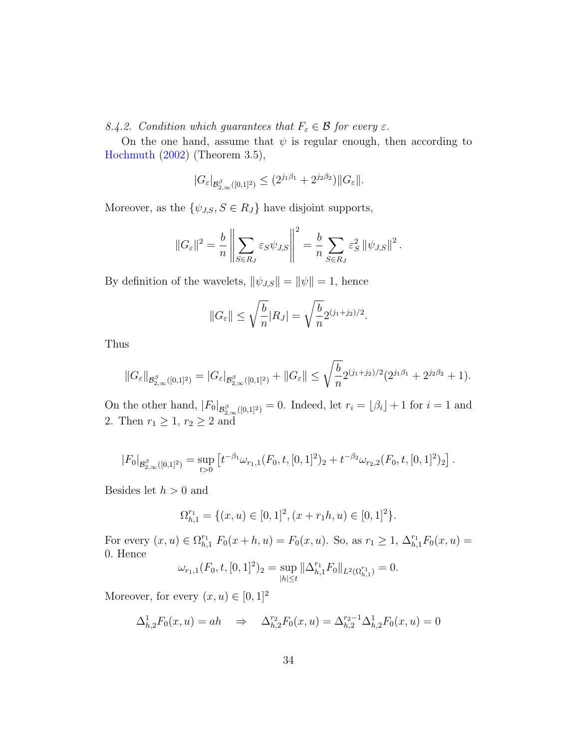*8.4.2. Condition which guarantees that $F_\varepsilon \in \mathcal{B}$ for every $\varepsilon$.*

On the one hand, assume that $\psi$ is regular enough, then according to Hochmuth (2002) (Theorem 3.5),

$$|G_\varepsilon|_{\mathcal{B}^\beta_{2,\infty}([0,1]^2)} \leq (2^{j_1\beta_1} + 2^{j_2\beta_2})\|G_\varepsilon\|.$$

Moreover, as the $\{\psi_{J,S}, S \in R_J\}$ have disjoint supports,

$$\|G_\varepsilon\|^2 = \frac{b}{n}\left\|\sum_{S\in R_J} \varepsilon_S \psi_{J,S}\right\|^2 = \frac{b}{n}\sum_{S\in R_J} \varepsilon_S^2 \left\|\psi_{J,S}\right\|^2.$$

By definition of the wavelets, $\|\psi_{J,S}\| = \|\psi\| = 1$, hence

$$\|G_\varepsilon\| \leq \sqrt{\frac{b}{n}}|R_J| = \sqrt{\frac{b}{n}}2^{(j_1+j_2)/2}.$$

Thus

$$\|G_\varepsilon\|_{\mathcal{B}^\beta_{2,\infty}([0,1]^2)} = |G_\varepsilon|_{\mathcal{B}^\beta_{2,\infty}([0,1]^2)} + \|G_\varepsilon\| \leq \sqrt{\frac{b}{n}}2^{(j_1+j_2)/2}(2^{j_1\beta_1} + 2^{j_2\beta_2} + 1).$$

On the other hand, $|F_0|_{\mathcal{B}^\beta_{2,\infty}([0,1]^2)} = 0$. Indeed, let $r_i = \lfloor \beta_i \rfloor + 1$ for $i = 1$ and 2. Then $r_1 \geq 1$, $r_2 \geq 2$ and

$$|F_0|_{\mathcal{B}^\beta_{2,\infty}([0,1]^2)} = \sup_{t>0}\left[t^{-\beta_1}\omega_{r_1,1}(F_0, t, [0,1]^2)_2 + t^{-\beta_2}\omega_{r_2,2}(F_0, t, [0,1]^2)_2\right].$$

Besides let $h > 0$ and

$$\Omega^{r_1}_{h,1} = \{(x,u) \in [0,1]^2, (x + r_1 h, u) \in [0,1]^2\}.$$

For every $(x,u) \in \Omega^{r_1}_{h,1}$ $F_0(x+h,u) = F_0(x,u)$. So, as $r_1 \geq 1$, $\Delta^{r_1}_{h,1}F_0(x,u) = 0$. Hence

$$\omega_{r_1,1}(F_0, t, [0,1]^2)_2 = \sup_{|h|\leq t}\|\Delta^{r_1}_{h,1}F_0\|_{L^2(\Omega^{r_1}_{h,1})} = 0.$$

Moreover, for every $(x,u) \in [0,1]^2$

$$\Delta^1_{h,2}F_0(x,u) = ah \quad \Rightarrow \quad \Delta^{r_2}_{h,2}F_0(x,u) = \Delta^{r_2-1}_{h,2}\Delta^1_{h,2}F_0(x,u) = 0$$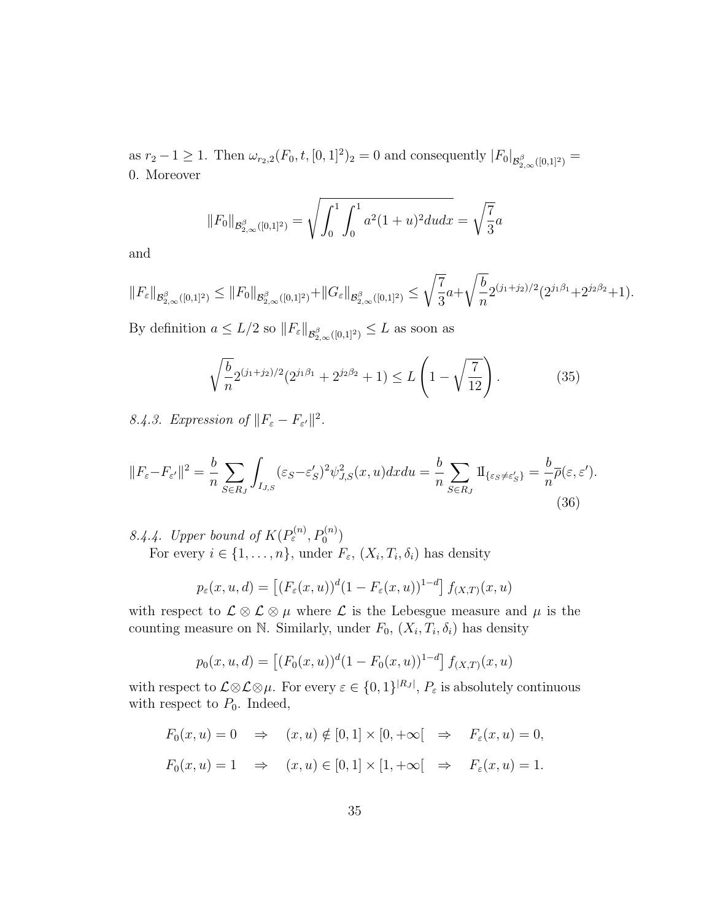as $r_2 - 1 \geq 1$. Then $\omega_{r_2,2}(F_0, t, [0,1]^2)_2 = 0$ and consequently $|F_0|_{\mathcal{B}^{\beta}_{2,\infty}([0,1]^2)} = 0$. Moreover

$$\|F_0\|_{\mathcal{B}^{\beta}_{2,\infty}([0,1]^2)} = \sqrt{\int_0^1 \int_0^1 a^2(1+u)^2 du dx} = \sqrt{\frac{7}{3}} a$$

and

$$\|F_\varepsilon\|_{\mathcal{B}^{\beta}_{2,\infty}([0,1]^2)} \leq \|F_0\|_{\mathcal{B}^{\beta}_{2,\infty}([0,1]^2)} + \|G_\varepsilon\|_{\mathcal{B}^{\beta}_{2,\infty}([0,1]^2)} \leq \sqrt{\frac{7}{3}} a + \sqrt{\frac{b}{n}} 2^{(j_1+j_2)/2}(2^{j_1\beta_1} + 2^{j_2\beta_2} + 1).$$

By definition $a \leq L/2$ so $\|F_\varepsilon\|_{\mathcal{B}^{\beta}_{2,\infty}([0,1]^2)} \leq L$ as soon as

$$\sqrt{\frac{b}{n}} 2^{(j_1+j_2)/2}(2^{j_1\beta_1} + 2^{j_2\beta_2} + 1) \leq L \left(1 - \sqrt{\frac{7}{12}}\right). \tag{35}$$

*8.4.3. Expression of $\|F_\varepsilon - F_{\varepsilon'}\|^2$.*

$$\|F_\varepsilon - F_{\varepsilon'}\|^2 = \frac{b}{n} \sum_{S \in R_J} \int_{I_{J,S}} (\varepsilon_S - \varepsilon'_S)^2 \psi^2_{J,S}(x,u) dx du = \frac{b}{n} \sum_{S \in R_J} 1\!\!1_{\{\varepsilon_S \neq \varepsilon'_S\}} = \frac{b}{n} \overline{\rho}(\varepsilon, \varepsilon'). \tag{36}$$

*8.4.4. Upper bound of $K(P^{(n)}_\varepsilon, P^{(n)}_0)$*

For every $i \in \{1, \ldots, n\}$, under $F_\varepsilon$, $(X_i, T_i, \delta_i)$ has density

$$p_\varepsilon(x,u,d) = \left[(F_\varepsilon(x,u))^d (1 - F_\varepsilon(x,u))^{1-d}\right] f_{(X,T)}(x,u)$$

with respect to $\mathcal{L} \otimes \mathcal{L} \otimes \mu$ where $\mathcal{L}$ is the Lebesgue measure and $\mu$ is the counting measure on $\mathbb{N}$. Similarly, under $F_0$, $(X_i, T_i, \delta_i)$ has density

$$p_0(x,u,d) = \left[(F_0(x,u))^d (1 - F_0(x,u))^{1-d}\right] f_{(X,T)}(x,u)$$

with respect to $\mathcal{L} \otimes \mathcal{L} \otimes \mu$. For every $\varepsilon \in \{0,1\}^{|R_J|}$, $P_\varepsilon$ is absolutely continuous with respect to $P_0$. Indeed,

$$F_0(x,u) = 0 \quad \Rightarrow \quad (x,u) \notin [0,1] \times [0, +\infty[ \quad \Rightarrow \quad F_\varepsilon(x,u) = 0,$$

$$F_0(x,u) = 1 \quad \Rightarrow \quad (x,u) \in [0,1] \times [1, +\infty[ \quad \Rightarrow \quad F_\varepsilon(x,u) = 1.$$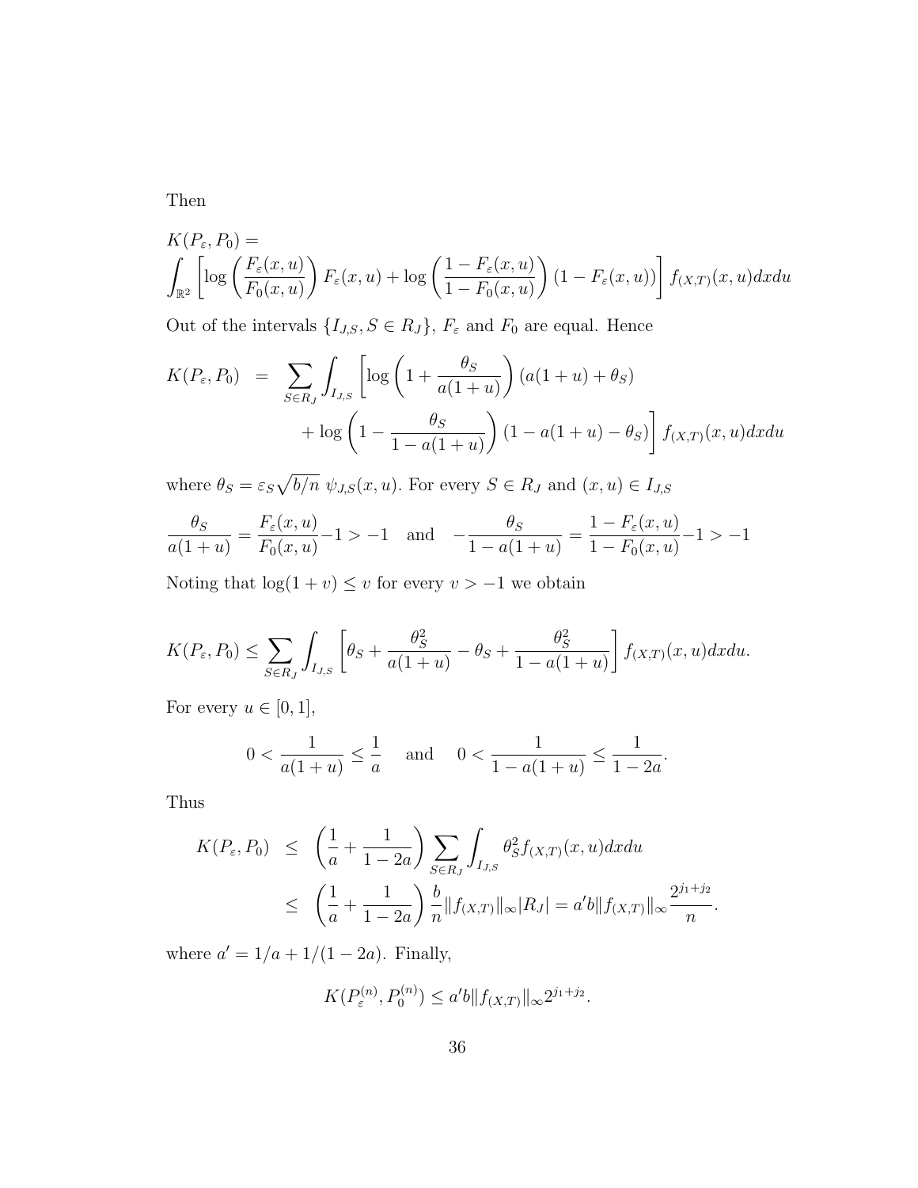Then

$$K(P_\varepsilon, P_0) =$$
$$\int_{\mathbb{R}^2} \left[ \log\left(\frac{F_\varepsilon(x,u)}{F_0(x,u)}\right) F_\varepsilon(x,u) + \log\left(\frac{1-F_\varepsilon(x,u)}{1-F_0(x,u)}\right)(1-F_\varepsilon(x,u)) \right] f_{(X,T)}(x,u)dxdu$$

Out of the intervals $\{I_{J,S}, S \in R_J\}$, $F_\varepsilon$ and $F_0$ are equal. Hence

$$\begin{aligned} K(P_\varepsilon, P_0) &= \sum_{S\in R_J} \int_{I_{J,S}} \left[ \log\left(1 + \frac{\theta_S}{a(1+u)}\right)(a(1+u)+\theta_S) \right. \\ &\quad \left. + \log\left(1 - \frac{\theta_S}{1-a(1+u)}\right)(1-a(1+u)-\theta_S) \right] f_{(X,T)}(x,u)dxdu \end{aligned}$$

where $\theta_S = \varepsilon_S \sqrt{b/n}\ \psi_{J,S}(x,u)$. For every $S \in R_J$ and $(x,u) \in I_{J,S}$

$$\frac{\theta_S}{a(1+u)} = \frac{F_\varepsilon(x,u)}{F_0(x,u)} - 1 > -1 \quad \text{and} \quad -\frac{\theta_S}{1-a(1+u)} = \frac{1-F_\varepsilon(x,u)}{1-F_0(x,u)} - 1 > -1$$

Noting that $\log(1+v) \le v$ for every $v > -1$ we obtain

$$K(P_\varepsilon, P_0) \le \sum_{S\in R_J} \int_{I_{J,S}} \left[ \theta_S + \frac{\theta_S^2}{a(1+u)} - \theta_S + \frac{\theta_S^2}{1-a(1+u)} \right] f_{(X,T)}(x,u)dxdu.$$

For every $u \in [0,1]$,

$$0 < \frac{1}{a(1+u)} \le \frac{1}{a} \quad \text{and} \quad 0 < \frac{1}{1-a(1+u)} \le \frac{1}{1-2a}.$$

Thus

$$\begin{aligned} K(P_\varepsilon, P_0) &\le \left(\frac{1}{a} + \frac{1}{1-2a}\right) \sum_{S\in R_J} \int_{I_{J,S}} \theta_S^2 f_{(X,T)}(x,u)dxdu \\ &\le \left(\frac{1}{a} + \frac{1}{1-2a}\right) \frac{b}{n} \|f_{(X,T)}\|_\infty |R_J| = a'b\|f_{(X,T)}\|_\infty \frac{2^{j_1+j_2}}{n}. \end{aligned}$$

where $a' = 1/a + 1/(1-2a)$. Finally,

$$K(P_\varepsilon^{(n)}, P_0^{(n)}) \le a'b\|f_{(X,T)}\|_\infty 2^{j_1+j_2}.$$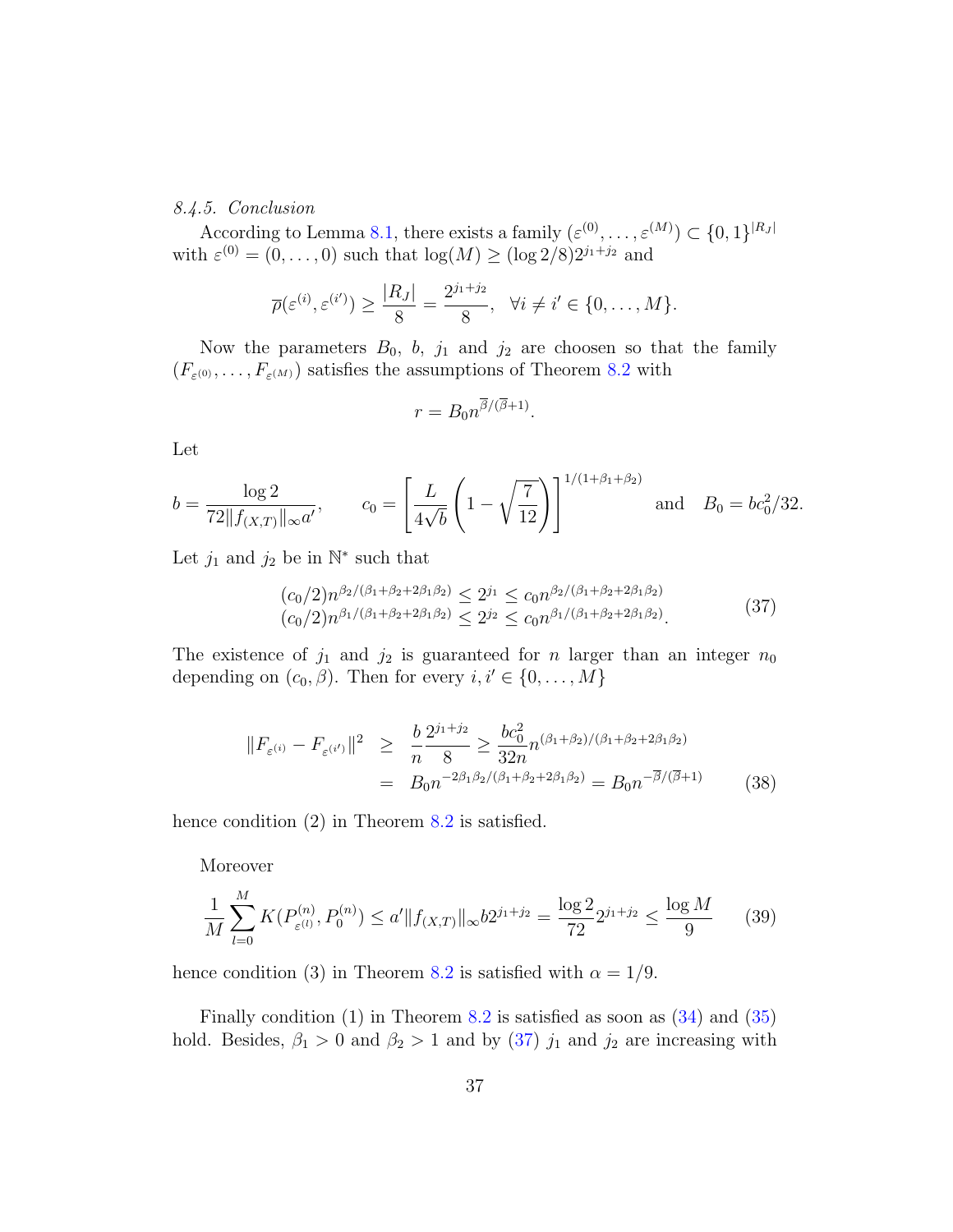*8.4.5. Conclusion*

According to Lemma 8.1, there exists a family $(\varepsilon^{(0)}, \dots, \varepsilon^{(M)}) \subset \{0,1\}^{|R_J|}$ with $\varepsilon^{(0)} = (0, \dots, 0)$ such that $\log(M) \geq (\log 2/8) 2^{j_1+j_2}$ and

$$\overline{\rho}(\varepsilon^{(i)}, \varepsilon^{(i')}) \geq \frac{|R_J|}{8} = \frac{2^{j_1+j_2}}{8}, \quad \forall i \neq i' \in \{0, \dots, M\}.$$

Now the parameters $B_0$, $b$, $j_1$ and $j_2$ are choosen so that the family $(F_{\varepsilon^{(0)}}, \dots, F_{\varepsilon^{(M)}})$ satisfies the assumptions of Theorem 8.2 with

$$r = B_0 n^{\overline{\beta}/(\overline{\beta}+1)}.$$

Let

$$b = \frac{\log 2}{72 \|f_{(X,T)}\|_\infty a'}, \qquad c_0 = \left[ \frac{L}{4\sqrt{b}} \left( 1 - \sqrt{\frac{7}{12}} \right) \right]^{1/(1+\beta_1+\beta_2)} \quad \text{and} \quad B_0 = b c_0^2 / 32.$$

Let $j_1$ and $j_2$ be in $\mathbb{N}^*$ such that

$$\begin{array}{l} (c_0/2) n^{\beta_2/(\beta_1+\beta_2+2\beta_1\beta_2)} \leq 2^{j_1} \leq c_0 n^{\beta_2/(\beta_1+\beta_2+2\beta_1\beta_2)} \\ (c_0/2) n^{\beta_1/(\beta_1+\beta_2+2\beta_1\beta_2)} \leq 2^{j_2} \leq c_0 n^{\beta_1/(\beta_1+\beta_2+2\beta_1\beta_2)}. \end{array} \tag{37}$$

The existence of $j_1$ and $j_2$ is guaranteed for $n$ larger than an integer $n_0$ depending on $(c_0, \beta)$. Then for every $i, i' \in \{0, \dots, M\}$

$$\begin{aligned} \|F_{\varepsilon^{(i)}} - F_{\varepsilon^{(i')}}\|^2 &\geq \frac{b}{n} \frac{2^{j_1+j_2}}{8} \geq \frac{b c_0^2}{32 n} n^{(\beta_1+\beta_2)/(\beta_1+\beta_2+2\beta_1\beta_2)} \\ &= B_0 n^{-2\beta_1\beta_2/(\beta_1+\beta_2+2\beta_1\beta_2)} = B_0 n^{-\overline{\beta}/(\overline{\beta}+1)} \end{aligned} \tag{38}$$

hence condition (2) in Theorem 8.2 is satisfied.

Moreover

$$\frac{1}{M} \sum_{l=0}^{M} K(P^{(n)}_{\varepsilon^{(l)}}, P^{(n)}_0) \leq a' \|f_{(X,T)}\|_\infty b 2^{j_1+j_2} = \frac{\log 2}{72} 2^{j_1+j_2} \leq \frac{\log M}{9} \tag{39}$$

hence condition (3) in Theorem 8.2 is satisfied with $\alpha = 1/9$.

Finally condition (1) in Theorem 8.2 is satisfied as soon as (34) and (35) hold. Besides, $\beta_1 > 0$ and $\beta_2 > 1$ and by (37) $j_1$ and $j_2$ are increasing with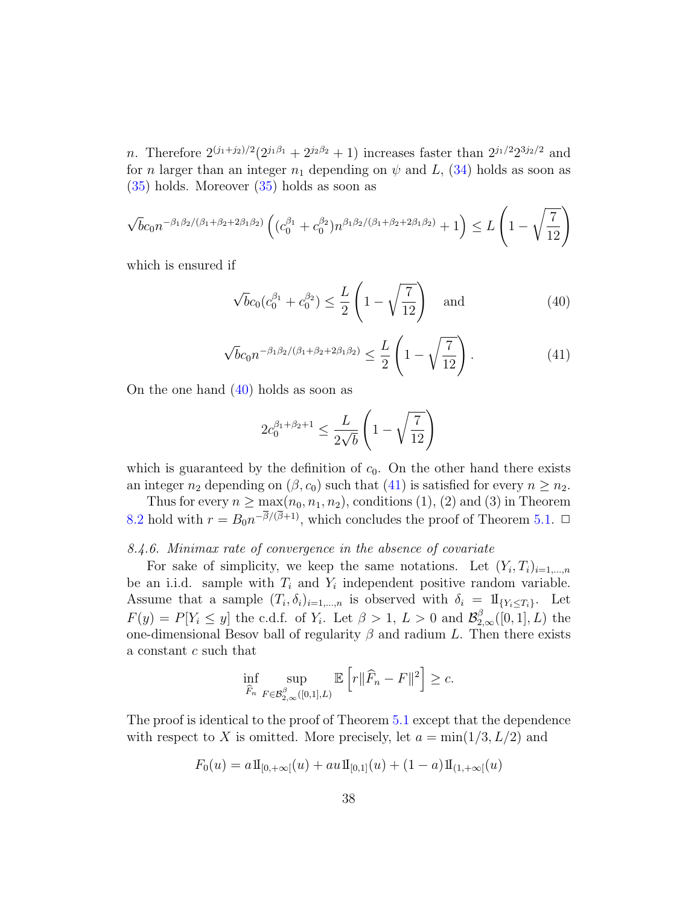$n$. Therefore $2^{(j_1+j_2)/2}(2^{j_1\beta_1} + 2^{j_2\beta_2} + 1)$ increases faster than $2^{j_1/2}2^{3j_2/2}$ and for $n$ larger than an integer $n_1$ depending on $\psi$ and $L$, (34) holds as soon as (35) holds. Moreover (35) holds as soon as

$$\sqrt{b}c_0 n^{-\beta_1\beta_2/(\beta_1+\beta_2+2\beta_1\beta_2)}\left((c_0^{\beta_1} + c_0^{\beta_2})n^{\beta_1\beta_2/(\beta_1+\beta_2+2\beta_1\beta_2)} + 1\right) \leq L\left(1 - \sqrt{\frac{7}{12}}\right)$$

which is ensured if

$$\sqrt{b}c_0(c_0^{\beta_1} + c_0^{\beta_2}) \leq \frac{L}{2}\left(1 - \sqrt{\frac{7}{12}}\right) \quad \text{and} \tag{40}$$

$$\sqrt{b}c_0 n^{-\beta_1\beta_2/(\beta_1+\beta_2+2\beta_1\beta_2)} \leq \frac{L}{2}\left(1 - \sqrt{\frac{7}{12}}\right). \tag{41}$$

On the one hand (40) holds as soon as

$$2c_0^{\beta_1+\beta_2+1} \leq \frac{L}{2\sqrt{b}}\left(1 - \sqrt{\frac{7}{12}}\right)$$

which is guaranteed by the definition of $c_0$. On the other hand there exists an integer $n_2$ depending on $(\beta, c_0)$ such that (41) is satisfied for every $n \geq n_2$.

Thus for every $n \geq \max(n_0, n_1, n_2)$, conditions (1), (2) and (3) in Theorem 8.2 hold with $r = B_0 n^{-\overline{\beta}/(\overline{\beta}+1)}$, which concludes the proof of Theorem 5.1. □

*8.4.6. Minimax rate of convergence in the absence of covariate*

For sake of simplicity, we keep the same notations. Let $(Y_i, T_i)_{i=1,\ldots,n}$ be an i.i.d. sample with $T_i$ and $Y_i$ independent positive random variable. Assume that a sample $(T_i, \delta_i)_{i=1,\ldots,n}$ is observed with $\delta_i = 1\!\!1_{\{Y_i \leq T_i\}}$. Let $F(y) = P[Y_i \leq y]$ the c.d.f. of $Y_i$. Let $\beta > 1$, $L > 0$ and $\mathcal{B}^{\beta}_{2,\infty}([0,1], L)$ the one-dimensional Besov ball of regularity $\beta$ and radius $L$. Then there exists a constant $c$ such that

$$\inf_{\widehat{F}_n} \sup_{F \in \mathcal{B}^{\beta}_{2,\infty}([0,1],L)} \mathbb{E}\left[r\|\widehat{F}_n - F\|^2\right] \geq c.$$

The proof is identical to the proof of Theorem 5.1 except that the dependence with respect to $X$ is omitted. More precisely, let $a = \min(1/3, L/2)$ and

$$F_0(u) = a1\!\!1_{[0,+\infty[}(u) + au1\!\!1_{[0,1]}(u) + (1-a)1\!\!1_{(1,+\infty[}(u)$$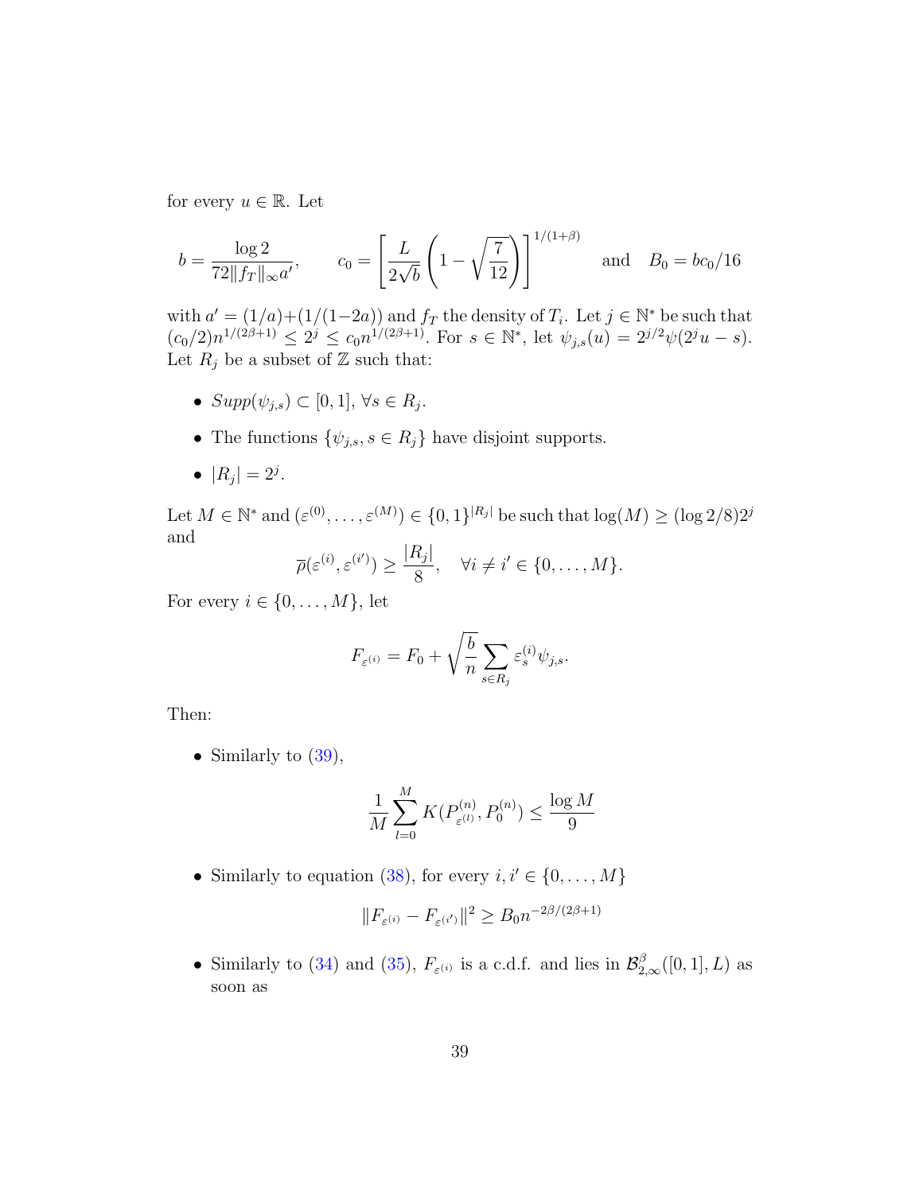for every $u \in \mathbb{R}$. Let

$$b = \frac{\log 2}{72\|f_T\|_\infty a'}, \qquad c_0 = \left[\frac{L}{2\sqrt{b}}\left(1 - \sqrt{\frac{7}{12}}\right)\right]^{1/(1+\beta)} \quad \text{and} \quad B_0 = bc_0/16$$

with $a' = (1/a) + (1/(1-2a))$ and $f_T$ the density of $T_i$. Let $j \in \mathbb{N}^*$ be such that $(c_0/2)n^{1/(2\beta+1)} \leq 2^j \leq c_0 n^{1/(2\beta+1)}$. For $s \in \mathbb{N}^*$, let $\psi_{j,s}(u) = 2^{j/2}\psi(2^j u - s)$. Let $R_j$ be a subset of $\mathbb{Z}$ such that:

- $Supp(\psi_{j,s}) \subset [0,1]$, $\forall s \in R_j$.
- The functions $\{\psi_{j,s}, s \in R_j\}$ have disjoint supports.
- $|R_j| = 2^j$.

Let $M \in \mathbb{N}^*$ and $(\varepsilon^{(0)}, \dots, \varepsilon^{(M)}) \in \{0,1\}^{|R_j|}$ be such that $\log(M) \geq (\log 2/8)2^j$ and

$$\overline{\rho}(\varepsilon^{(i)}, \varepsilon^{(i')}) \geq \frac{|R_j|}{8}, \quad \forall i \neq i' \in \{0, \dots, M\}.$$

For every $i \in \{0, \dots, M\}$, let

$$F_{\varepsilon^{(i)}} = F_0 + \sqrt{\frac{b}{n}} \sum_{s \in R_j} \varepsilon_s^{(i)} \psi_{j,s}.$$

Then:

- Similarly to (39),

$$\frac{1}{M} \sum_{l=0}^{M} K(P_{\varepsilon^{(l)}}^{(n)}, P_0^{(n)}) \leq \frac{\log M}{9}$$

- Similarly to equation (38), for every $i, i' \in \{0, \dots, M\}$

$$\|F_{\varepsilon^{(i)}} - F_{\varepsilon^{(i')}}\|^2 \geq B_0 n^{-2\beta/(2\beta+1)}$$

- Similarly to (34) and (35), $F_{\varepsilon^{(i)}}$ is a c.d.f. and lies in $\mathcal{B}_{2,\infty}^{\beta}([0,1], L)$ as soon as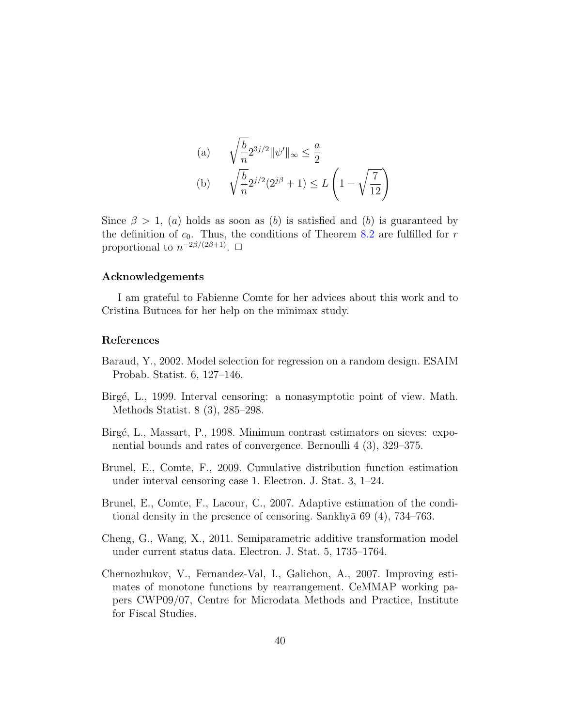$$
\begin{aligned}
&\text{(a)} \qquad \sqrt{\frac{b}{n}} 2^{3j/2} \|\psi'\|_\infty \leq \frac{a}{2} \\
&\text{(b)} \qquad \sqrt{\frac{b}{n}} 2^{j/2} (2^{j\beta} + 1) \leq L \left( 1 - \sqrt{\frac{7}{12}} \right)
\end{aligned}
$$

Since $\beta > 1$, $(a)$ holds as soon as $(b)$ is satisfied and $(b)$ is guaranteed by the definition of $c_0$. Thus, the conditions of Theorem 8.2 are fulfilled for $r$ proportional to $n^{-2\beta/(2\beta+1)}$. $\square$

## Acknowledgements

I am grateful to Fabienne Comte for her advices about this work and to Cristina Butucea for her help on the minimax study.

## References

Baraud, Y., 2002. Model selection for regression on a random design. ESAIM Probab. Statist. 6, 127–146.

Birgé, L., 1999. Interval censoring: a nonasymptotic point of view. Math. Methods Statist. 8 (3), 285–298.

Birgé, L., Massart, P., 1998. Minimum contrast estimators on sieves: exponential bounds and rates of convergence. Bernoulli 4 (3), 329–375.

Brunel, E., Comte, F., 2009. Cumulative distribution function estimation under interval censoring case 1. Electron. J. Stat. 3, 1–24.

Brunel, E., Comte, F., Lacour, C., 2007. Adaptive estimation of the conditional density in the presence of censoring. Sankhyā 69 (4), 734–763.

Cheng, G., Wang, X., 2011. Semiparametric additive transformation model under current status data. Electron. J. Stat. 5, 1735–1764.

Chernozhukov, V., Fernandez-Val, I., Galichon, A., 2007. Improving estimates of monotone functions by rearrangement. CeMMAP working papers CWP09/07, Centre for Microdata Methods and Practice, Institute for Fiscal Studies.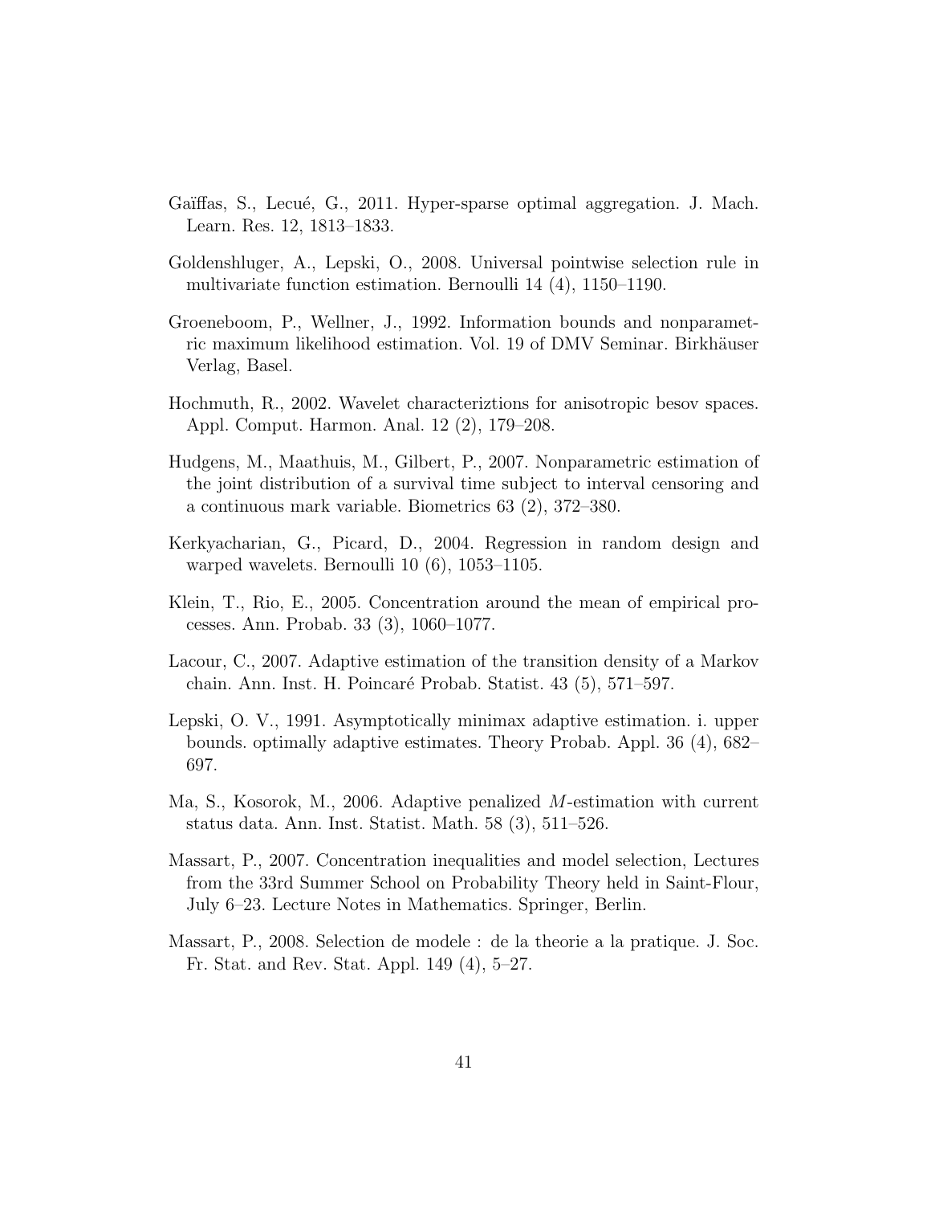Gaïffas, S., Lecué, G., 2011. Hyper-sparse optimal aggregation. J. Mach. Learn. Res. 12, 1813–1833.

Goldenshluger, A., Lepski, O., 2008. Universal pointwise selection rule in multivariate function estimation. Bernoulli 14 (4), 1150–1190.

Groeneboom, P., Wellner, J., 1992. Information bounds and nonparametric maximum likelihood estimation. Vol. 19 of DMV Seminar. Birkhäuser Verlag, Basel.

Hochmuth, R., 2002. Wavelet characteriztions for anisotropic besov spaces. Appl. Comput. Harmon. Anal. 12 (2), 179–208.

Hudgens, M., Maathuis, M., Gilbert, P., 2007. Nonparametric estimation of the joint distribution of a survival time subject to interval censoring and a continuous mark variable. Biometrics 63 (2), 372–380.

Kerkyacharian, G., Picard, D., 2004. Regression in random design and warped wavelets. Bernoulli 10 (6), 1053–1105.

Klein, T., Rio, E., 2005. Concentration around the mean of empirical processes. Ann. Probab. 33 (3), 1060–1077.

Lacour, C., 2007. Adaptive estimation of the transition density of a Markov chain. Ann. Inst. H. Poincaré Probab. Statist. 43 (5), 571–597.

Lepski, O. V., 1991. Asymptotically minimax adaptive estimation. i. upper bounds. optimally adaptive estimates. Theory Probab. Appl. 36 (4), 682–697.

Ma, S., Kosorok, M., 2006. Adaptive penalized $M$-estimation with current status data. Ann. Inst. Statist. Math. 58 (3), 511–526.

Massart, P., 2007. Concentration inequalities and model selection, Lectures from the 33rd Summer School on Probability Theory held in Saint-Flour, July 6–23. Lecture Notes in Mathematics. Springer, Berlin.

Massart, P., 2008. Selection de modele : de la theorie a la pratique. J. Soc. Fr. Stat. and Rev. Stat. Appl. 149 (4), 5–27.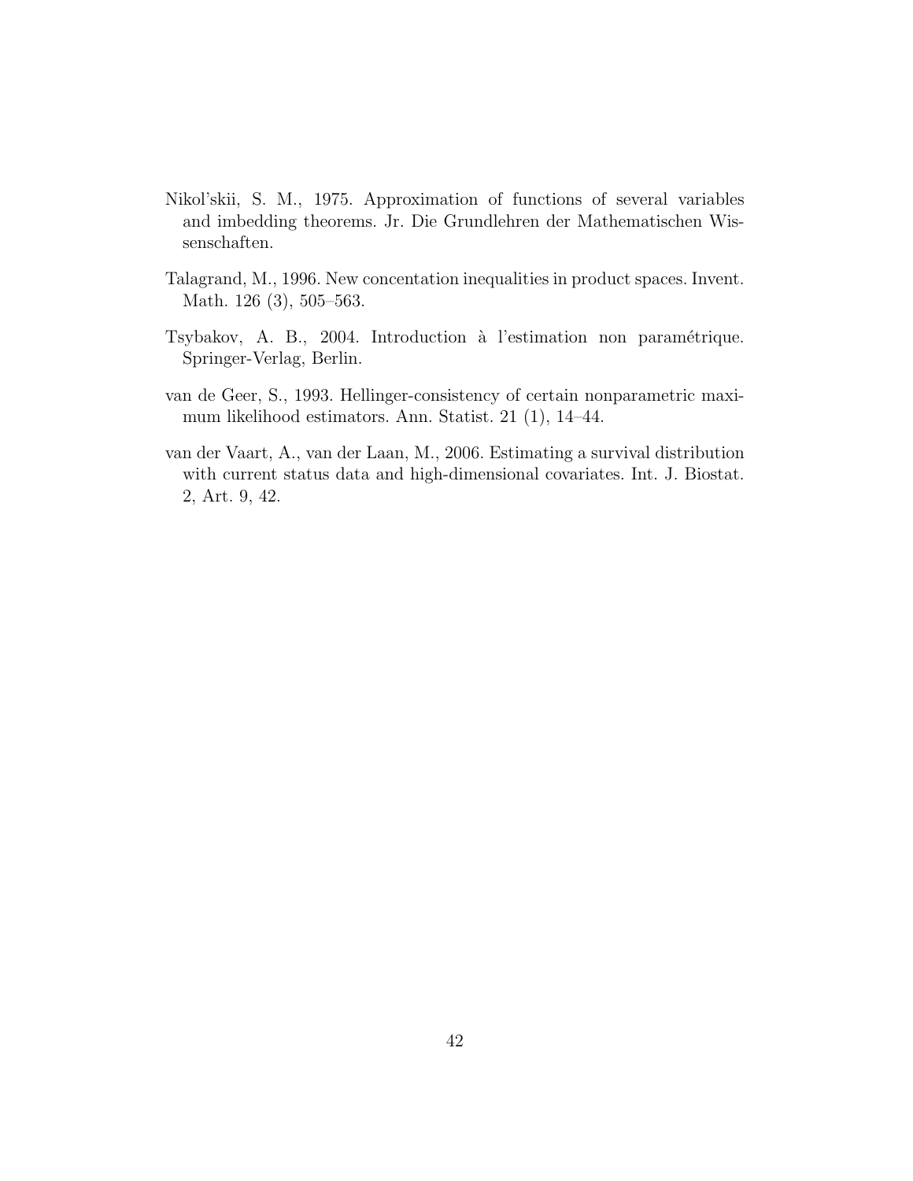Nikol'skii, S. M., 1975. Approximation of functions of several variables and imbedding theorems. Jr. Die Grundlehren der Mathematischen Wissenschaften.

Talagrand, M., 1996. New concentation inequalities in product spaces. Invent. Math. 126 (3), 505–563.

Tsybakov, A. B., 2004. Introduction à l'estimation non paramétrique. Springer-Verlag, Berlin.

van de Geer, S., 1993. Hellinger-consistency of certain nonparametric maximum likelihood estimators. Ann. Statist. 21 (1), 14–44.

van der Vaart, A., van der Laan, M., 2006. Estimating a survival distribution with current status data and high-dimensional covariates. Int. J. Biostat. 2, Art. 9, 42.